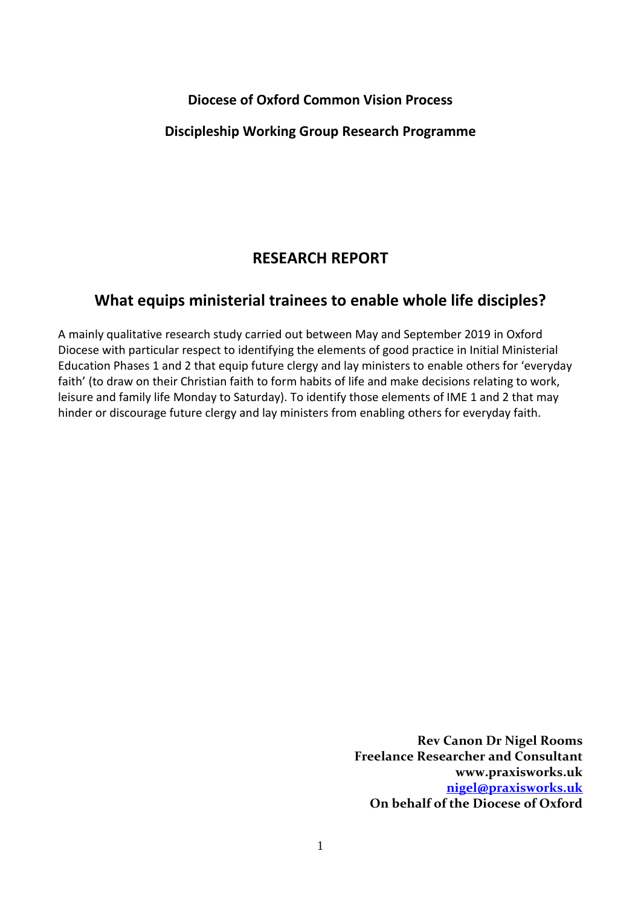**Diocese of Oxford Common Vision Process**

**Discipleship Working Group Research Programme**

# RESEARCH REPORT

## What equips ministerial trainees to enable whole life disciples?

A mainly qualitative research study carried out between May and September 2019 in Oxford Diocese with particular respect to identifying the elements of good practice in Initial Ministerial Education Phases 1 and 2 that equip future clergy and lay ministers to enable others for 'everyday faith' (to draw on their Christian faith to form habits of life and make decisions relating to work, leisure and family life Monday to Saturday). To identify those elements of IME 1 and 2 that may hinder or discourage future clergy and lay ministers from enabling others for everyday faith.

**Rev Canon Dr Nigel Rooms**
**Freelance Researcher and Consultant**
**www.praxisworks.uk**
**nigel@praxisworks.uk**
**On behalf of the Diocese of Oxford**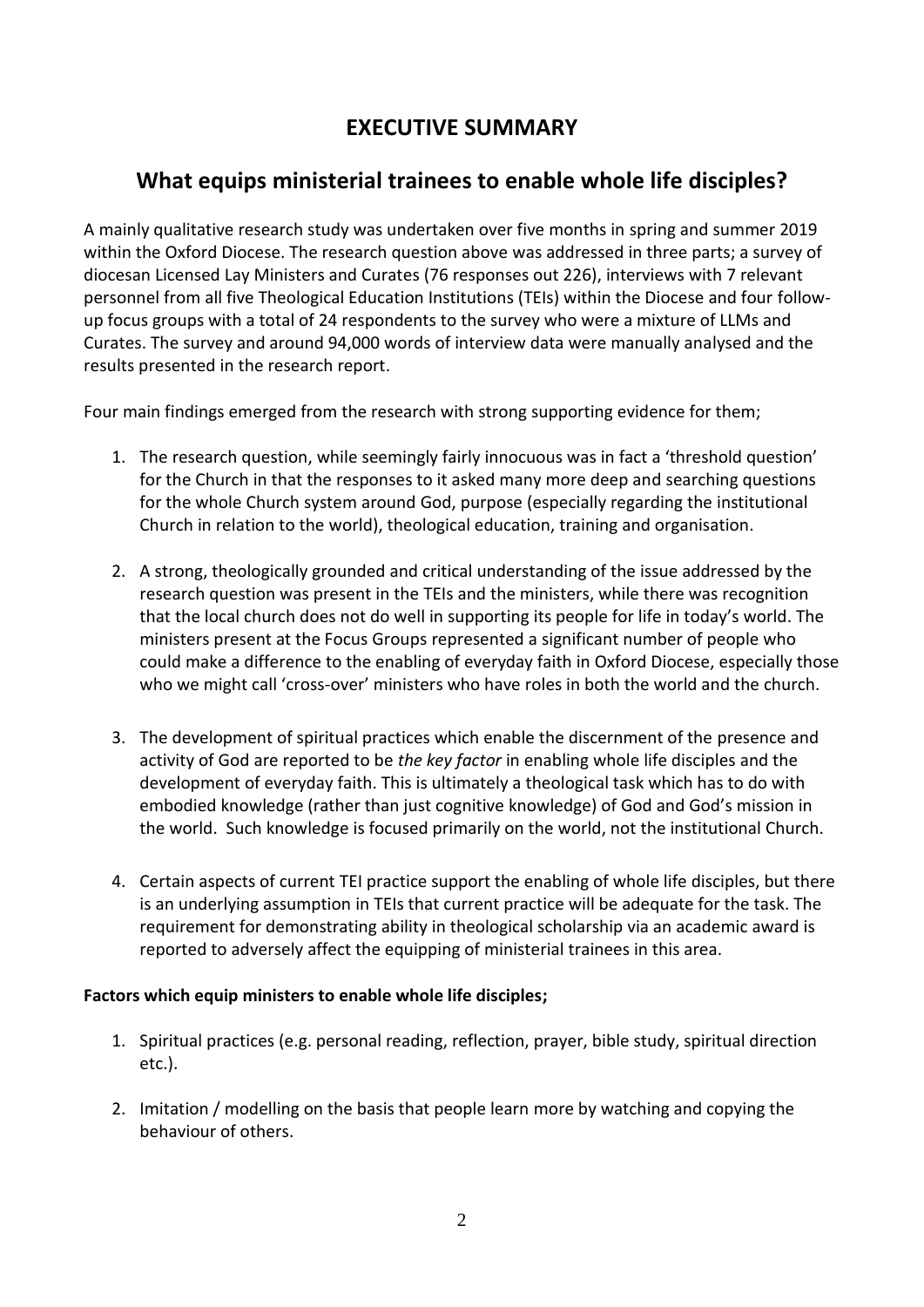# EXECUTIVE SUMMARY

## What equips ministerial trainees to enable whole life disciples?

A mainly qualitative research study was undertaken over five months in spring and summer 2019 within the Oxford Diocese. The research question above was addressed in three parts; a survey of diocesan Licensed Lay Ministers and Curates (76 responses out 226), interviews with 7 relevant personnel from all five Theological Education Institutions (TEIs) within the Diocese and four follow-up focus groups with a total of 24 respondents to the survey who were a mixture of LLMs and Curates. The survey and around 94,000 words of interview data were manually analysed and the results presented in the research report.

Four main findings emerged from the research with strong supporting evidence for them;

1. The research question, while seemingly fairly innocuous was in fact a 'threshold question' for the Church in that the responses to it asked many more deep and searching questions for the whole Church system around God, purpose (especially regarding the institutional Church in relation to the world), theological education, training and organisation.

2. A strong, theologically grounded and critical understanding of the issue addressed by the research question was present in the TEIs and the ministers, while there was recognition that the local church does not do well in supporting its people for life in today's world. The ministers present at the Focus Groups represented a significant number of people who could make a difference to the enabling of everyday faith in Oxford Diocese, especially those who we might call 'cross-over' ministers who have roles in both the world and the church.

3. The development of spiritual practices which enable the discernment of the presence and activity of God are reported to be *the key factor* in enabling whole life disciples and the development of everyday faith. This is ultimately a theological task which has to do with embodied knowledge (rather than just cognitive knowledge) of God and God's mission in the world. Such knowledge is focused primarily on the world, not the institutional Church.

4. Certain aspects of current TEI practice support the enabling of whole life disciples, but there is an underlying assumption in TEIs that current practice will be adequate for the task. The requirement for demonstrating ability in theological scholarship via an academic award is reported to adversely affect the equipping of ministerial trainees in this area.

**Factors which equip ministers to enable whole life disciples;**

1. Spiritual practices (e.g. personal reading, reflection, prayer, bible study, spiritual direction etc.).

2. Imitation / modelling on the basis that people learn more by watching and copying the behaviour of others.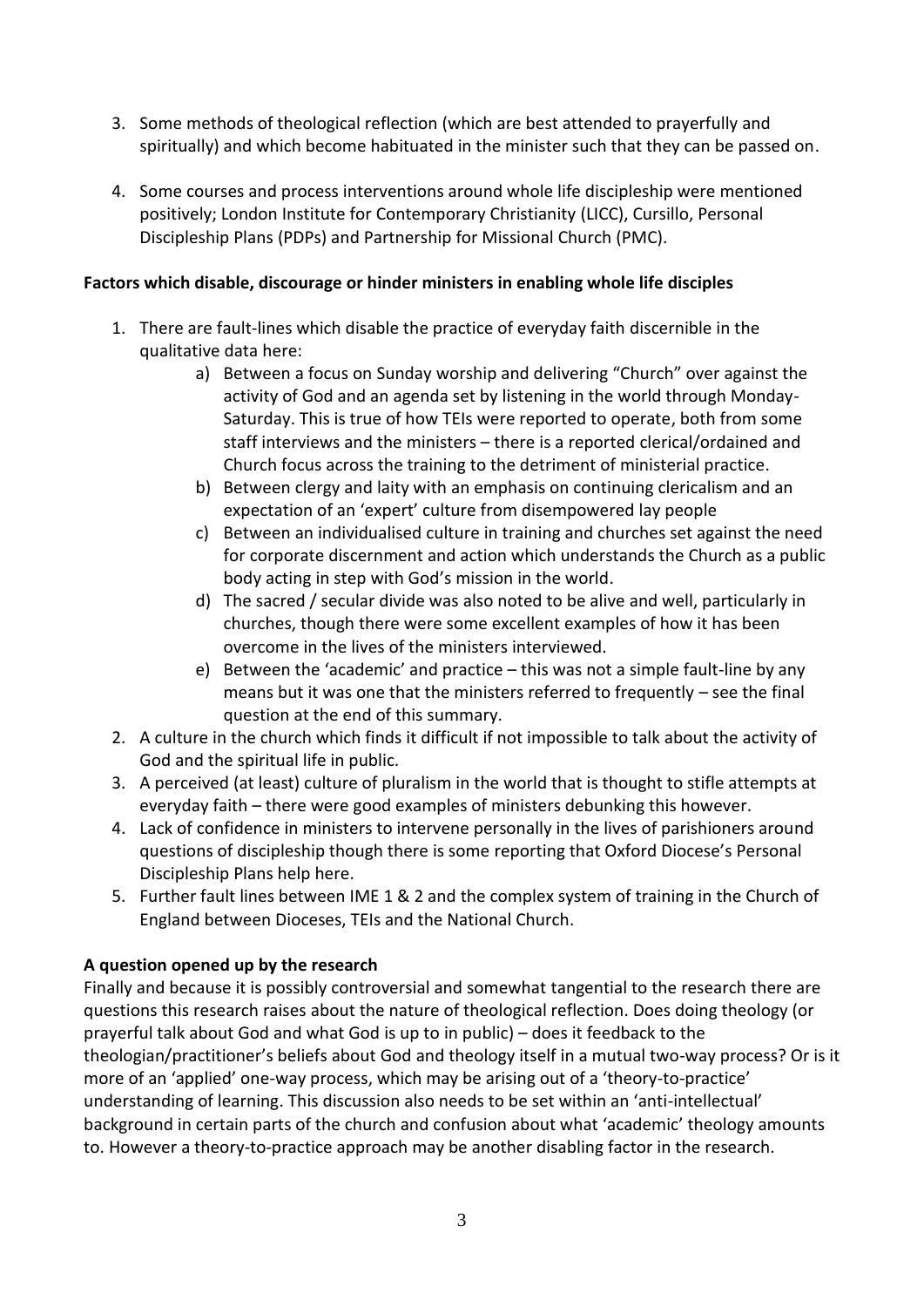3. Some methods of theological reflection (which are best attended to prayerfully and spiritually) and which become habituated in the minister such that they can be passed on.

4. Some courses and process interventions around whole life discipleship were mentioned positively; London Institute for Contemporary Christianity (LICC), Cursillo, Personal Discipleship Plans (PDPs) and Partnership for Missional Church (PMC).

**Factors which disable, discourage or hinder ministers in enabling whole life disciples**

1. There are fault-lines which disable the practice of everyday faith discernible in the qualitative data here:
    a) Between a focus on Sunday worship and delivering "Church" over against the activity of God and an agenda set by listening in the world through Monday-Saturday. This is true of how TEIs were reported to operate, both from some staff interviews and the ministers – there is a reported clerical/ordained and Church focus across the training to the detriment of ministerial practice.
    b) Between clergy and laity with an emphasis on continuing clericalism and an expectation of an 'expert' culture from disempowered lay people
    c) Between an individualised culture in training and churches set against the need for corporate discernment and action which understands the Church as a public body acting in step with God's mission in the world.
    d) The sacred / secular divide was also noted to be alive and well, particularly in churches, though there were some excellent examples of how it has been overcome in the lives of the ministers interviewed.
    e) Between the 'academic' and practice – this was not a simple fault-line by any means but it was one that the ministers referred to frequently – see the final question at the end of this summary.
2. A culture in the church which finds it difficult if not impossible to talk about the activity of God and the spiritual life in public.
3. A perceived (at least) culture of pluralism in the world that is thought to stifle attempts at everyday faith – there were good examples of ministers debunking this however.
4. Lack of confidence in ministers to intervene personally in the lives of parishioners around questions of discipleship though there is some reporting that Oxford Diocese's Personal Discipleship Plans help here.
5. Further fault lines between IME 1 & 2 and the complex system of training in the Church of England between Dioceses, TEIs and the National Church.

**A question opened up by the research**

Finally and because it is possibly controversial and somewhat tangential to the research there are questions this research raises about the nature of theological reflection. Does doing theology (or prayerful talk about God and what God is up to in public) – does it feedback to the theologian/practitioner's beliefs about God and theology itself in a mutual two-way process? Or is it more of an 'applied' one-way process, which may be arising out of a 'theory-to-practice' understanding of learning. This discussion also needs to be set within an 'anti-intellectual' background in certain parts of the church and confusion about what 'academic' theology amounts to. However a theory-to-practice approach may be another disabling factor in the research.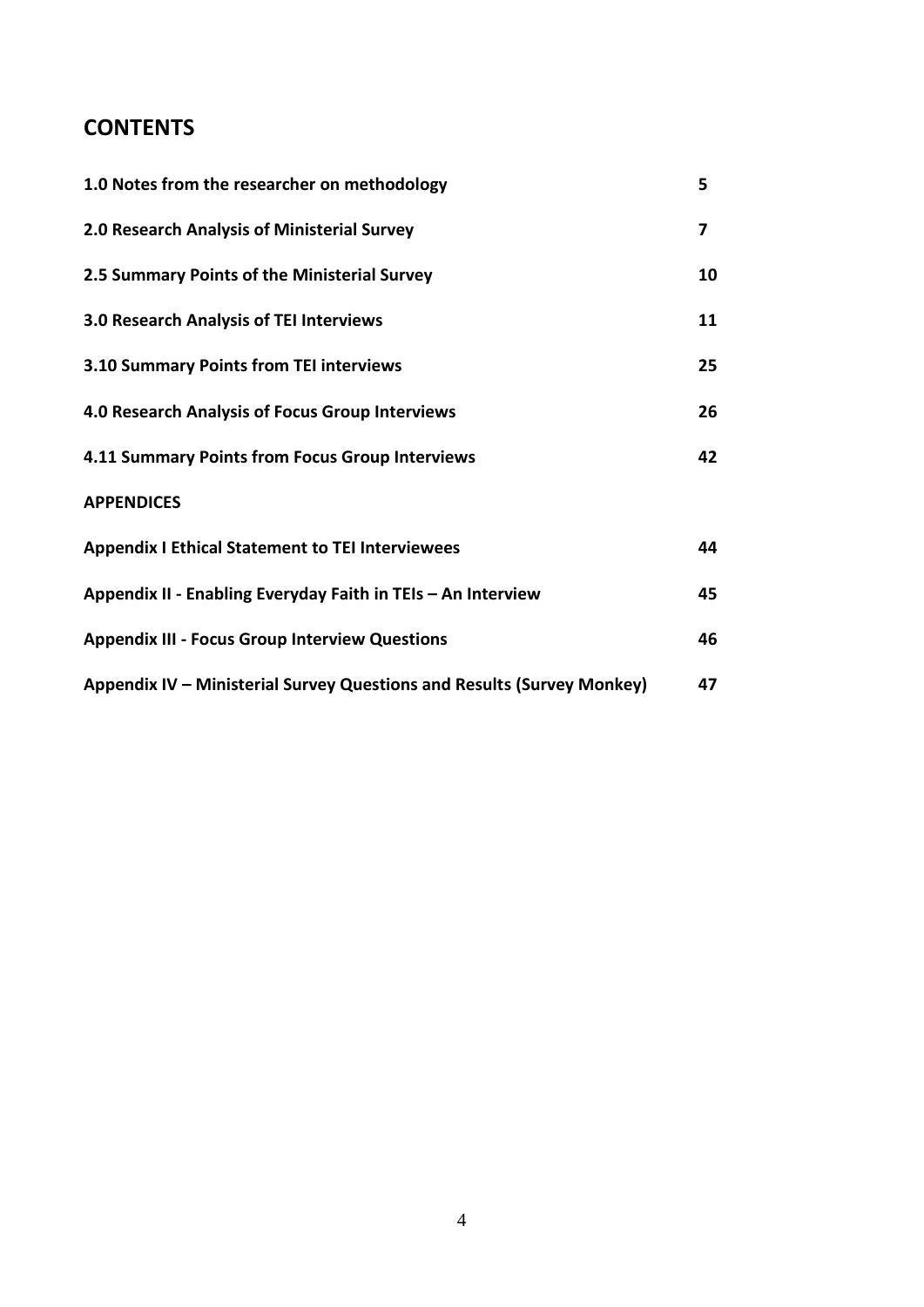## CONTENTS

| | |
|---|---|
| **1.0 Notes from the researcher on methodology** | **5** |
| **2.0 Research Analysis of Ministerial Survey** | **7** |
| **2.5 Summary Points of the Ministerial Survey** | **10** |
| **3.0 Research Analysis of TEI Interviews** | **11** |
| **3.10 Summary Points from TEI interviews** | **25** |
| **4.0 Research Analysis of Focus Group Interviews** | **26** |
| **4.11 Summary Points from Focus Group Interviews** | **42** |
| **APPENDICES** | |
| **Appendix I Ethical Statement to TEI Interviewees** | **44** |
| **Appendix II - Enabling Everyday Faith in TEIs – An Interview** | **45** |
| **Appendix III - Focus Group Interview Questions** | **46** |
| **Appendix IV – Ministerial Survey Questions and Results (Survey Monkey)** | **47** |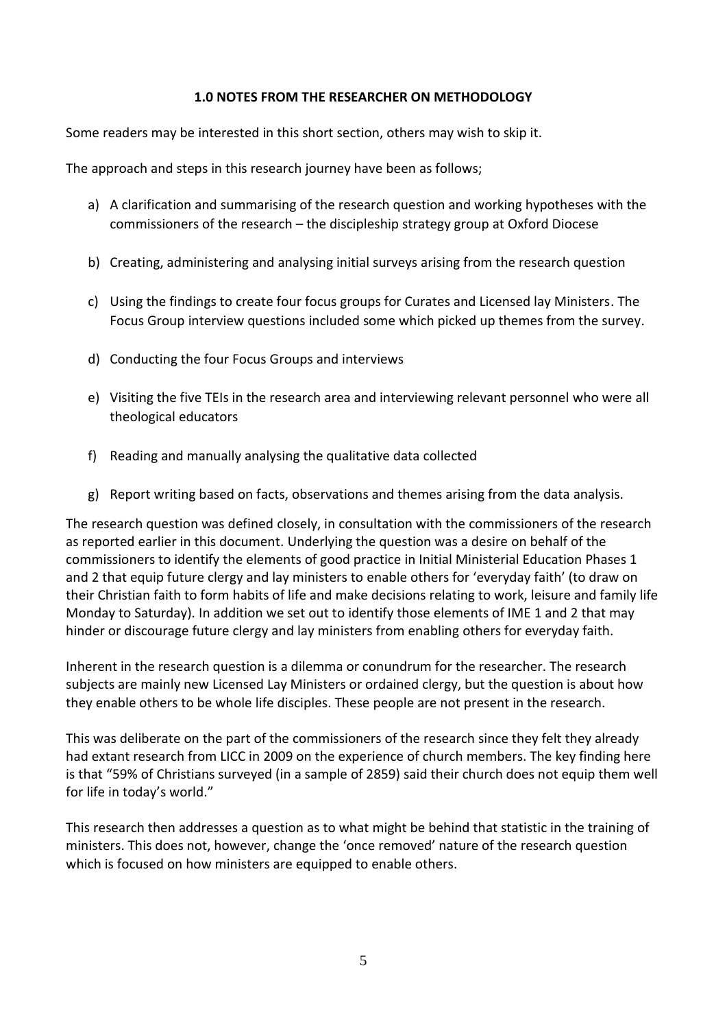## 1.0 NOTES FROM THE RESEARCHER ON METHODOLOGY

Some readers may be interested in this short section, others may wish to skip it.

The approach and steps in this research journey have been as follows;

a) A clarification and summarising of the research question and working hypotheses with the commissioners of the research – the discipleship strategy group at Oxford Diocese

b) Creating, administering and analysing initial surveys arising from the research question

c) Using the findings to create four focus groups for Curates and Licensed lay Ministers. The Focus Group interview questions included some which picked up themes from the survey.

d) Conducting the four Focus Groups and interviews

e) Visiting the five TEIs in the research area and interviewing relevant personnel who were all theological educators

f) Reading and manually analysing the qualitative data collected

g) Report writing based on facts, observations and themes arising from the data analysis.

The research question was defined closely, in consultation with the commissioners of the research as reported earlier in this document. Underlying the question was a desire on behalf of the commissioners to identify the elements of good practice in Initial Ministerial Education Phases 1 and 2 that equip future clergy and lay ministers to enable others for 'everyday faith' (to draw on their Christian faith to form habits of life and make decisions relating to work, leisure and family life Monday to Saturday). In addition we set out to identify those elements of IME 1 and 2 that may hinder or discourage future clergy and lay ministers from enabling others for everyday faith.

Inherent in the research question is a dilemma or conundrum for the researcher. The research subjects are mainly new Licensed Lay Ministers or ordained clergy, but the question is about how they enable others to be whole life disciples. These people are not present in the research.

This was deliberate on the part of the commissioners of the research since they felt they already had extant research from LICC in 2009 on the experience of church members. The key finding here is that "59% of Christians surveyed (in a sample of 2859) said their church does not equip them well for life in today's world."

This research then addresses a question as to what might be behind that statistic in the training of ministers. This does not, however, change the 'once removed' nature of the research question which is focused on how ministers are equipped to enable others.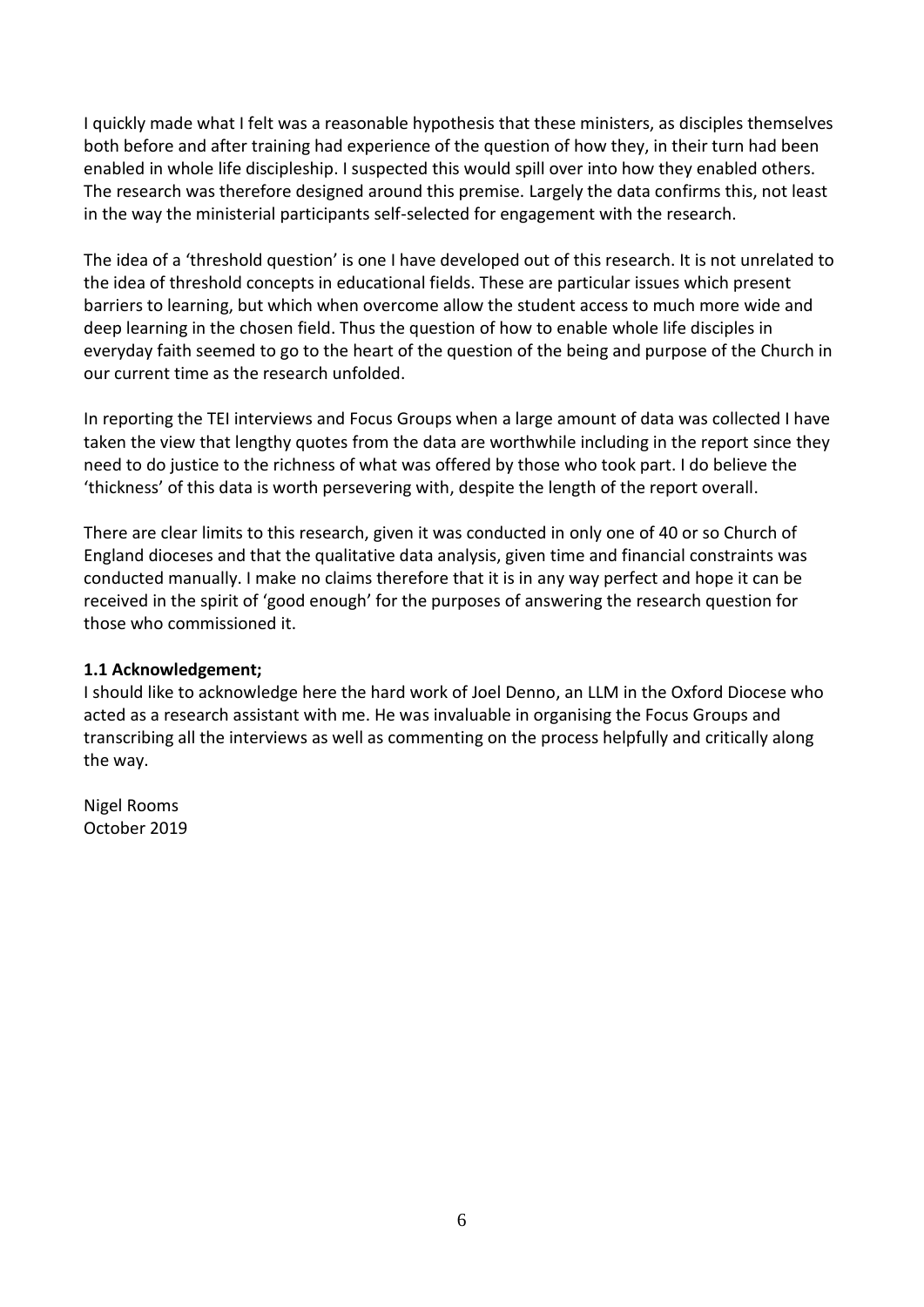I quickly made what I felt was a reasonable hypothesis that these ministers, as disciples themselves both before and after training had experience of the question of how they, in their turn had been enabled in whole life discipleship. I suspected this would spill over into how they enabled others. The research was therefore designed around this premise. Largely the data confirms this, not least in the way the ministerial participants self-selected for engagement with the research.

The idea of a 'threshold question' is one I have developed out of this research. It is not unrelated to the idea of threshold concepts in educational fields. These are particular issues which present barriers to learning, but which when overcome allow the student access to much more wide and deep learning in the chosen field. Thus the question of how to enable whole life disciples in everyday faith seemed to go to the heart of the question of the being and purpose of the Church in our current time as the research unfolded.

In reporting the TEI interviews and Focus Groups when a large amount of data was collected I have taken the view that lengthy quotes from the data are worthwhile including in the report since they need to do justice to the richness of what was offered by those who took part. I do believe the 'thickness' of this data is worth persevering with, despite the length of the report overall.

There are clear limits to this research, given it was conducted in only one of 40 or so Church of England dioceses and that the qualitative data analysis, given time and financial constraints was conducted manually. I make no claims therefore that it is in any way perfect and hope it can be received in the spirit of 'good enough' for the purposes of answering the research question for those who commissioned it.

### 1.1 Acknowledgement;

I should like to acknowledge here the hard work of Joel Denno, an LLM in the Oxford Diocese who acted as a research assistant with me. He was invaluable in organising the Focus Groups and transcribing all the interviews as well as commenting on the process helpfully and critically along the way.

Nigel Rooms
October 2019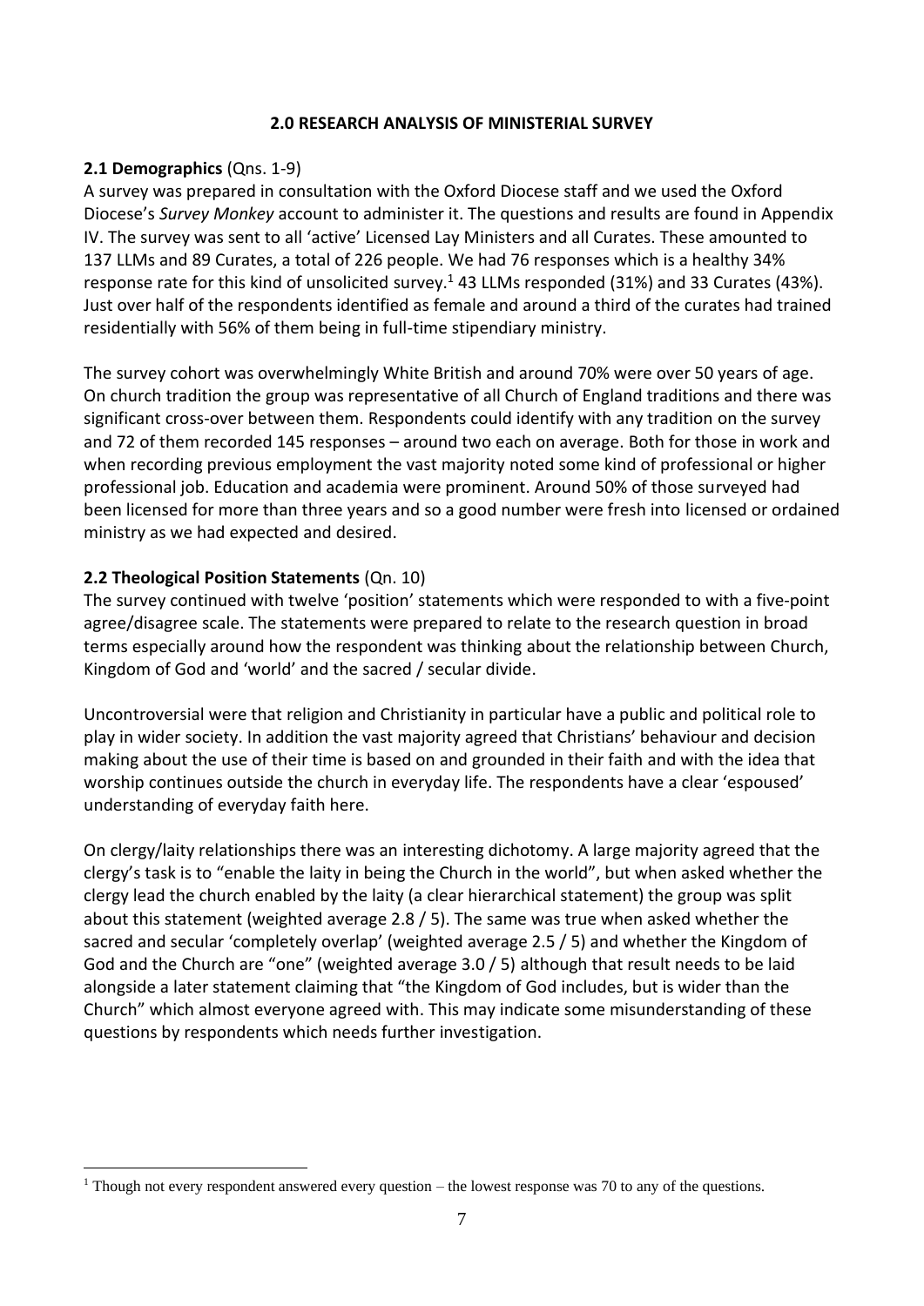## 2.0 RESEARCH ANALYSIS OF MINISTERIAL SURVEY

### 2.1 Demographics (Qns. 1-9)

A survey was prepared in consultation with the Oxford Diocese staff and we used the Oxford Diocese's *Survey Monkey* account to administer it. The questions and results are found in Appendix IV. The survey was sent to all 'active' Licensed Lay Ministers and all Curates. These amounted to 137 LLMs and 89 Curates, a total of 226 people. We had 76 responses which is a healthy 34% response rate for this kind of unsolicited survey.[1] 43 LLMs responded (31%) and 33 Curates (43%). Just over half of the respondents identified as female and around a third of the curates had trained residentially with 56% of them being in full-time stipendiary ministry.

The survey cohort was overwhelmingly White British and around 70% were over 50 years of age. On church tradition the group was representative of all Church of England traditions and there was significant cross-over between them. Respondents could identify with any tradition on the survey and 72 of them recorded 145 responses – around two each on average. Both for those in work and when recording previous employment the vast majority noted some kind of professional or higher professional job. Education and academia were prominent. Around 50% of those surveyed had been licensed for more than three years and so a good number were fresh into licensed or ordained ministry as we had expected and desired.

### 2.2 Theological Position Statements (Qn. 10)

The survey continued with twelve 'position' statements which were responded to with a five-point agree/disagree scale. The statements were prepared to relate to the research question in broad terms especially around how the respondent was thinking about the relationship between Church, Kingdom of God and 'world' and the sacred / secular divide.

Uncontroversial were that religion and Christianity in particular have a public and political role to play in wider society. In addition the vast majority agreed that Christians' behaviour and decision making about the use of their time is based on and grounded in their faith and with the idea that worship continues outside the church in everyday life. The respondents have a clear 'espoused' understanding of everyday faith here.

On clergy/laity relationships there was an interesting dichotomy. A large majority agreed that the clergy's task is to "enable the laity in being the Church in the world", but when asked whether the clergy lead the church enabled by the laity (a clear hierarchical statement) the group was split about this statement (weighted average 2.8 / 5). The same was true when asked whether the sacred and secular 'completely overlap' (weighted average 2.5 / 5) and whether the Kingdom of God and the Church are "one" (weighted average 3.0 / 5) although that result needs to be laid alongside a later statement claiming that "the Kingdom of God includes, but is wider than the Church" which almost everyone agreed with. This may indicate some misunderstanding of these questions by respondents which needs further investigation.

[1] Though not every respondent answered every question – the lowest response was 70 to any of the questions.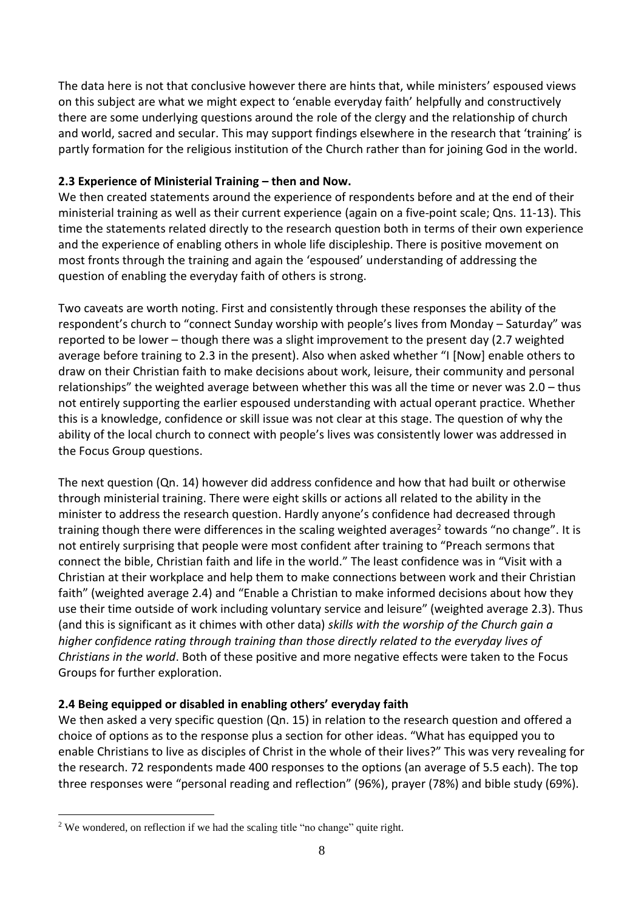The data here is not that conclusive however there are hints that, while ministers' espoused views on this subject are what we might expect to 'enable everyday faith' helpfully and constructively there are some underlying questions around the role of the clergy and the relationship of church and world, sacred and secular. This may support findings elsewhere in the research that 'training' is partly formation for the religious institution of the Church rather than for joining God in the world.

**2.3 Experience of Ministerial Training – then and Now.**

We then created statements around the experience of respondents before and at the end of their ministerial training as well as their current experience (again on a five-point scale; Qns. 11-13). This time the statements related directly to the research question both in terms of their own experience and the experience of enabling others in whole life discipleship. There is positive movement on most fronts through the training and again the 'espoused' understanding of addressing the question of enabling the everyday faith of others is strong.

Two caveats are worth noting. First and consistently through these responses the ability of the respondent's church to "connect Sunday worship with people's lives from Monday – Saturday" was reported to be lower – though there was a slight improvement to the present day (2.7 weighted average before training to 2.3 in the present). Also when asked whether "I [Now] enable others to draw on their Christian faith to make decisions about work, leisure, their community and personal relationships" the weighted average between whether this was all the time or never was 2.0 – thus not entirely supporting the earlier espoused understanding with actual operant practice. Whether this is a knowledge, confidence or skill issue was not clear at this stage. The question of why the ability of the local church to connect with people's lives was consistently lower was addressed in the Focus Group questions.

The next question (Qn. 14) however did address confidence and how that had built or otherwise through ministerial training. There were eight skills or actions all related to the ability in the minister to address the research question. Hardly anyone's confidence had decreased through training though there were differences in the scaling weighted averages[2] towards "no change". It is not entirely surprising that people were most confident after training to "Preach sermons that connect the bible, Christian faith and life in the world." The least confidence was in "Visit with a Christian at their workplace and help them to make connections between work and their Christian faith" (weighted average 2.4) and "Enable a Christian to make informed decisions about how they use their time outside of work including voluntary service and leisure" (weighted average 2.3). Thus (and this is significant as it chimes with other data) *skills with the worship of the Church gain a higher confidence rating through training than those directly related to the everyday lives of Christians in the world*. Both of these positive and more negative effects were taken to the Focus Groups for further exploration.

**2.4 Being equipped or disabled in enabling others' everyday faith**

We then asked a very specific question (Qn. 15) in relation to the research question and offered a choice of options as to the response plus a section for other ideas. "What has equipped you to enable Christians to live as disciples of Christ in the whole of their lives?" This was very revealing for the research. 72 respondents made 400 responses to the options (an average of 5.5 each). The top three responses were "personal reading and reflection" (96%), prayer (78%) and bible study (69%).

[2] We wondered, on reflection if we had the scaling title "no change" quite right.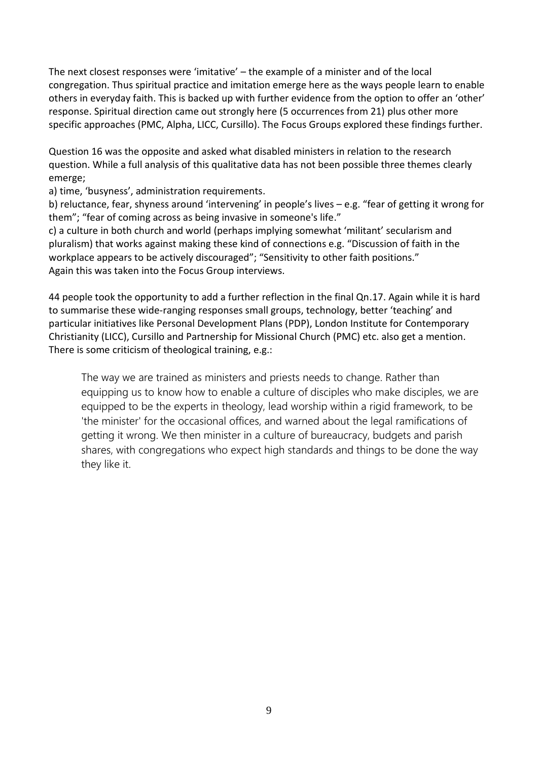The next closest responses were 'imitative' – the example of a minister and of the local congregation. Thus spiritual practice and imitation emerge here as the ways people learn to enable others in everyday faith. This is backed up with further evidence from the option to offer an 'other' response. Spiritual direction came out strongly here (5 occurrences from 21) plus other more specific approaches (PMC, Alpha, LICC, Cursillo). The Focus Groups explored these findings further.

Question 16 was the opposite and asked what disabled ministers in relation to the research question. While a full analysis of this qualitative data has not been possible three themes clearly emerge;

a) time, 'busyness', administration requirements.

b) reluctance, fear, shyness around 'intervening' in people's lives – e.g. "fear of getting it wrong for them"; "fear of coming across as being invasive in someone's life."

c) a culture in both church and world (perhaps implying somewhat 'militant' secularism and pluralism) that works against making these kind of connections e.g. "Discussion of faith in the workplace appears to be actively discouraged"; "Sensitivity to other faith positions."

Again this was taken into the Focus Group interviews.

44 people took the opportunity to add a further reflection in the final Qn.17. Again while it is hard to summarise these wide-ranging responses small groups, technology, better 'teaching' and particular initiatives like Personal Development Plans (PDP), London Institute for Contemporary Christianity (LICC), Cursillo and Partnership for Missional Church (PMC) etc. also get a mention. There is some criticism of theological training, e.g.:

> The way we are trained as ministers and priests needs to change. Rather than equipping us to know how to enable a culture of disciples who make disciples, we are equipped to be the experts in theology, lead worship within a rigid framework, to be 'the minister' for the occasional offices, and warned about the legal ramifications of getting it wrong. We then minister in a culture of bureaucracy, budgets and parish shares, with congregations who expect high standards and things to be done the way they like it.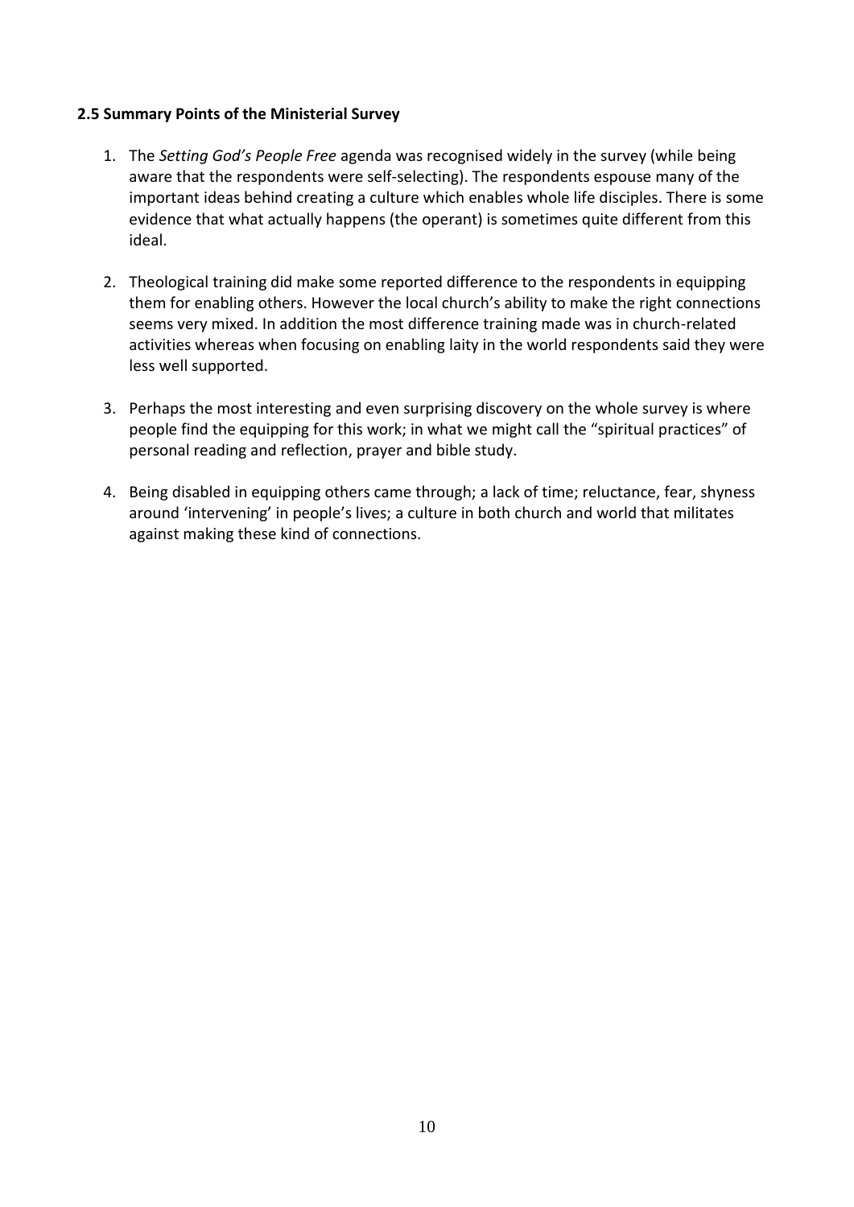### 2.5 Summary Points of the Ministerial Survey

1. The *Setting God's People Free* agenda was recognised widely in the survey (while being aware that the respondents were self-selecting). The respondents espouse many of the important ideas behind creating a culture which enables whole life disciples. There is some evidence that what actually happens (the operant) is sometimes quite different from this ideal.

2. Theological training did make some reported difference to the respondents in equipping them for enabling others. However the local church's ability to make the right connections seems very mixed. In addition the most difference training made was in church-related activities whereas when focusing on enabling laity in the world respondents said they were less well supported.

3. Perhaps the most interesting and even surprising discovery on the whole survey is where people find the equipping for this work; in what we might call the "spiritual practices" of personal reading and reflection, prayer and bible study.

4. Being disabled in equipping others came through; a lack of time; reluctance, fear, shyness around 'intervening' in people's lives; a culture in both church and world that militates against making these kind of connections.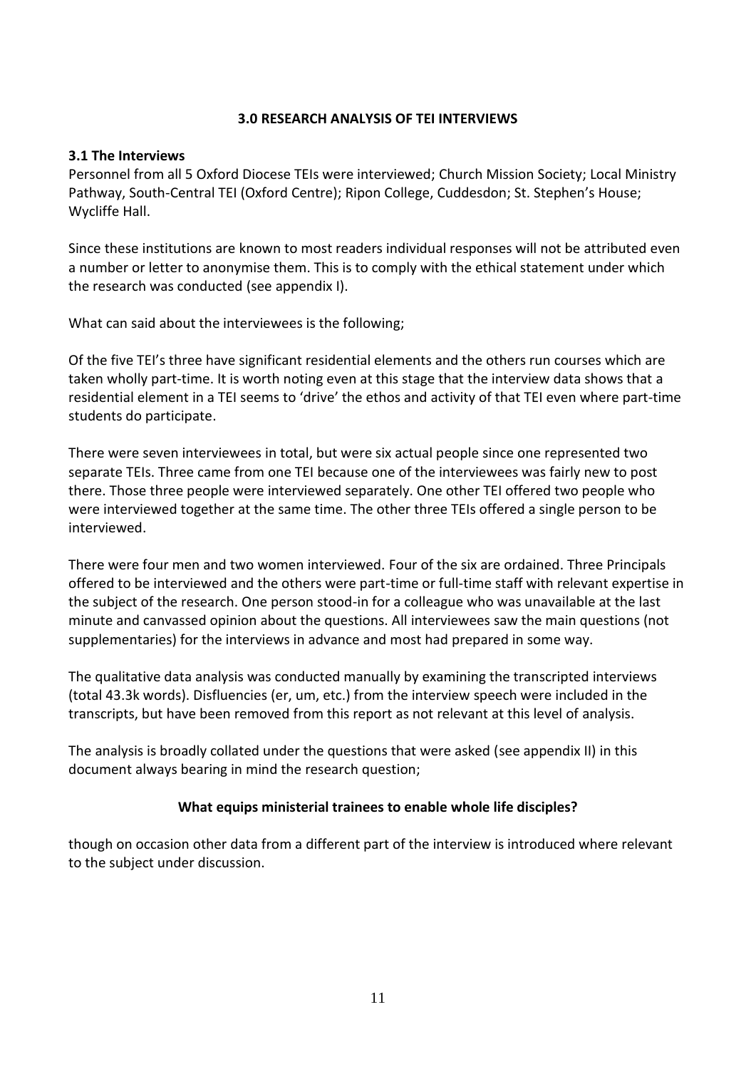## 3.0 RESEARCH ANALYSIS OF TEI INTERVIEWS

### 3.1 The Interviews

Personnel from all 5 Oxford Diocese TEIs were interviewed; Church Mission Society; Local Ministry Pathway, South-Central TEI (Oxford Centre); Ripon College, Cuddesdon; St. Stephen's House; Wycliffe Hall.

Since these institutions are known to most readers individual responses will not be attributed even a number or letter to anonymise them. This is to comply with the ethical statement under which the research was conducted (see appendix I).

What can said about the interviewees is the following;

Of the five TEI's three have significant residential elements and the others run courses which are taken wholly part-time. It is worth noting even at this stage that the interview data shows that a residential element in a TEI seems to 'drive' the ethos and activity of that TEI even where part-time students do participate.

There were seven interviewees in total, but were six actual people since one represented two separate TEIs. Three came from one TEI because one of the interviewees was fairly new to post there. Those three people were interviewed separately. One other TEI offered two people who were interviewed together at the same time. The other three TEIs offered a single person to be interviewed.

There were four men and two women interviewed. Four of the six are ordained. Three Principals offered to be interviewed and the others were part-time or full-time staff with relevant expertise in the subject of the research. One person stood-in for a colleague who was unavailable at the last minute and canvassed opinion about the questions. All interviewees saw the main questions (not supplementaries) for the interviews in advance and most had prepared in some way.

The qualitative data analysis was conducted manually by examining the transcripted interviews (total 43.3k words). Disfluencies (er, um, etc.) from the interview speech were included in the transcripts, but have been removed from this report as not relevant at this level of analysis.

The analysis is broadly collated under the questions that were asked (see appendix II) in this document always bearing in mind the research question;

**What equips ministerial trainees to enable whole life disciples?**

though on occasion other data from a different part of the interview is introduced where relevant to the subject under discussion.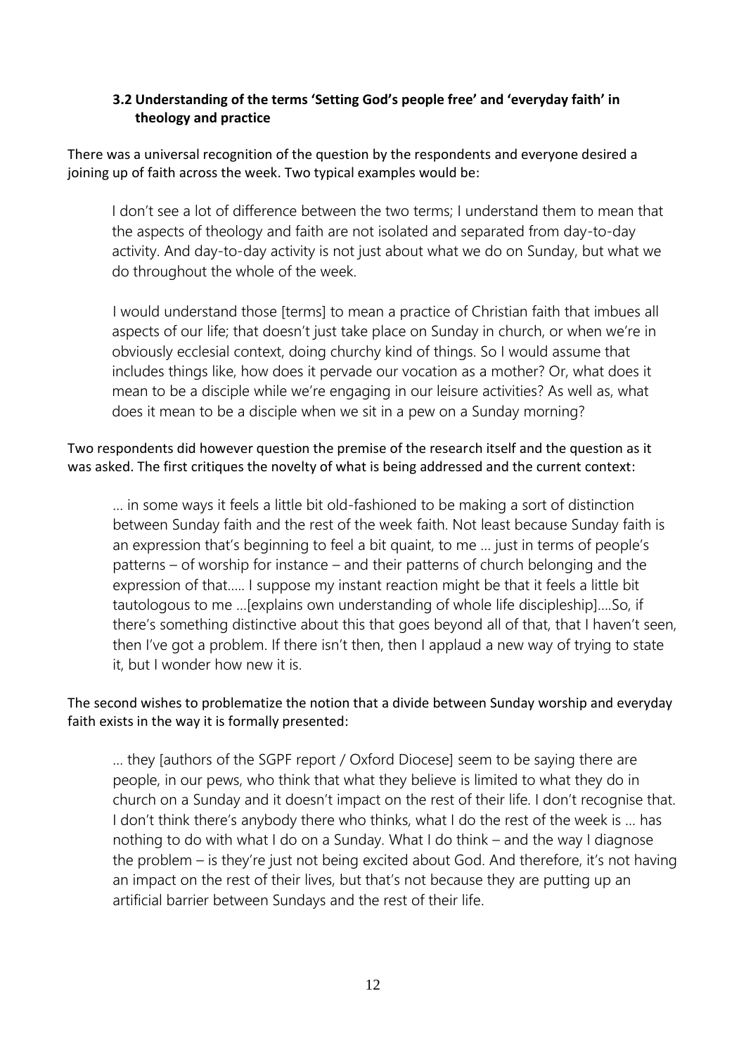### 3.2 Understanding of the terms 'Setting God's people free' and 'everyday faith' in theology and practice

There was a universal recognition of the question by the respondents and everyone desired a joining up of faith across the week. Two typical examples would be:

> I don't see a lot of difference between the two terms; I understand them to mean that the aspects of theology and faith are not isolated and separated from day-to-day activity. And day-to-day activity is not just about what we do on Sunday, but what we do throughout the whole of the week.

> I would understand those [terms] to mean a practice of Christian faith that imbues all aspects of our life; that doesn't just take place on Sunday in church, or when we're in obviously ecclesial context, doing churchy kind of things. So I would assume that includes things like, how does it pervade our vocation as a mother? Or, what does it mean to be a disciple while we're engaging in our leisure activities? As well as, what does it mean to be a disciple when we sit in a pew on a Sunday morning?

Two respondents did however question the premise of the research itself and the question as it was asked. The first critiques the novelty of what is being addressed and the current context:

> … in some ways it feels a little bit old-fashioned to be making a sort of distinction between Sunday faith and the rest of the week faith. Not least because Sunday faith is an expression that's beginning to feel a bit quaint, to me … just in terms of people's patterns – of worship for instance – and their patterns of church belonging and the expression of that….. I suppose my instant reaction might be that it feels a little bit tautologous to me …[explains own understanding of whole life discipleship]….So, if there's something distinctive about this that goes beyond all of that, that I haven't seen, then I've got a problem. If there isn't then, then I applaud a new way of trying to state it, but I wonder how new it is.

The second wishes to problematize the notion that a divide between Sunday worship and everyday faith exists in the way it is formally presented:

> … they [authors of the SGPF report / Oxford Diocese] seem to be saying there are people, in our pews, who think that what they believe is limited to what they do in church on a Sunday and it doesn't impact on the rest of their life. I don't recognise that. I don't think there's anybody there who thinks, what I do the rest of the week is … has nothing to do with what I do on a Sunday. What I do think – and the way I diagnose the problem – is they're just not being excited about God. And therefore, it's not having an impact on the rest of their lives, but that's not because they are putting up an artificial barrier between Sundays and the rest of their life.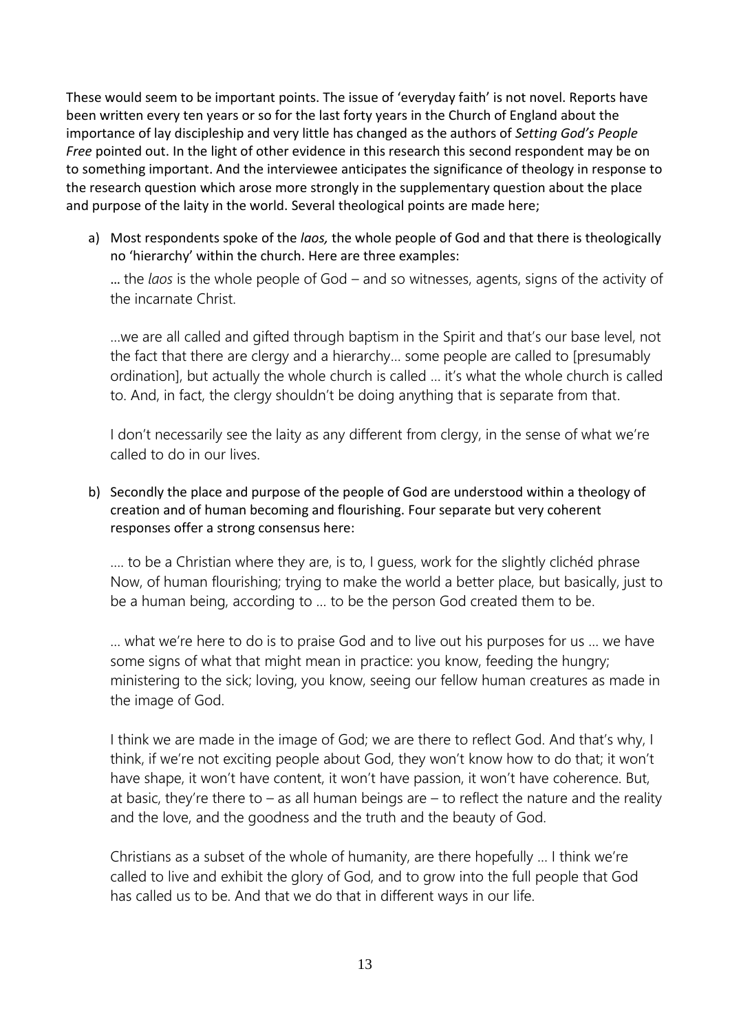These would seem to be important points. The issue of 'everyday faith' is not novel. Reports have been written every ten years or so for the last forty years in the Church of England about the importance of lay discipleship and very little has changed as the authors of *Setting God's People Free* pointed out. In the light of other evidence in this research this second respondent may be on to something important. And the interviewee anticipates the significance of theology in response to the research question which arose more strongly in the supplementary question about the place and purpose of the laity in the world. Several theological points are made here;

a) Most respondents spoke of the *laos,* the whole people of God and that there is theologically no 'hierarchy' within the church. Here are three examples:

   … the *laos* is the whole people of God – and so witnesses, agents, signs of the activity of the incarnate Christ.

   …we are all called and gifted through baptism in the Spirit and that's our base level, not the fact that there are clergy and a hierarchy… some people are called to [presumably ordination], but actually the whole church is called … it's what the whole church is called to. And, in fact, the clergy shouldn't be doing anything that is separate from that.

   I don't necessarily see the laity as any different from clergy, in the sense of what we're called to do in our lives.

b) Secondly the place and purpose of the people of God are understood within a theology of creation and of human becoming and flourishing. Four separate but very coherent responses offer a strong consensus here:

   …. to be a Christian where they are, is to, I guess, work for the slightly clichéd phrase Now, of human flourishing; trying to make the world a better place, but basically, just to be a human being, according to … to be the person God created them to be.

   … what we're here to do is to praise God and to live out his purposes for us … we have some signs of what that might mean in practice: you know, feeding the hungry; ministering to the sick; loving, you know, seeing our fellow human creatures as made in the image of God.

   I think we are made in the image of God; we are there to reflect God. And that's why, I think, if we're not exciting people about God, they won't know how to do that; it won't have shape, it won't have content, it won't have passion, it won't have coherence. But, at basic, they're there to – as all human beings are – to reflect the nature and the reality and the love, and the goodness and the truth and the beauty of God.

   Christians as a subset of the whole of humanity, are there hopefully … I think we're called to live and exhibit the glory of God, and to grow into the full people that God has called us to be. And that we do that in different ways in our life.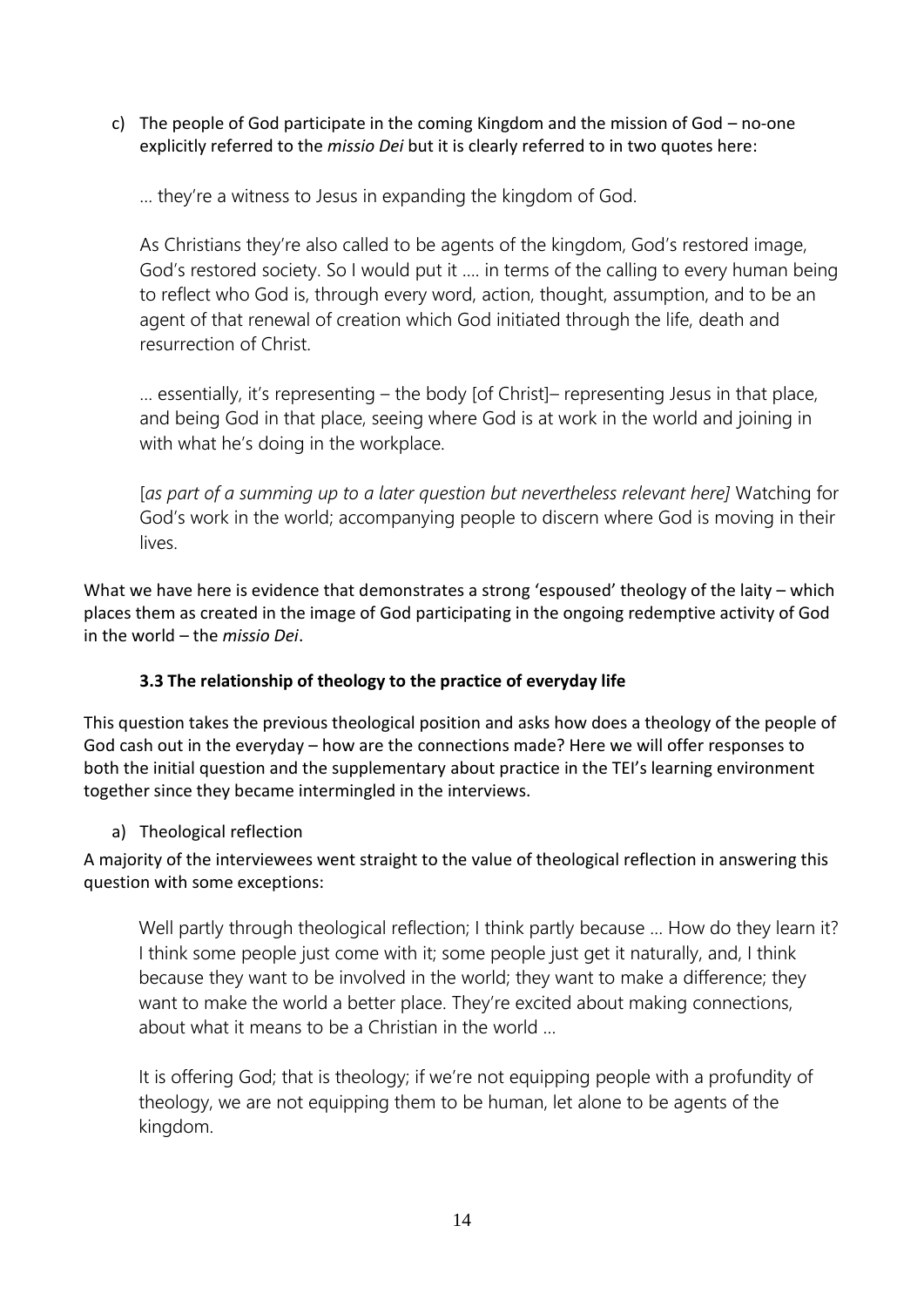c) The people of God participate in the coming Kingdom and the mission of God – no-one explicitly referred to the *missio Dei* but it is clearly referred to in two quotes here:

> … they're a witness to Jesus in expanding the kingdom of God.
>
> As Christians they're also called to be agents of the kingdom, God's restored image, God's restored society. So I would put it …. in terms of the calling to every human being to reflect who God is, through every word, action, thought, assumption, and to be an agent of that renewal of creation which God initiated through the life, death and resurrection of Christ.
>
> … essentially, it's representing – the body [of Christ]– representing Jesus in that place, and being God in that place, seeing where God is at work in the world and joining in with what he's doing in the workplace.
>
> [*as part of a summing up to a later question but nevertheless relevant here]* Watching for God's work in the world; accompanying people to discern where God is moving in their lives.

What we have here is evidence that demonstrates a strong 'espoused' theology of the laity – which places them as created in the image of God participating in the ongoing redemptive activity of God in the world – the *missio Dei*.

### 3.3 The relationship of theology to the practice of everyday life

This question takes the previous theological position and asks how does a theology of the people of God cash out in the everyday – how are the connections made? Here we will offer responses to both the initial question and the supplementary about practice in the TEI's learning environment together since they became intermingled in the interviews.

a) Theological reflection

A majority of the interviewees went straight to the value of theological reflection in answering this question with some exceptions:

> Well partly through theological reflection; I think partly because … How do they learn it? I think some people just come with it; some people just get it naturally, and, I think because they want to be involved in the world; they want to make a difference; they want to make the world a better place. They're excited about making connections, about what it means to be a Christian in the world …
>
> It is offering God; that is theology; if we're not equipping people with a profundity of theology, we are not equipping them to be human, let alone to be agents of the kingdom.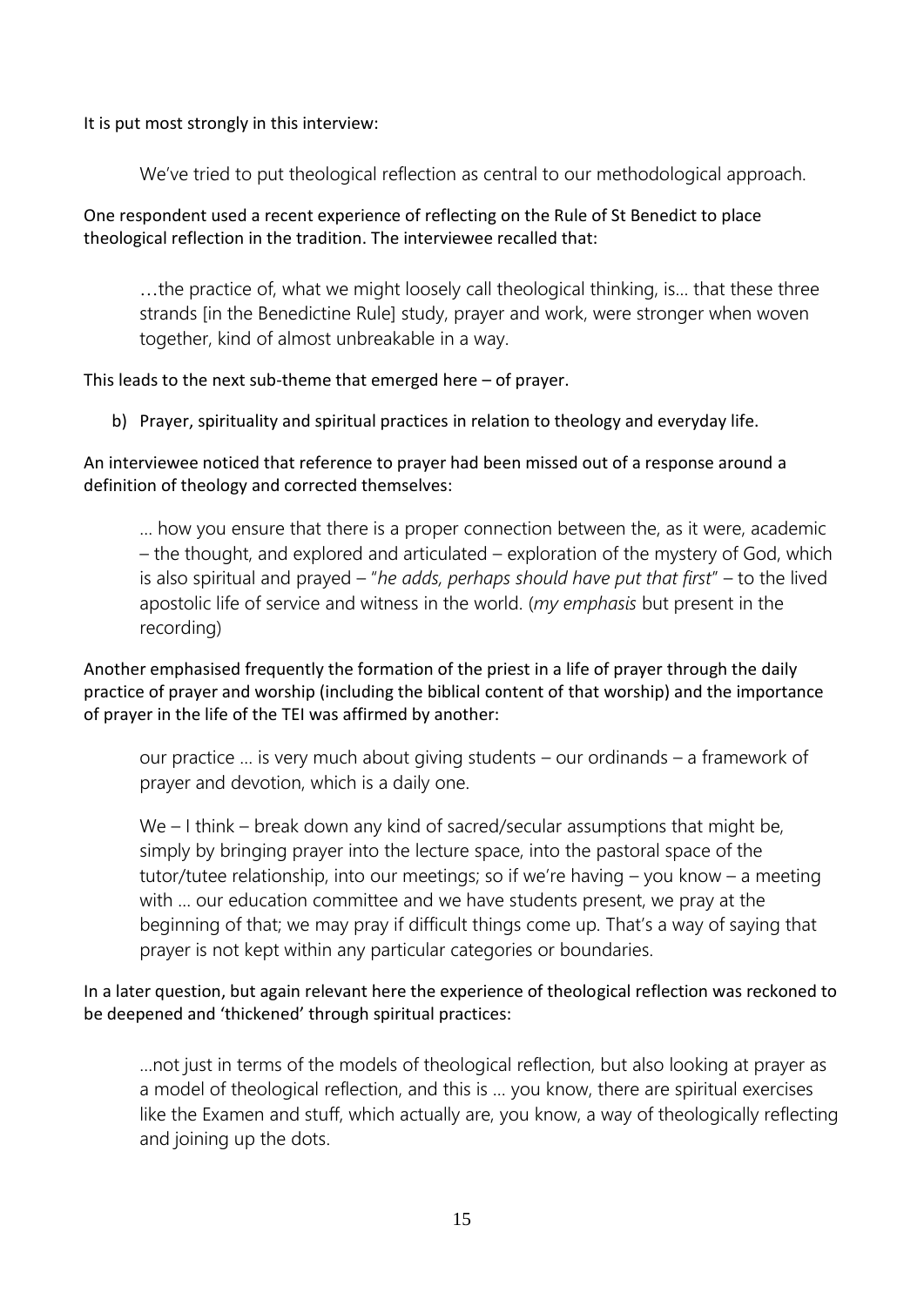It is put most strongly in this interview:

> We've tried to put theological reflection as central to our methodological approach.

One respondent used a recent experience of reflecting on the Rule of St Benedict to place theological reflection in the tradition. The interviewee recalled that:

> …the practice of, what we might loosely call theological thinking, is… that these three strands [in the Benedictine Rule] study, prayer and work, were stronger when woven together, kind of almost unbreakable in a way.

This leads to the next sub-theme that emerged here – of prayer.

b) Prayer, spirituality and spiritual practices in relation to theology and everyday life.

An interviewee noticed that reference to prayer had been missed out of a response around a definition of theology and corrected themselves:

> … how you ensure that there is a proper connection between the, as it were, academic – the thought, and explored and articulated – exploration of the mystery of God, which is also spiritual and prayed – "*he adds, perhaps should have put that first*" – to the lived apostolic life of service and witness in the world. (*my emphasis* but present in the recording)

Another emphasised frequently the formation of the priest in a life of prayer through the daily practice of prayer and worship (including the biblical content of that worship) and the importance of prayer in the life of the TEI was affirmed by another:

> our practice … is very much about giving students – our ordinands – a framework of prayer and devotion, which is a daily one.
>
> We – I think – break down any kind of sacred/secular assumptions that might be, simply by bringing prayer into the lecture space, into the pastoral space of the tutor/tutee relationship, into our meetings; so if we're having – you know – a meeting with … our education committee and we have students present, we pray at the beginning of that; we may pray if difficult things come up. That's a way of saying that prayer is not kept within any particular categories or boundaries.

In a later question, but again relevant here the experience of theological reflection was reckoned to be deepened and 'thickened' through spiritual practices:

> …not just in terms of the models of theological reflection, but also looking at prayer as a model of theological reflection, and this is … you know, there are spiritual exercises like the Examen and stuff, which actually are, you know, a way of theologically reflecting and joining up the dots.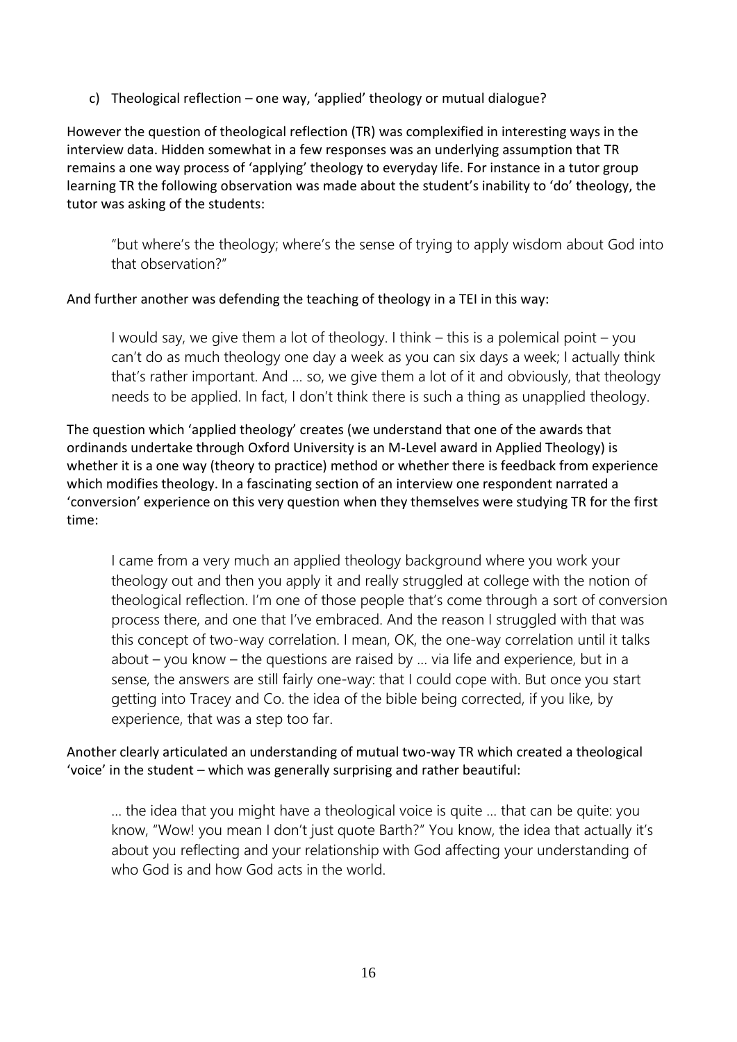c) Theological reflection – one way, 'applied' theology or mutual dialogue?

However the question of theological reflection (TR) was complexified in interesting ways in the interview data. Hidden somewhat in a few responses was an underlying assumption that TR remains a one way process of 'applying' theology to everyday life. For instance in a tutor group learning TR the following observation was made about the student's inability to 'do' theology, the tutor was asking of the students:

> "but where's the theology; where's the sense of trying to apply wisdom about God into that observation?"

And further another was defending the teaching of theology in a TEI in this way:

> I would say, we give them a lot of theology. I think – this is a polemical point – you can't do as much theology one day a week as you can six days a week; I actually think that's rather important. And … so, we give them a lot of it and obviously, that theology needs to be applied. In fact, I don't think there is such a thing as unapplied theology.

The question which 'applied theology' creates (we understand that one of the awards that ordinands undertake through Oxford University is an M-Level award in Applied Theology) is whether it is a one way (theory to practice) method or whether there is feedback from experience which modifies theology. In a fascinating section of an interview one respondent narrated a 'conversion' experience on this very question when they themselves were studying TR for the first time:

> I came from a very much an applied theology background where you work your theology out and then you apply it and really struggled at college with the notion of theological reflection. I'm one of those people that's come through a sort of conversion process there, and one that I've embraced. And the reason I struggled with that was this concept of two-way correlation. I mean, OK, the one-way correlation until it talks about – you know – the questions are raised by … via life and experience, but in a sense, the answers are still fairly one-way: that I could cope with. But once you start getting into Tracey and Co. the idea of the bible being corrected, if you like, by experience, that was a step too far.

Another clearly articulated an understanding of mutual two-way TR which created a theological 'voice' in the student – which was generally surprising and rather beautiful:

> … the idea that you might have a theological voice is quite … that can be quite: you know, "Wow! you mean I don't just quote Barth?" You know, the idea that actually it's about you reflecting and your relationship with God affecting your understanding of who God is and how God acts in the world.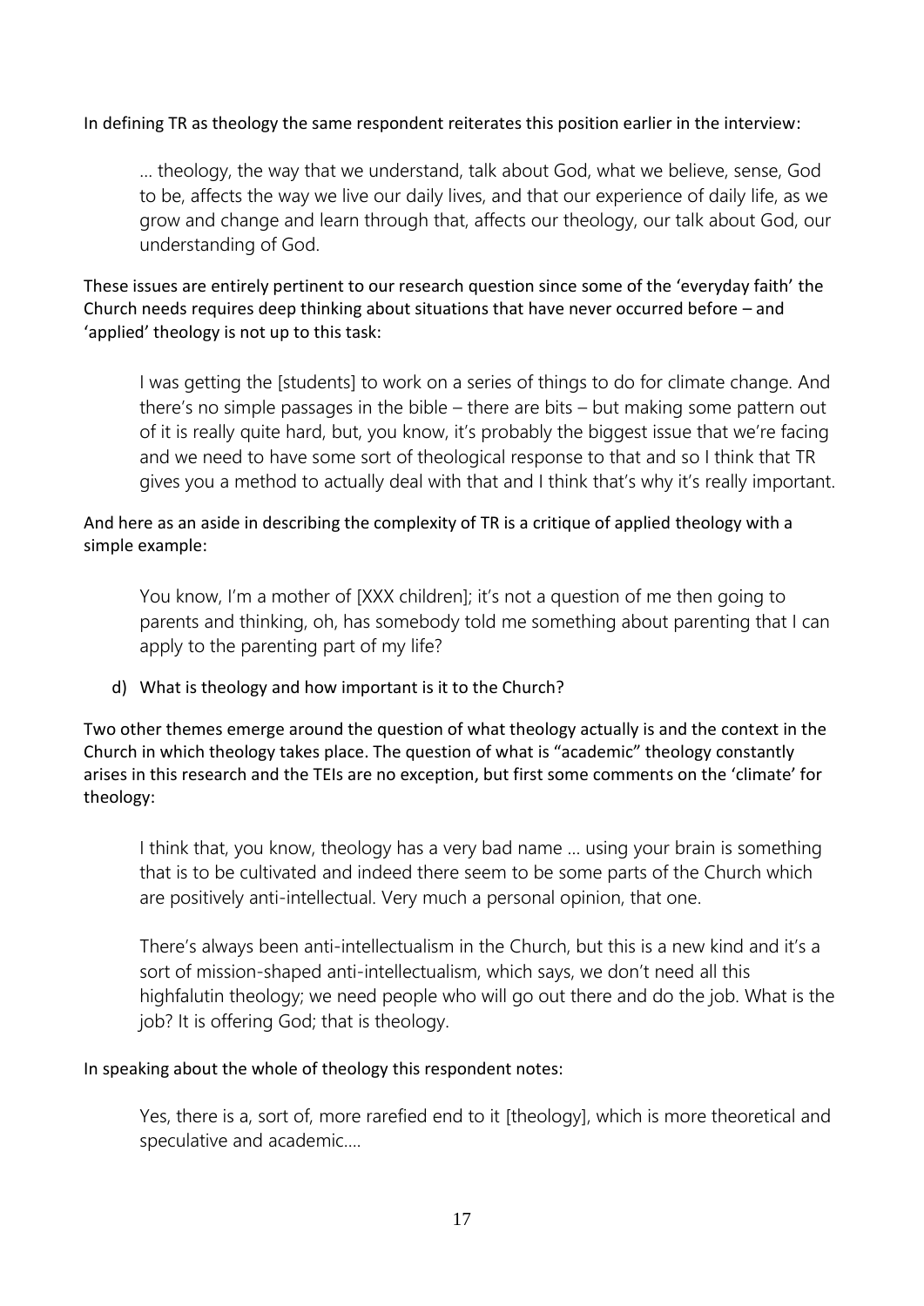In defining TR as theology the same respondent reiterates this position earlier in the interview:

> … theology, the way that we understand, talk about God, what we believe, sense, God to be, affects the way we live our daily lives, and that our experience of daily life, as we grow and change and learn through that, affects our theology, our talk about God, our understanding of God.

These issues are entirely pertinent to our research question since some of the 'everyday faith' the Church needs requires deep thinking about situations that have never occurred before – and 'applied' theology is not up to this task:

> I was getting the [students] to work on a series of things to do for climate change. And there's no simple passages in the bible – there are bits – but making some pattern out of it is really quite hard, but, you know, it's probably the biggest issue that we're facing and we need to have some sort of theological response to that and so I think that TR gives you a method to actually deal with that and I think that's why it's really important.

And here as an aside in describing the complexity of TR is a critique of applied theology with a simple example:

> You know, I'm a mother of [XXX children]; it's not a question of me then going to parents and thinking, oh, has somebody told me something about parenting that I can apply to the parenting part of my life?

d) What is theology and how important is it to the Church?

Two other themes emerge around the question of what theology actually is and the context in the Church in which theology takes place. The question of what is "academic" theology constantly arises in this research and the TEIs are no exception, but first some comments on the 'climate' for theology:

> I think that, you know, theology has a very bad name … using your brain is something that is to be cultivated and indeed there seem to be some parts of the Church which are positively anti-intellectual. Very much a personal opinion, that one.
>
> There's always been anti-intellectualism in the Church, but this is a new kind and it's a sort of mission-shaped anti-intellectualism, which says, we don't need all this highfalutin theology; we need people who will go out there and do the job. What is the job? It is offering God; that is theology.

In speaking about the whole of theology this respondent notes:

> Yes, there is a, sort of, more rarefied end to it [theology], which is more theoretical and speculative and academic….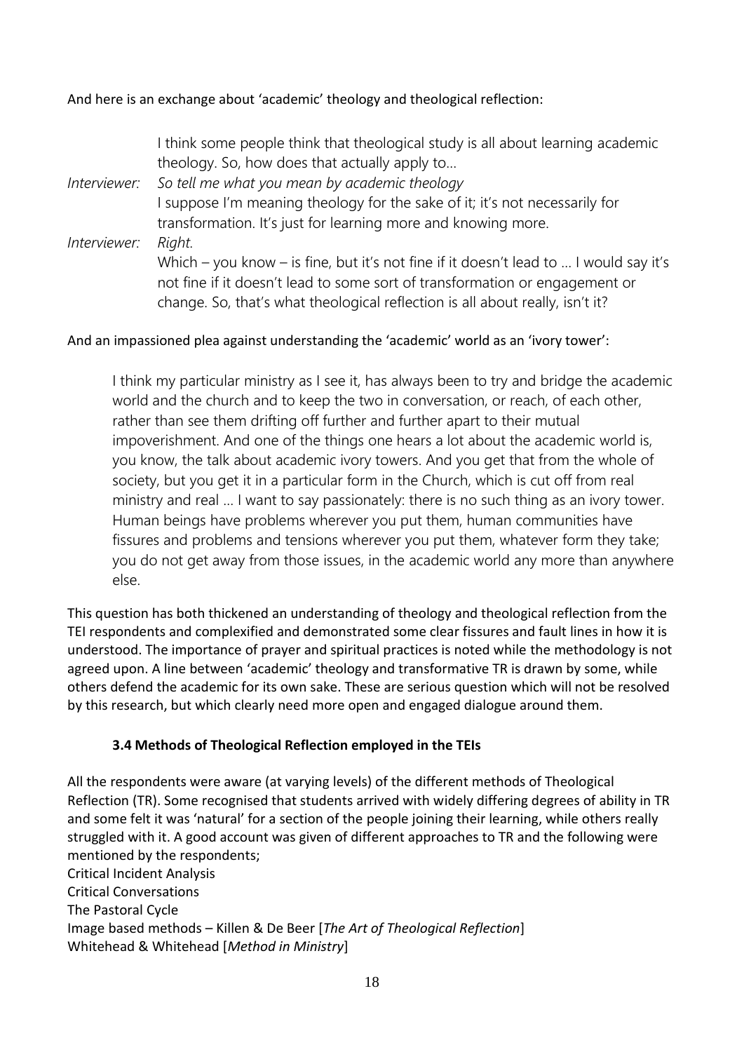And here is an exchange about 'academic' theology and theological reflection:

> I think some people think that theological study is all about learning academic theology. So, how does that actually apply to…
>
> *Interviewer: So tell me what you mean by academic theology*
>
> I suppose I'm meaning theology for the sake of it; it's not necessarily for transformation. It's just for learning more and knowing more.
>
> *Interviewer: Right.*
>
> Which – you know – is fine, but it's not fine if it doesn't lead to … I would say it's not fine if it doesn't lead to some sort of transformation or engagement or change. So, that's what theological reflection is all about really, isn't it?

And an impassioned plea against understanding the 'academic' world as an 'ivory tower':

> I think my particular ministry as I see it, has always been to try and bridge the academic world and the church and to keep the two in conversation, or reach, of each other, rather than see them drifting off further and further apart to their mutual impoverishment. And one of the things one hears a lot about the academic world is, you know, the talk about academic ivory towers. And you get that from the whole of society, but you get it in a particular form in the Church, which is cut off from real ministry and real … I want to say passionately: there is no such thing as an ivory tower. Human beings have problems wherever you put them, human communities have fissures and problems and tensions wherever you put them, whatever form they take; you do not get away from those issues, in the academic world any more than anywhere else.

This question has both thickened an understanding of theology and theological reflection from the TEI respondents and complexified and demonstrated some clear fissures and fault lines in how it is understood. The importance of prayer and spiritual practices is noted while the methodology is not agreed upon. A line between 'academic' theology and transformative TR is drawn by some, while others defend the academic for its own sake. These are serious question which will not be resolved by this research, but which clearly need more open and engaged dialogue around them.

### 3.4 Methods of Theological Reflection employed in the TEIs

All the respondents were aware (at varying levels) of the different methods of Theological Reflection (TR). Some recognised that students arrived with widely differing degrees of ability in TR and some felt it was 'natural' for a section of the people joining their learning, while others really struggled with it. A good account was given of different approaches to TR and the following were mentioned by the respondents;

Critical Incident Analysis
Critical Conversations
The Pastoral Cycle
Image based methods – Killen & De Beer [*The Art of Theological Reflection*]
Whitehead & Whitehead [*Method in Ministry*]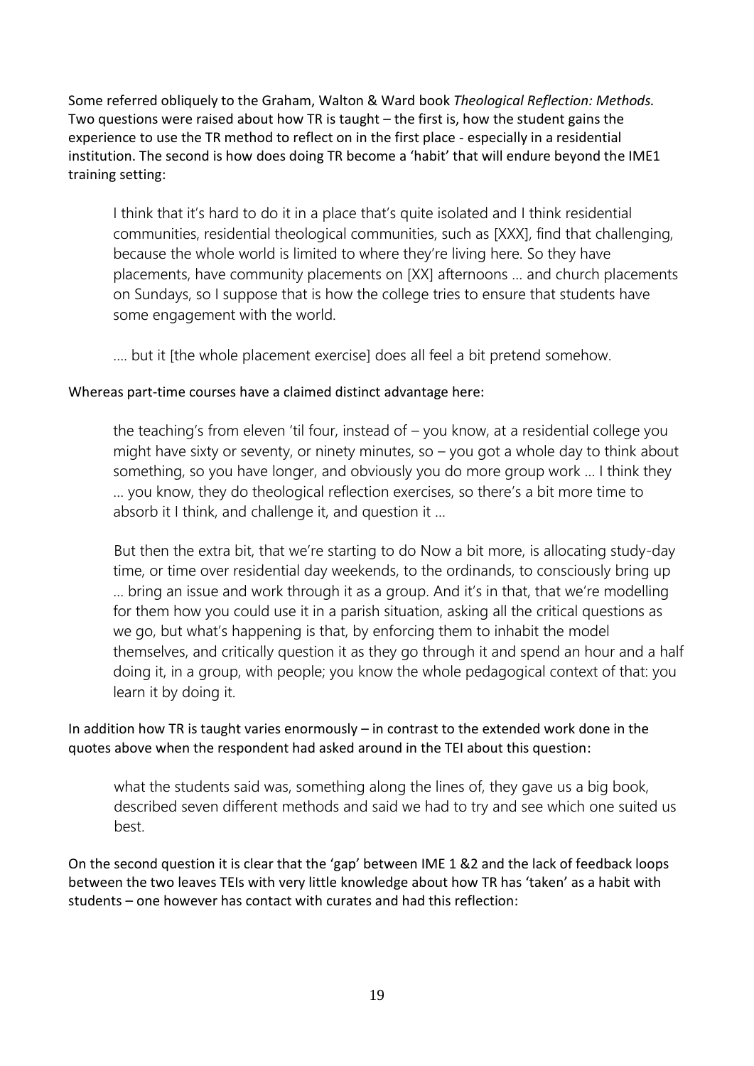Some referred obliquely to the Graham, Walton & Ward book *Theological Reflection: Methods.* Two questions were raised about how TR is taught – the first is, how the student gains the experience to use the TR method to reflect on in the first place - especially in a residential institution. The second is how does doing TR become a 'habit' that will endure beyond the IME1 training setting:

> I think that it's hard to do it in a place that's quite isolated and I think residential communities, residential theological communities, such as [XXX], find that challenging, because the whole world is limited to where they're living here. So they have placements, have community placements on [XX] afternoons … and church placements on Sundays, so I suppose that is how the college tries to ensure that students have some engagement with the world.
>
> …. but it [the whole placement exercise] does all feel a bit pretend somehow.

Whereas part-time courses have a claimed distinct advantage here:

> the teaching's from eleven 'til four, instead of – you know, at a residential college you might have sixty or seventy, or ninety minutes, so – you got a whole day to think about something, so you have longer, and obviously you do more group work … I think they … you know, they do theological reflection exercises, so there's a bit more time to absorb it I think, and challenge it, and question it …
>
> But then the extra bit, that we're starting to do Now a bit more, is allocating study-day time, or time over residential day weekends, to the ordinands, to consciously bring up … bring an issue and work through it as a group. And it's in that, that we're modelling for them how you could use it in a parish situation, asking all the critical questions as we go, but what's happening is that, by enforcing them to inhabit the model themselves, and critically question it as they go through it and spend an hour and a half doing it, in a group, with people; you know the whole pedagogical context of that: you learn it by doing it.

In addition how TR is taught varies enormously – in contrast to the extended work done in the quotes above when the respondent had asked around in the TEI about this question:

> what the students said was, something along the lines of, they gave us a big book, described seven different methods and said we had to try and see which one suited us best.

On the second question it is clear that the 'gap' between IME 1 &2 and the lack of feedback loops between the two leaves TEIs with very little knowledge about how TR has 'taken' as a habit with students – one however has contact with curates and had this reflection: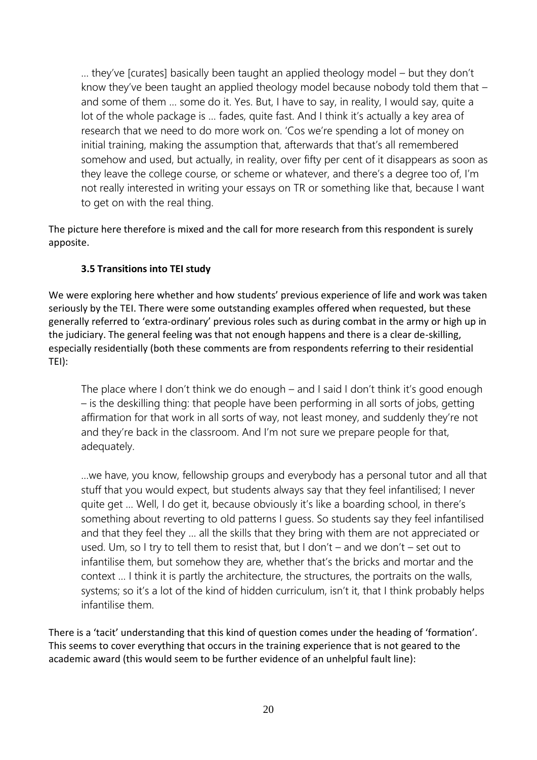> … they've [curates] basically been taught an applied theology model – but they don't know they've been taught an applied theology model because nobody told them that – and some of them … some do it. Yes. But, I have to say, in reality, I would say, quite a lot of the whole package is … fades, quite fast. And I think it's actually a key area of research that we need to do more work on. 'Cos we're spending a lot of money on initial training, making the assumption that, afterwards that that's all remembered somehow and used, but actually, in reality, over fifty per cent of it disappears as soon as they leave the college course, or scheme or whatever, and there's a degree too of, I'm not really interested in writing your essays on TR or something like that, because I want to get on with the real thing.

The picture here therefore is mixed and the call for more research from this respondent is surely apposite.

### 3.5 Transitions into TEI study

We were exploring here whether and how students' previous experience of life and work was taken seriously by the TEI. There were some outstanding examples offered when requested, but these generally referred to 'extra-ordinary' previous roles such as during combat in the army or high up in the judiciary. The general feeling was that not enough happens and there is a clear de-skilling, especially residentially (both these comments are from respondents referring to their residential TEI):

> The place where I don't think we do enough – and I said I don't think it's good enough – is the deskilling thing: that people have been performing in all sorts of jobs, getting affirmation for that work in all sorts of way, not least money, and suddenly they're not and they're back in the classroom. And I'm not sure we prepare people for that, adequately.

> …we have, you know, fellowship groups and everybody has a personal tutor and all that stuff that you would expect, but students always say that they feel infantilised; I never quite get … Well, I do get it, because obviously it's like a boarding school, in there's something about reverting to old patterns I guess. So students say they feel infantilised and that they feel they … all the skills that they bring with them are not appreciated or used. Um, so I try to tell them to resist that, but I don't – and we don't – set out to infantilise them, but somehow they are, whether that's the bricks and mortar and the context … I think it is partly the architecture, the structures, the portraits on the walls, systems; so it's a lot of the kind of hidden curriculum, isn't it, that I think probably helps infantilise them.

There is a 'tacit' understanding that this kind of question comes under the heading of 'formation'. This seems to cover everything that occurs in the training experience that is not geared to the academic award (this would seem to be further evidence of an unhelpful fault line):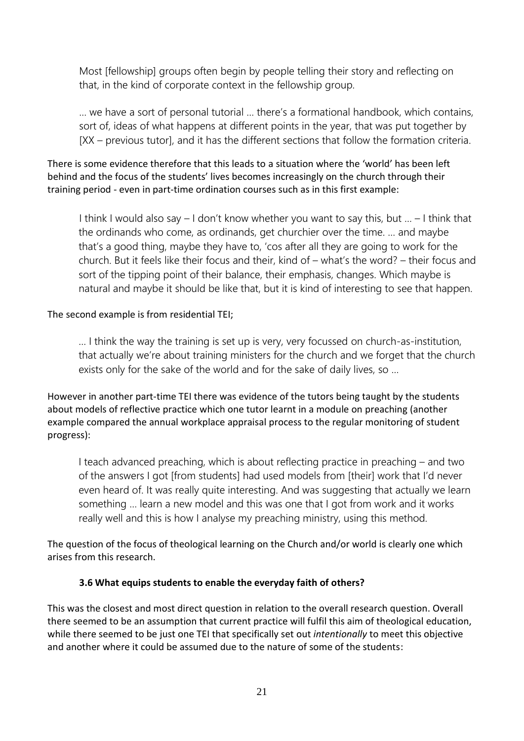> Most [fellowship] groups often begin by people telling their story and reflecting on that, in the kind of corporate context in the fellowship group.

> … we have a sort of personal tutorial … there's a formational handbook, which contains, sort of, ideas of what happens at different points in the year, that was put together by [XX – previous tutor], and it has the different sections that follow the formation criteria.

There is some evidence therefore that this leads to a situation where the 'world' has been left behind and the focus of the students' lives becomes increasingly on the church through their training period - even in part-time ordination courses such as in this first example:

> I think I would also say – I don't know whether you want to say this, but … – I think that the ordinands who come, as ordinands, get churchier over the time. … and maybe that's a good thing, maybe they have to, 'cos after all they are going to work for the church. But it feels like their focus and their, kind of – what's the word? – their focus and sort of the tipping point of their balance, their emphasis, changes. Which maybe is natural and maybe it should be like that, but it is kind of interesting to see that happen.

The second example is from residential TEI;

> … I think the way the training is set up is very, very focussed on church-as-institution, that actually we're about training ministers for the church and we forget that the church exists only for the sake of the world and for the sake of daily lives, so …

However in another part-time TEI there was evidence of the tutors being taught by the students about models of reflective practice which one tutor learnt in a module on preaching (another example compared the annual workplace appraisal process to the regular monitoring of student progress):

> I teach advanced preaching, which is about reflecting practice in preaching – and two of the answers I got [from students] had used models from [their] work that I'd never even heard of. It was really quite interesting. And was suggesting that actually we learn something … learn a new model and this was one that I got from work and it works really well and this is how I analyse my preaching ministry, using this method.

The question of the focus of theological learning on the Church and/or world is clearly one which arises from this research.

### 3.6 What equips students to enable the everyday faith of others?

This was the closest and most direct question in relation to the overall research question. Overall there seemed to be an assumption that current practice will fulfil this aim of theological education, while there seemed to be just one TEI that specifically set out *intentionally* to meet this objective and another where it could be assumed due to the nature of some of the students: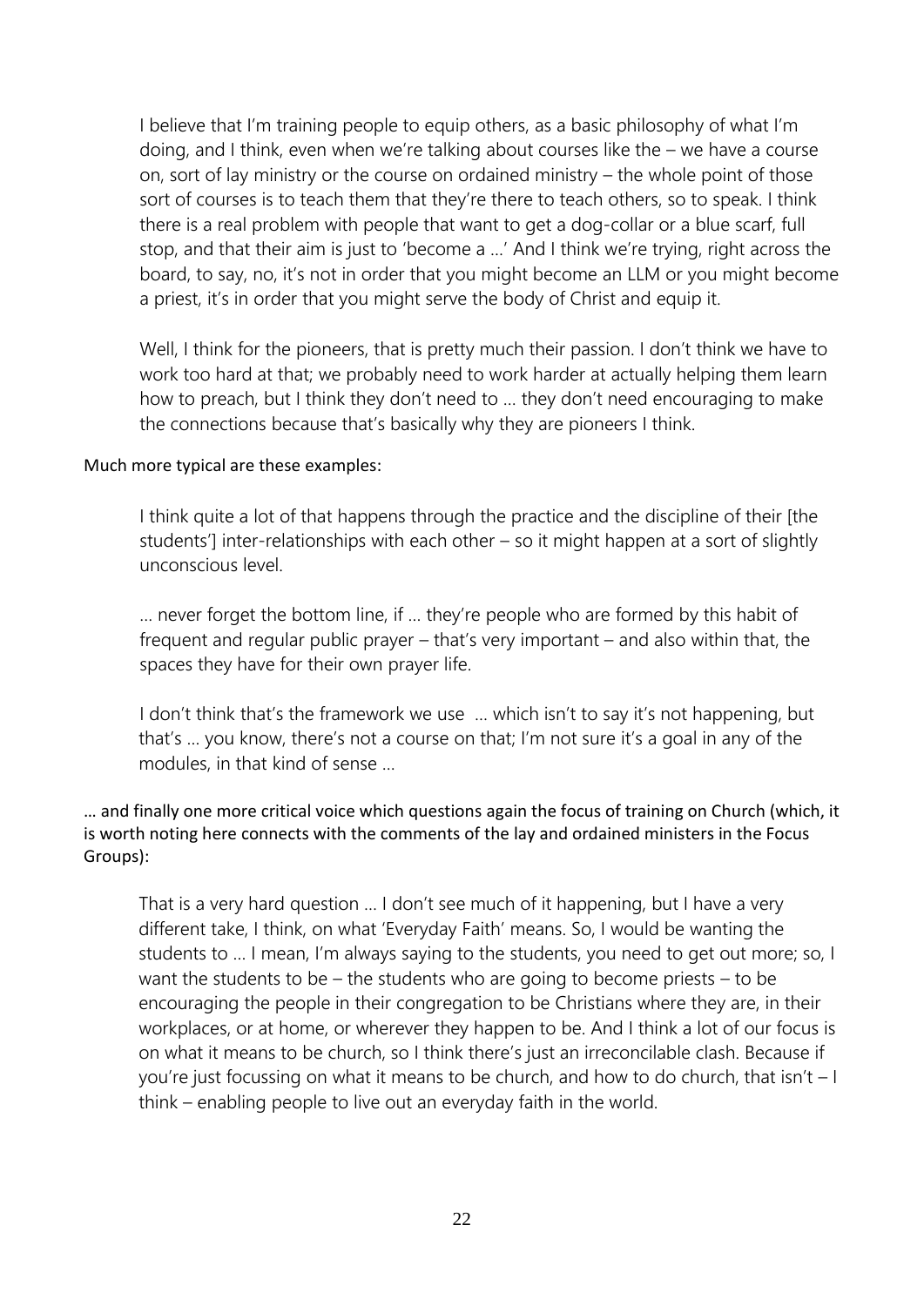> I believe that I'm training people to equip others, as a basic philosophy of what I'm doing, and I think, even when we're talking about courses like the – we have a course on, sort of lay ministry or the course on ordained ministry – the whole point of those sort of courses is to teach them that they're there to teach others, so to speak. I think there is a real problem with people that want to get a dog-collar or a blue scarf, full stop, and that their aim is just to 'become a …' And I think we're trying, right across the board, to say, no, it's not in order that you might become an LLM or you might become a priest, it's in order that you might serve the body of Christ and equip it.

> Well, I think for the pioneers, that is pretty much their passion. I don't think we have to work too hard at that; we probably need to work harder at actually helping them learn how to preach, but I think they don't need to … they don't need encouraging to make the connections because that's basically why they are pioneers I think.

Much more typical are these examples:

> I think quite a lot of that happens through the practice and the discipline of their [the students'] inter-relationships with each other – so it might happen at a sort of slightly unconscious level.

> … never forget the bottom line, if … they're people who are formed by this habit of frequent and regular public prayer – that's very important – and also within that, the spaces they have for their own prayer life.

> I don't think that's the framework we use … which isn't to say it's not happening, but that's … you know, there's not a course on that; I'm not sure it's a goal in any of the modules, in that kind of sense …

… and finally one more critical voice which questions again the focus of training on Church (which, it is worth noting here connects with the comments of the lay and ordained ministers in the Focus Groups):

> That is a very hard question … I don't see much of it happening, but I have a very different take, I think, on what 'Everyday Faith' means. So, I would be wanting the students to … I mean, I'm always saying to the students, you need to get out more; so, I want the students to be – the students who are going to become priests – to be encouraging the people in their congregation to be Christians where they are, in their workplaces, or at home, or wherever they happen to be. And I think a lot of our focus is on what it means to be church, so I think there's just an irreconcilable clash. Because if you're just focussing on what it means to be church, and how to do church, that isn't – I think – enabling people to live out an everyday faith in the world.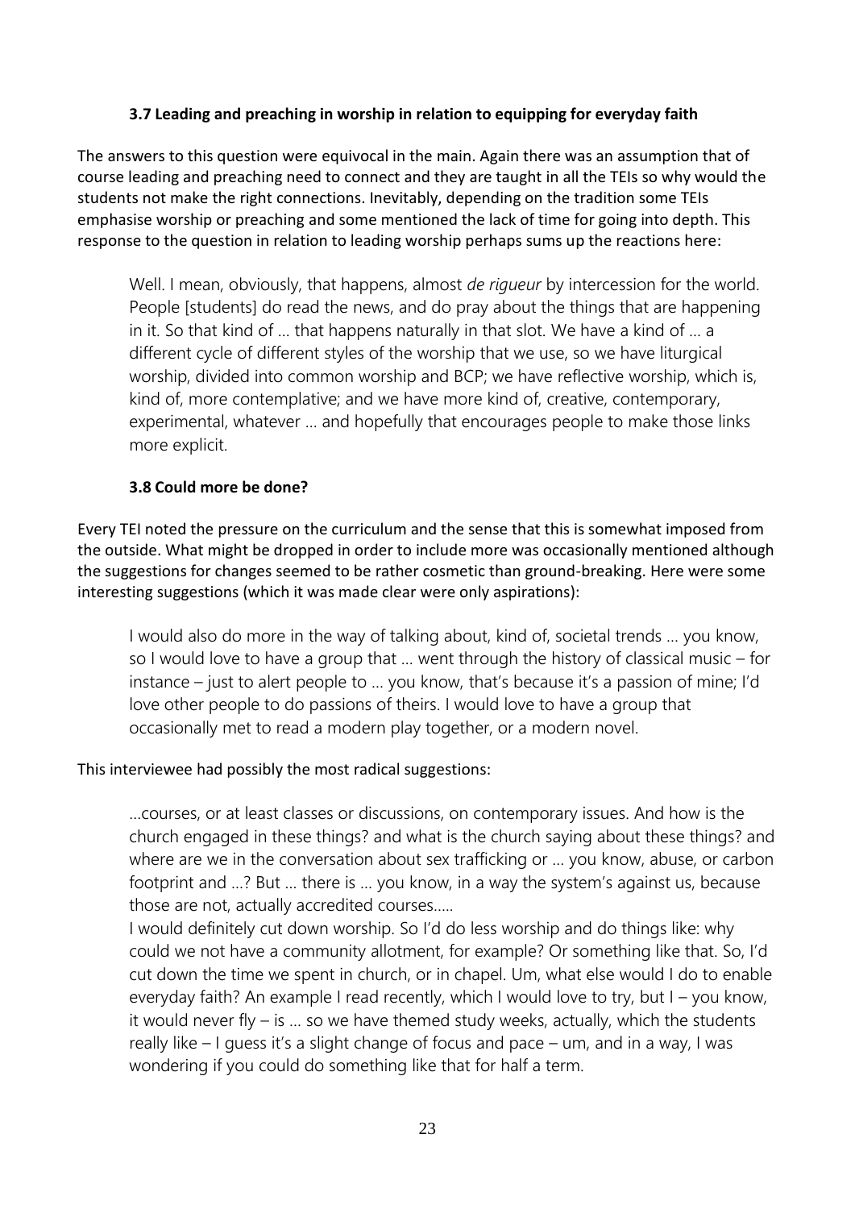### 3.7 Leading and preaching in worship in relation to equipping for everyday faith

The answers to this question were equivocal in the main. Again there was an assumption that of course leading and preaching need to connect and they are taught in all the TEIs so why would the students not make the right connections. Inevitably, depending on the tradition some TEIs emphasise worship or preaching and some mentioned the lack of time for going into depth. This response to the question in relation to leading worship perhaps sums up the reactions here:

> Well. I mean, obviously, that happens, almost *de rigueur* by intercession for the world. People [students] do read the news, and do pray about the things that are happening in it. So that kind of … that happens naturally in that slot. We have a kind of … a different cycle of different styles of the worship that we use, so we have liturgical worship, divided into common worship and BCP; we have reflective worship, which is, kind of, more contemplative; and we have more kind of, creative, contemporary, experimental, whatever … and hopefully that encourages people to make those links more explicit.

### 3.8 Could more be done?

Every TEI noted the pressure on the curriculum and the sense that this is somewhat imposed from the outside. What might be dropped in order to include more was occasionally mentioned although the suggestions for changes seemed to be rather cosmetic than ground-breaking. Here were some interesting suggestions (which it was made clear were only aspirations):

> I would also do more in the way of talking about, kind of, societal trends … you know, so I would love to have a group that … went through the history of classical music – for instance – just to alert people to … you know, that's because it's a passion of mine; I'd love other people to do passions of theirs. I would love to have a group that occasionally met to read a modern play together, or a modern novel.

This interviewee had possibly the most radical suggestions:

> …courses, or at least classes or discussions, on contemporary issues. And how is the church engaged in these things? and what is the church saying about these things? and where are we in the conversation about sex trafficking or … you know, abuse, or carbon footprint and …? But … there is … you know, in a way the system's against us, because those are not, actually accredited courses…..
> I would definitely cut down worship. So I'd do less worship and do things like: why could we not have a community allotment, for example? Or something like that. So, I'd cut down the time we spent in church, or in chapel. Um, what else would I do to enable everyday faith? An example I read recently, which I would love to try, but I – you know, it would never fly – is … so we have themed study weeks, actually, which the students really like – I guess it's a slight change of focus and pace – um, and in a way, I was wondering if you could do something like that for half a term.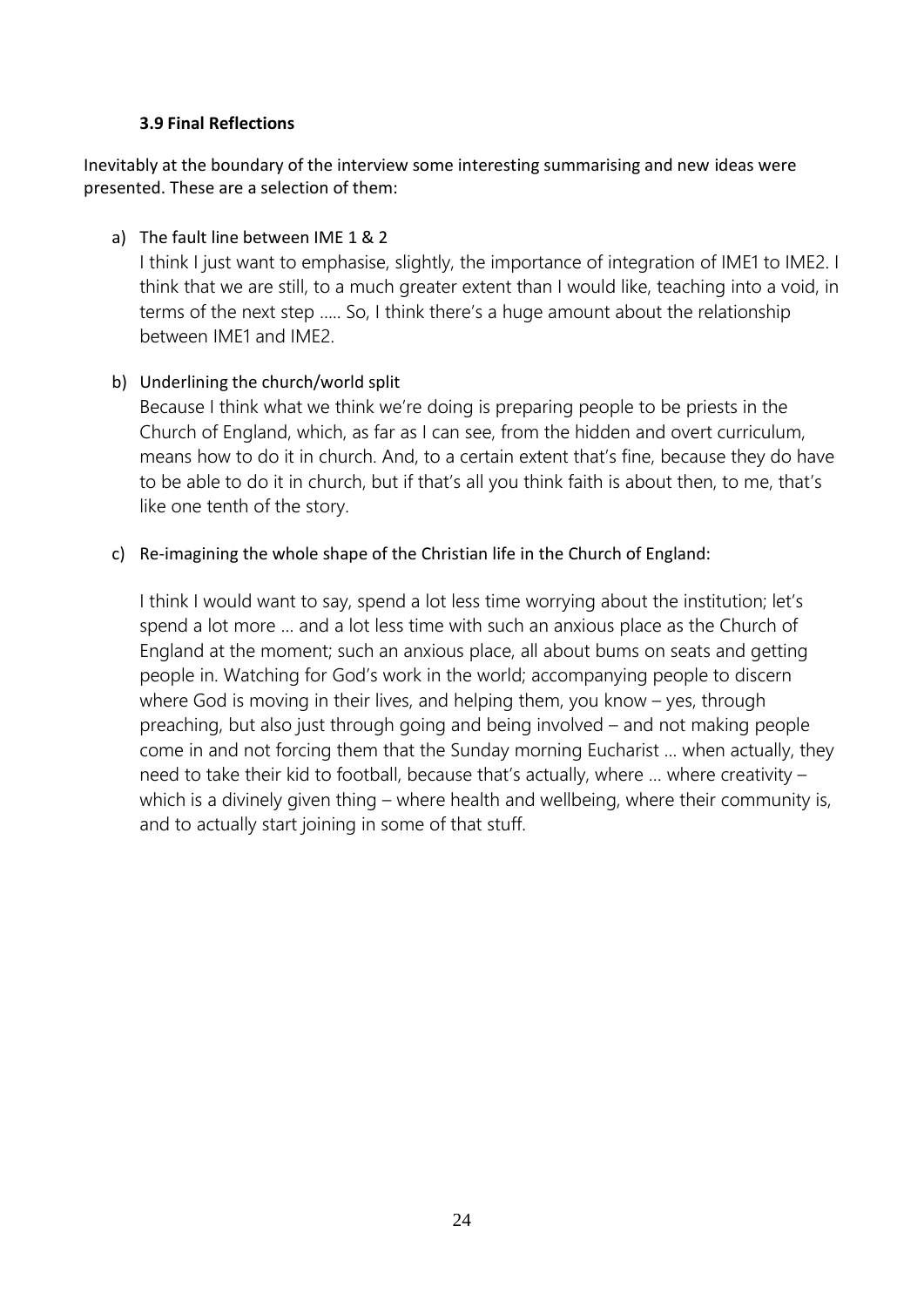### 3.9 Final Reflections

Inevitably at the boundary of the interview some interesting summarising and new ideas were presented. These are a selection of them:

a) The fault line between IME 1 & 2

   I think I just want to emphasise, slightly, the importance of integration of IME1 to IME2. I think that we are still, to a much greater extent than I would like, teaching into a void, in terms of the next step ….. So, I think there's a huge amount about the relationship between IME1 and IME2.

b) Underlining the church/world split

   Because I think what we think we're doing is preparing people to be priests in the Church of England, which, as far as I can see, from the hidden and overt curriculum, means how to do it in church. And, to a certain extent that's fine, because they do have to be able to do it in church, but if that's all you think faith is about then, to me, that's like one tenth of the story.

c) Re-imagining the whole shape of the Christian life in the Church of England:

   I think I would want to say, spend a lot less time worrying about the institution; let's spend a lot more … and a lot less time with such an anxious place as the Church of England at the moment; such an anxious place, all about bums on seats and getting people in. Watching for God's work in the world; accompanying people to discern where God is moving in their lives, and helping them, you know – yes, through preaching, but also just through going and being involved – and not making people come in and not forcing them that the Sunday morning Eucharist … when actually, they need to take their kid to football, because that's actually, where … where creativity – which is a divinely given thing – where health and wellbeing, where their community is, and to actually start joining in some of that stuff.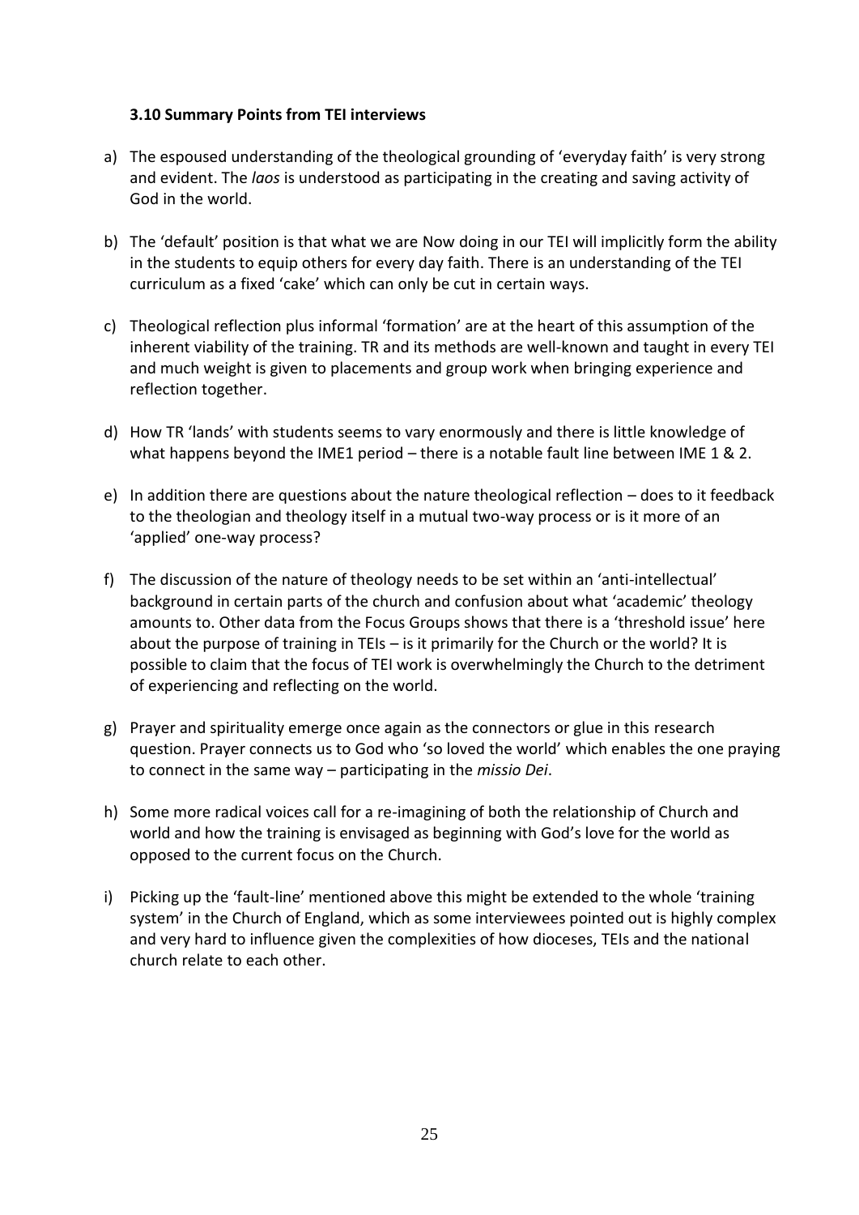**3.10 Summary Points from TEI interviews**

a) The espoused understanding of the theological grounding of 'everyday faith' is very strong and evident. The *laos* is understood as participating in the creating and saving activity of God in the world.

b) The 'default' position is that what we are Now doing in our TEI will implicitly form the ability in the students to equip others for every day faith. There is an understanding of the TEI curriculum as a fixed 'cake' which can only be cut in certain ways.

c) Theological reflection plus informal 'formation' are at the heart of this assumption of the inherent viability of the training. TR and its methods are well-known and taught in every TEI and much weight is given to placements and group work when bringing experience and reflection together.

d) How TR 'lands' with students seems to vary enormously and there is little knowledge of what happens beyond the IME1 period – there is a notable fault line between IME 1 & 2.

e) In addition there are questions about the nature theological reflection – does to it feedback to the theologian and theology itself in a mutual two-way process or is it more of an 'applied' one-way process?

f) The discussion of the nature of theology needs to be set within an 'anti-intellectual' background in certain parts of the church and confusion about what 'academic' theology amounts to. Other data from the Focus Groups shows that there is a 'threshold issue' here about the purpose of training in TEIs – is it primarily for the Church or the world? It is possible to claim that the focus of TEI work is overwhelmingly the Church to the detriment of experiencing and reflecting on the world.

g) Prayer and spirituality emerge once again as the connectors or glue in this research question. Prayer connects us to God who 'so loved the world' which enables the one praying to connect in the same way – participating in the *missio Dei*.

h) Some more radical voices call for a re-imagining of both the relationship of Church and world and how the training is envisaged as beginning with God's love for the world as opposed to the current focus on the Church.

i) Picking up the 'fault-line' mentioned above this might be extended to the whole 'training system' in the Church of England, which as some interviewees pointed out is highly complex and very hard to influence given the complexities of how dioceses, TEIs and the national church relate to each other.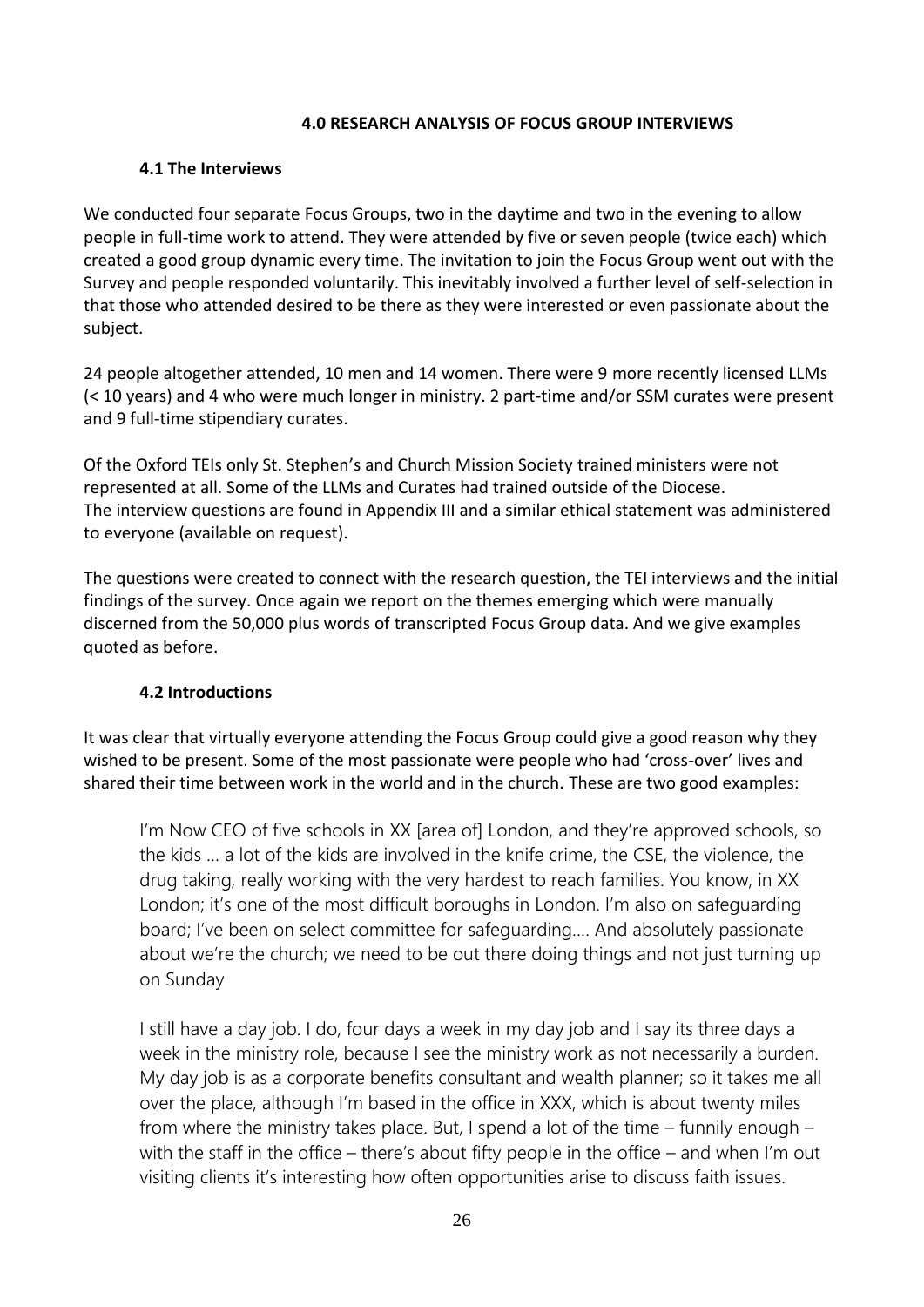## 4.0 RESEARCH ANALYSIS OF FOCUS GROUP INTERVIEWS

### 4.1 The Interviews

We conducted four separate Focus Groups, two in the daytime and two in the evening to allow people in full-time work to attend. They were attended by five or seven people (twice each) which created a good group dynamic every time. The invitation to join the Focus Group went out with the Survey and people responded voluntarily. This inevitably involved a further level of self-selection in that those who attended desired to be there as they were interested or even passionate about the subject.

24 people altogether attended, 10 men and 14 women. There were 9 more recently licensed LLMs (< 10 years) and 4 who were much longer in ministry. 2 part-time and/or SSM curates were present and 9 full-time stipendiary curates.

Of the Oxford TEIs only St. Stephen's and Church Mission Society trained ministers were not represented at all. Some of the LLMs and Curates had trained outside of the Diocese. The interview questions are found in Appendix III and a similar ethical statement was administered to everyone (available on request).

The questions were created to connect with the research question, the TEI interviews and the initial findings of the survey. Once again we report on the themes emerging which were manually discerned from the 50,000 plus words of transcripted Focus Group data. And we give examples quoted as before.

### 4.2 Introductions

It was clear that virtually everyone attending the Focus Group could give a good reason why they wished to be present. Some of the most passionate were people who had 'cross-over' lives and shared their time between work in the world and in the church. These are two good examples:

> I'm Now CEO of five schools in XX [area of] London, and they're approved schools, so the kids … a lot of the kids are involved in the knife crime, the CSE, the violence, the drug taking, really working with the very hardest to reach families. You know, in XX London; it's one of the most difficult boroughs in London. I'm also on safeguarding board; I've been on select committee for safeguarding…. And absolutely passionate about we're the church; we need to be out there doing things and not just turning up on Sunday

> I still have a day job. I do, four days a week in my day job and I say its three days a week in the ministry role, because I see the ministry work as not necessarily a burden. My day job is as a corporate benefits consultant and wealth planner; so it takes me all over the place, although I'm based in the office in XXX, which is about twenty miles from where the ministry takes place. But, I spend a lot of the time – funnily enough – with the staff in the office – there's about fifty people in the office – and when I'm out visiting clients it's interesting how often opportunities arise to discuss faith issues.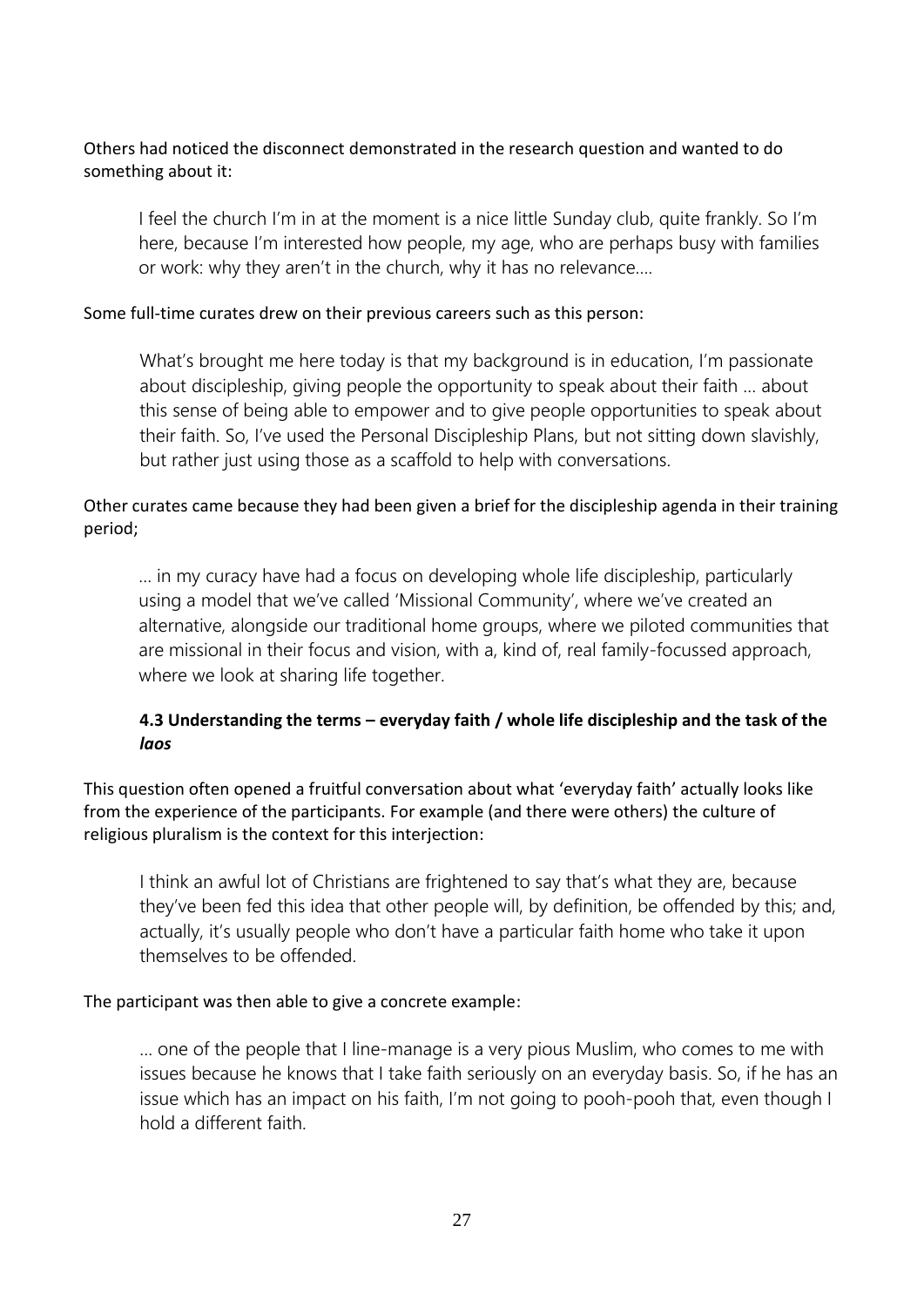Others had noticed the disconnect demonstrated in the research question and wanted to do something about it:

> I feel the church I'm in at the moment is a nice little Sunday club, quite frankly. So I'm here, because I'm interested how people, my age, who are perhaps busy with families or work: why they aren't in the church, why it has no relevance….

Some full-time curates drew on their previous careers such as this person:

> What's brought me here today is that my background is in education, I'm passionate about discipleship, giving people the opportunity to speak about their faith … about this sense of being able to empower and to give people opportunities to speak about their faith. So, I've used the Personal Discipleship Plans, but not sitting down slavishly, but rather just using those as a scaffold to help with conversations.

Other curates came because they had been given a brief for the discipleship agenda in their training period;

> … in my curacy have had a focus on developing whole life discipleship, particularly using a model that we've called 'Missional Community', where we've created an alternative, alongside our traditional home groups, where we piloted communities that are missional in their focus and vision, with a, kind of, real family-focussed approach, where we look at sharing life together.

### 4.3 Understanding the terms – everyday faith / whole life discipleship and the task of the *laos*

This question often opened a fruitful conversation about what 'everyday faith' actually looks like from the experience of the participants. For example (and there were others) the culture of religious pluralism is the context for this interjection:

> I think an awful lot of Christians are frightened to say that's what they are, because they've been fed this idea that other people will, by definition, be offended by this; and, actually, it's usually people who don't have a particular faith home who take it upon themselves to be offended.

The participant was then able to give a concrete example:

> … one of the people that I line-manage is a very pious Muslim, who comes to me with issues because he knows that I take faith seriously on an everyday basis. So, if he has an issue which has an impact on his faith, I'm not going to pooh-pooh that, even though I hold a different faith.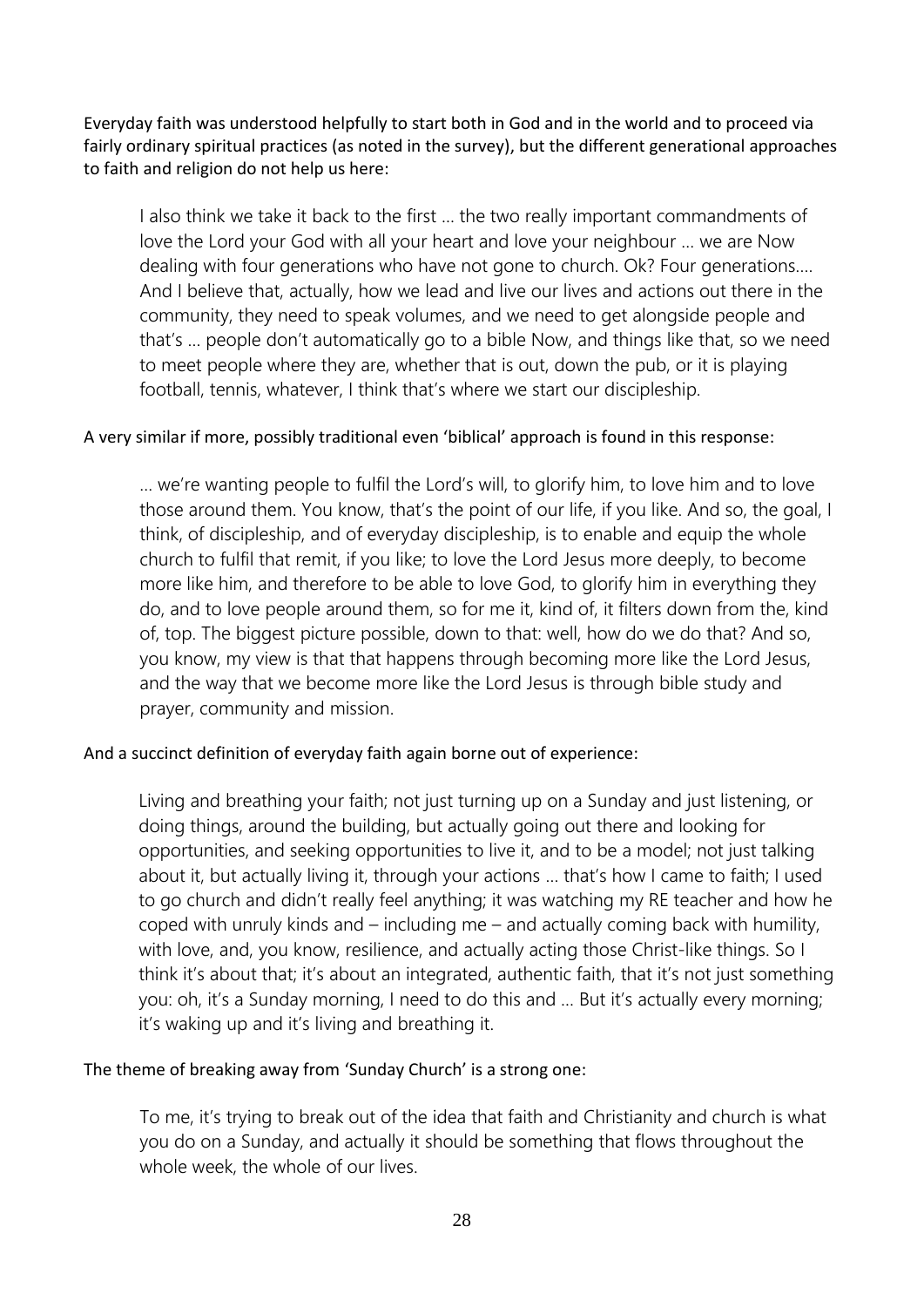Everyday faith was understood helpfully to start both in God and in the world and to proceed via fairly ordinary spiritual practices (as noted in the survey), but the different generational approaches to faith and religion do not help us here:

> I also think we take it back to the first … the two really important commandments of love the Lord your God with all your heart and love your neighbour … we are Now dealing with four generations who have not gone to church. Ok? Four generations…. And I believe that, actually, how we lead and live our lives and actions out there in the community, they need to speak volumes, and we need to get alongside people and that's … people don't automatically go to a bible Now, and things like that, so we need to meet people where they are, whether that is out, down the pub, or it is playing football, tennis, whatever, I think that's where we start our discipleship.

A very similar if more, possibly traditional even 'biblical' approach is found in this response:

> … we're wanting people to fulfil the Lord's will, to glorify him, to love him and to love those around them. You know, that's the point of our life, if you like. And so, the goal, I think, of discipleship, and of everyday discipleship, is to enable and equip the whole church to fulfil that remit, if you like; to love the Lord Jesus more deeply, to become more like him, and therefore to be able to love God, to glorify him in everything they do, and to love people around them, so for me it, kind of, it filters down from the, kind of, top. The biggest picture possible, down to that: well, how do we do that? And so, you know, my view is that that happens through becoming more like the Lord Jesus, and the way that we become more like the Lord Jesus is through bible study and prayer, community and mission.

And a succinct definition of everyday faith again borne out of experience:

> Living and breathing your faith; not just turning up on a Sunday and just listening, or doing things, around the building, but actually going out there and looking for opportunities, and seeking opportunities to live it, and to be a model; not just talking about it, but actually living it, through your actions … that's how I came to faith; I used to go church and didn't really feel anything; it was watching my RE teacher and how he coped with unruly kinds and – including me – and actually coming back with humility, with love, and, you know, resilience, and actually acting those Christ-like things. So I think it's about that; it's about an integrated, authentic faith, that it's not just something you: oh, it's a Sunday morning, I need to do this and … But it's actually every morning; it's waking up and it's living and breathing it.

The theme of breaking away from 'Sunday Church' is a strong one:

> To me, it's trying to break out of the idea that faith and Christianity and church is what you do on a Sunday, and actually it should be something that flows throughout the whole week, the whole of our lives.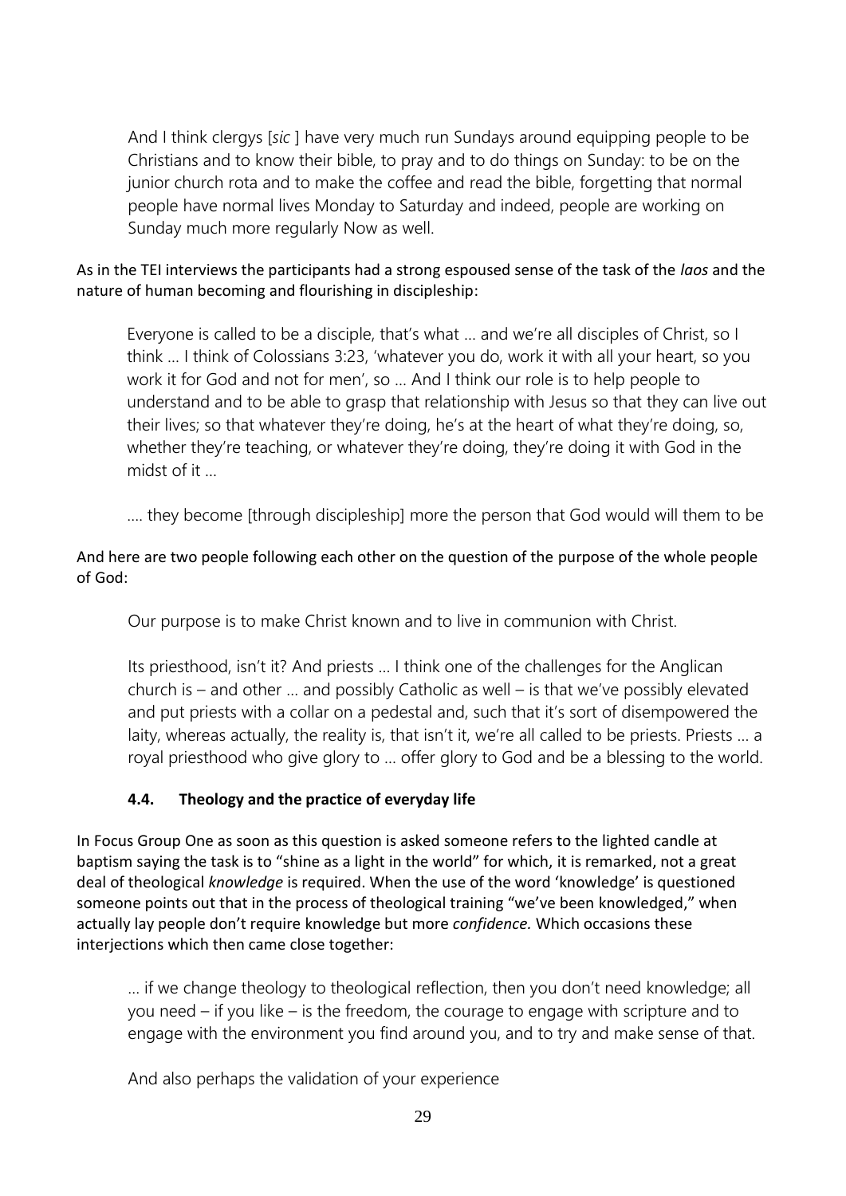> And I think clergys [*sic* ] have very much run Sundays around equipping people to be Christians and to know their bible, to pray and to do things on Sunday: to be on the junior church rota and to make the coffee and read the bible, forgetting that normal people have normal lives Monday to Saturday and indeed, people are working on Sunday much more regularly Now as well.

As in the TEI interviews the participants had a strong espoused sense of the task of the *laos* and the nature of human becoming and flourishing in discipleship:

> Everyone is called to be a disciple, that's what … and we're all disciples of Christ, so I think … I think of Colossians 3:23, 'whatever you do, work it with all your heart, so you work it for God and not for men', so … And I think our role is to help people to understand and to be able to grasp that relationship with Jesus so that they can live out their lives; so that whatever they're doing, he's at the heart of what they're doing, so, whether they're teaching, or whatever they're doing, they're doing it with God in the midst of it …
>
> …. they become [through discipleship] more the person that God would will them to be

And here are two people following each other on the question of the purpose of the whole people of God:

> Our purpose is to make Christ known and to live in communion with Christ.
>
> Its priesthood, isn't it? And priests … I think one of the challenges for the Anglican church is – and other … and possibly Catholic as well – is that we've possibly elevated and put priests with a collar on a pedestal and, such that it's sort of disempowered the laity, whereas actually, the reality is, that isn't it, we're all called to be priests. Priests … a royal priesthood who give glory to … offer glory to God and be a blessing to the world.

### 4.4. Theology and the practice of everyday life

In Focus Group One as soon as this question is asked someone refers to the lighted candle at baptism saying the task is to "shine as a light in the world" for which, it is remarked, not a great deal of theological *knowledge* is required. When the use of the word 'knowledge' is questioned someone points out that in the process of theological training "we've been knowledged," when actually lay people don't require knowledge but more *confidence.* Which occasions these interjections which then came close together:

> … if we change theology to theological reflection, then you don't need knowledge; all you need – if you like – is the freedom, the courage to engage with scripture and to engage with the environment you find around you, and to try and make sense of that.
>
> And also perhaps the validation of your experience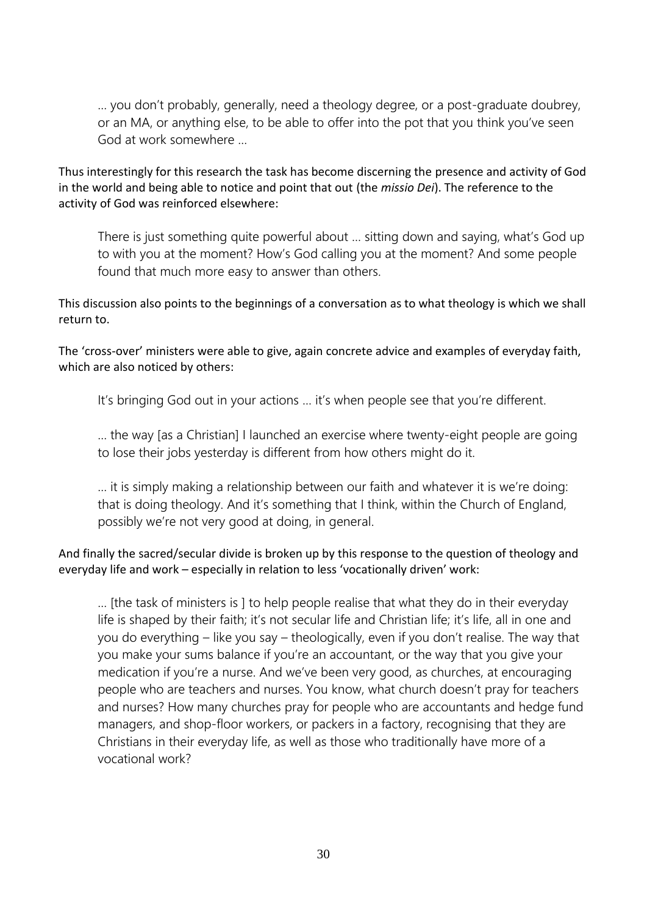> … you don't probably, generally, need a theology degree, or a post-graduate doubrey, or an MA, or anything else, to be able to offer into the pot that you think you've seen God at work somewhere …

Thus interestingly for this research the task has become discerning the presence and activity of God in the world and being able to notice and point that out (the *missio Dei*). The reference to the activity of God was reinforced elsewhere:

> There is just something quite powerful about … sitting down and saying, what's God up to with you at the moment? How's God calling you at the moment? And some people found that much more easy to answer than others.

This discussion also points to the beginnings of a conversation as to what theology is which we shall return to.

The 'cross-over' ministers were able to give, again concrete advice and examples of everyday faith, which are also noticed by others:

> It's bringing God out in your actions … it's when people see that you're different.

> … the way [as a Christian] I launched an exercise where twenty-eight people are going to lose their jobs yesterday is different from how others might do it.

> … it is simply making a relationship between our faith and whatever it is we're doing: that is doing theology. And it's something that I think, within the Church of England, possibly we're not very good at doing, in general.

And finally the sacred/secular divide is broken up by this response to the question of theology and everyday life and work – especially in relation to less 'vocationally driven' work:

> … [the task of ministers is ] to help people realise that what they do in their everyday life is shaped by their faith; it's not secular life and Christian life; it's life, all in one and you do everything – like you say – theologically, even if you don't realise. The way that you make your sums balance if you're an accountant, or the way that you give your medication if you're a nurse. And we've been very good, as churches, at encouraging people who are teachers and nurses. You know, what church doesn't pray for teachers and nurses? How many churches pray for people who are accountants and hedge fund managers, and shop-floor workers, or packers in a factory, recognising that they are Christians in their everyday life, as well as those who traditionally have more of a vocational work?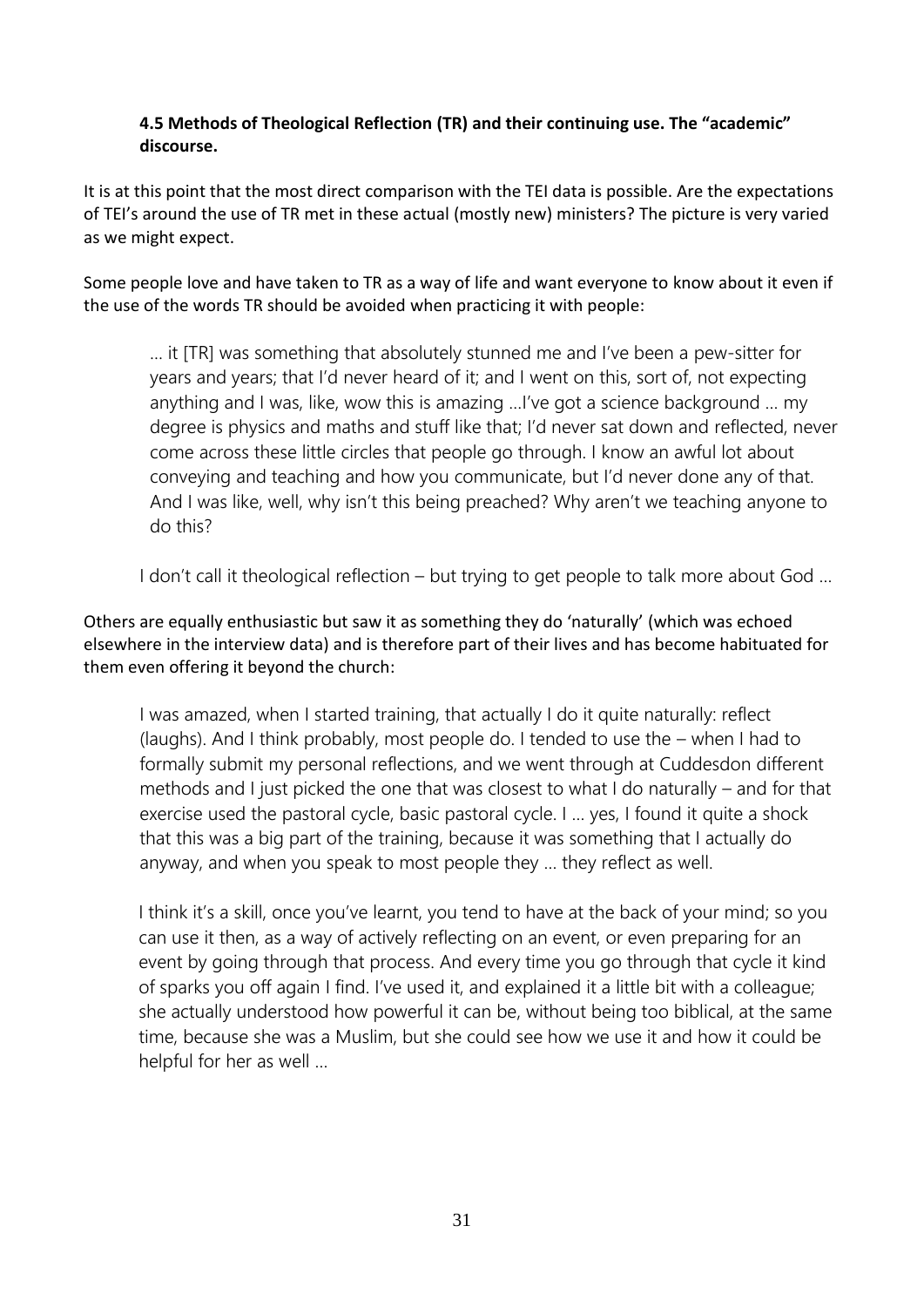#### **4.5 Methods of Theological Reflection (TR) and their continuing use. The "academic" discourse.**

It is at this point that the most direct comparison with the TEI data is possible. Are the expectations of TEI's around the use of TR met in these actual (mostly new) ministers? The picture is very varied as we might expect.

Some people love and have taken to TR as a way of life and want everyone to know about it even if the use of the words TR should be avoided when practicing it with people:

> ... it [TR] was something that absolutely stunned me and I've been a pew-sitter for years and years; that I'd never heard of it; and I went on this, sort of, not expecting anything and I was, like, wow this is amazing ...I've got a science background ... my degree is physics and maths and stuff like that; I'd never sat down and reflected, never come across these little circles that people go through. I know an awful lot about conveying and teaching and how you communicate, but I'd never done any of that. And I was like, well, why isn't this being preached? Why aren't we teaching anyone to do this?
>
> I don't call it theological reflection – but trying to get people to talk more about God ...

Others are equally enthusiastic but saw it as something they do 'naturally' (which was echoed elsewhere in the interview data) and is therefore part of their lives and has become habituated for them even offering it beyond the church:

> I was amazed, when I started training, that actually I do it quite naturally: reflect (laughs). And I think probably, most people do. I tended to use the – when I had to formally submit my personal reflections, and we went through at Cuddesdon different methods and I just picked the one that was closest to what I do naturally – and for that exercise used the pastoral cycle, basic pastoral cycle. I ... yes, I found it quite a shock that this was a big part of the training, because it was something that I actually do anyway, and when you speak to most people they ... they reflect as well.
>
> I think it's a skill, once you've learnt, you tend to have at the back of your mind; so you can use it then, as a way of actively reflecting on an event, or even preparing for an event by going through that process. And every time you go through that cycle it kind of sparks you off again I find. I've used it, and explained it a little bit with a colleague; she actually understood how powerful it can be, without being too biblical, at the same time, because she was a Muslim, but she could see how we use it and how it could be helpful for her as well ...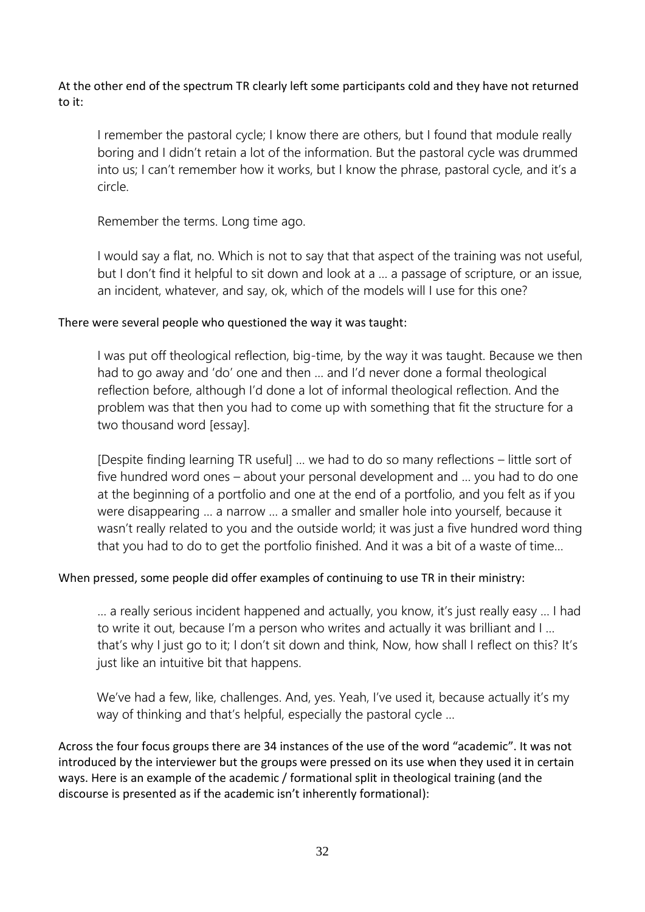At the other end of the spectrum TR clearly left some participants cold and they have not returned to it:

> I remember the pastoral cycle; I know there are others, but I found that module really boring and I didn't retain a lot of the information. But the pastoral cycle was drummed into us; I can't remember how it works, but I know the phrase, pastoral cycle, and it's a circle.
>
> Remember the terms. Long time ago.
>
> I would say a flat, no. Which is not to say that that aspect of the training was not useful, but I don't find it helpful to sit down and look at a … a passage of scripture, or an issue, an incident, whatever, and say, ok, which of the models will I use for this one?

There were several people who questioned the way it was taught:

> I was put off theological reflection, big-time, by the way it was taught. Because we then had to go away and 'do' one and then … and I'd never done a formal theological reflection before, although I'd done a lot of informal theological reflection. And the problem was that then you had to come up with something that fit the structure for a two thousand word [essay].
>
> [Despite finding learning TR useful] … we had to do so many reflections – little sort of five hundred word ones – about your personal development and … you had to do one at the beginning of a portfolio and one at the end of a portfolio, and you felt as if you were disappearing … a narrow … a smaller and smaller hole into yourself, because it wasn't really related to you and the outside world; it was just a five hundred word thing that you had to do to get the portfolio finished. And it was a bit of a waste of time…

When pressed, some people did offer examples of continuing to use TR in their ministry:

> … a really serious incident happened and actually, you know, it's just really easy … I had to write it out, because I'm a person who writes and actually it was brilliant and I … that's why I just go to it; I don't sit down and think, Now, how shall I reflect on this? It's just like an intuitive bit that happens.
>
> We've had a few, like, challenges. And, yes. Yeah, I've used it, because actually it's my way of thinking and that's helpful, especially the pastoral cycle …

Across the four focus groups there are 34 instances of the use of the word "academic". It was not introduced by the interviewer but the groups were pressed on its use when they used it in certain ways. Here is an example of the academic / formational split in theological training (and the discourse is presented as if the academic isn't inherently formational):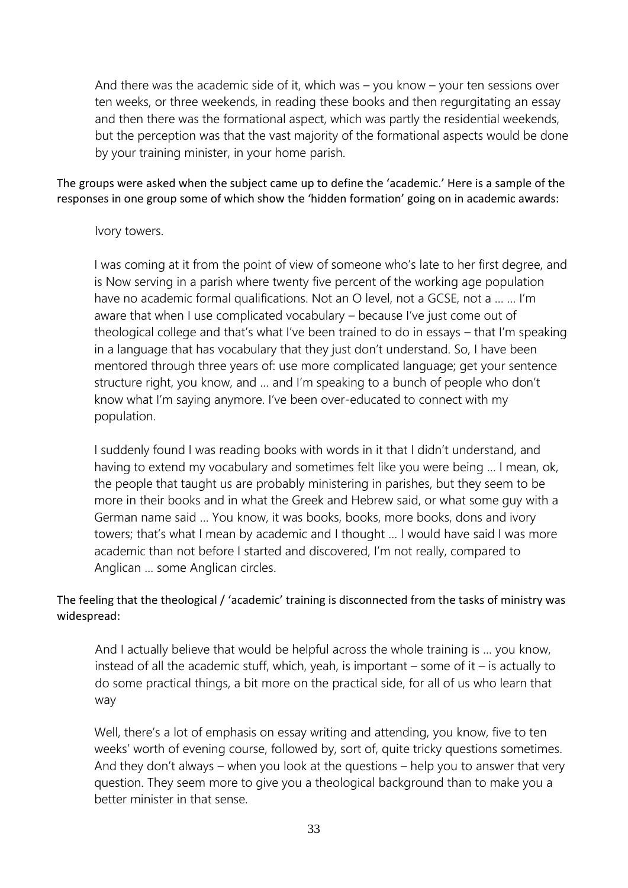> And there was the academic side of it, which was – you know – your ten sessions over ten weeks, or three weekends, in reading these books and then regurgitating an essay and then there was the formational aspect, which was partly the residential weekends, but the perception was that the vast majority of the formational aspects would be done by your training minister, in your home parish.

The groups were asked when the subject came up to define the 'academic.' Here is a sample of the responses in one group some of which show the 'hidden formation' going on in academic awards:

> Ivory towers.
>
> I was coming at it from the point of view of someone who's late to her first degree, and is Now serving in a parish where twenty five percent of the working age population have no academic formal qualifications. Not an O level, not a GCSE, not a … … I'm aware that when I use complicated vocabulary – because I've just come out of theological college and that's what I've been trained to do in essays – that I'm speaking in a language that has vocabulary that they just don't understand. So, I have been mentored through three years of: use more complicated language; get your sentence structure right, you know, and … and I'm speaking to a bunch of people who don't know what I'm saying anymore. I've been over-educated to connect with my population.
>
> I suddenly found I was reading books with words in it that I didn't understand, and having to extend my vocabulary and sometimes felt like you were being … I mean, ok, the people that taught us are probably ministering in parishes, but they seem to be more in their books and in what the Greek and Hebrew said, or what some guy with a German name said … You know, it was books, books, more books, dons and ivory towers; that's what I mean by academic and I thought … I would have said I was more academic than not before I started and discovered, I'm not really, compared to Anglican … some Anglican circles.

The feeling that the theological / 'academic' training is disconnected from the tasks of ministry was widespread:

> And I actually believe that would be helpful across the whole training is … you know, instead of all the academic stuff, which, yeah, is important – some of it – is actually to do some practical things, a bit more on the practical side, for all of us who learn that way
>
> Well, there's a lot of emphasis on essay writing and attending, you know, five to ten weeks' worth of evening course, followed by, sort of, quite tricky questions sometimes. And they don't always – when you look at the questions – help you to answer that very question. They seem more to give you a theological background than to make you a better minister in that sense.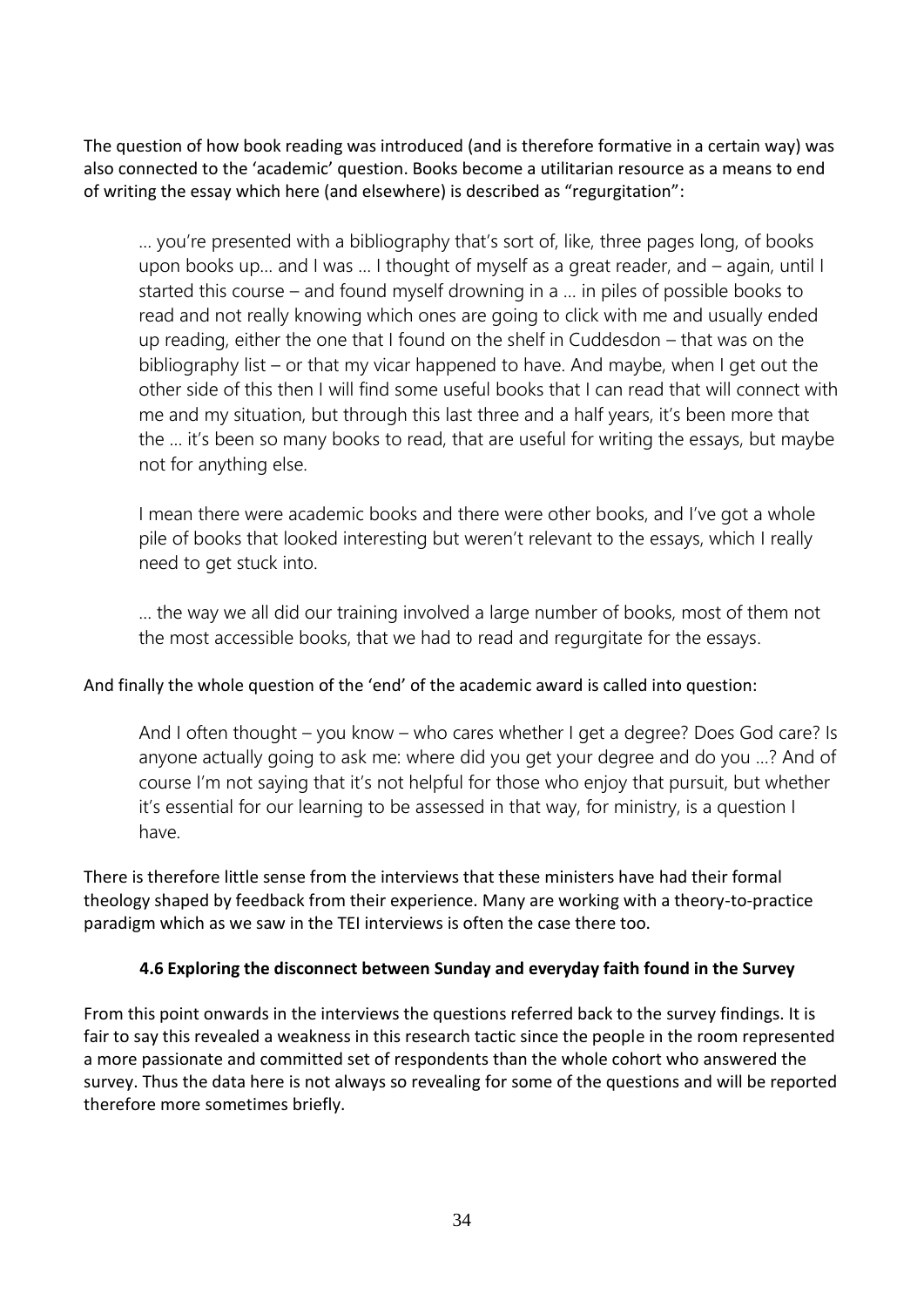The question of how book reading was introduced (and is therefore formative in a certain way) was also connected to the 'academic' question. Books become a utilitarian resource as a means to end of writing the essay which here (and elsewhere) is described as "regurgitation":

> … you're presented with a bibliography that's sort of, like, three pages long, of books upon books up… and I was … I thought of myself as a great reader, and – again, until I started this course – and found myself drowning in a … in piles of possible books to read and not really knowing which ones are going to click with me and usually ended up reading, either the one that I found on the shelf in Cuddesdon – that was on the bibliography list – or that my vicar happened to have. And maybe, when I get out the other side of this then I will find some useful books that I can read that will connect with me and my situation, but through this last three and a half years, it's been more that the … it's been so many books to read, that are useful for writing the essays, but maybe not for anything else.
>
> I mean there were academic books and there were other books, and I've got a whole pile of books that looked interesting but weren't relevant to the essays, which I really need to get stuck into.
>
> … the way we all did our training involved a large number of books, most of them not the most accessible books, that we had to read and regurgitate for the essays.

And finally the whole question of the 'end' of the academic award is called into question:

> And I often thought – you know – who cares whether I get a degree? Does God care? Is anyone actually going to ask me: where did you get your degree and do you …? And of course I'm not saying that it's not helpful for those who enjoy that pursuit, but whether it's essential for our learning to be assessed in that way, for ministry, is a question I have.

There is therefore little sense from the interviews that these ministers have had their formal theology shaped by feedback from their experience. Many are working with a theory-to-practice paradigm which as we saw in the TEI interviews is often the case there too.

### 4.6 Exploring the disconnect between Sunday and everyday faith found in the Survey

From this point onwards in the interviews the questions referred back to the survey findings. It is fair to say this revealed a weakness in this research tactic since the people in the room represented a more passionate and committed set of respondents than the whole cohort who answered the survey. Thus the data here is not always so revealing for some of the questions and will be reported therefore more sometimes briefly.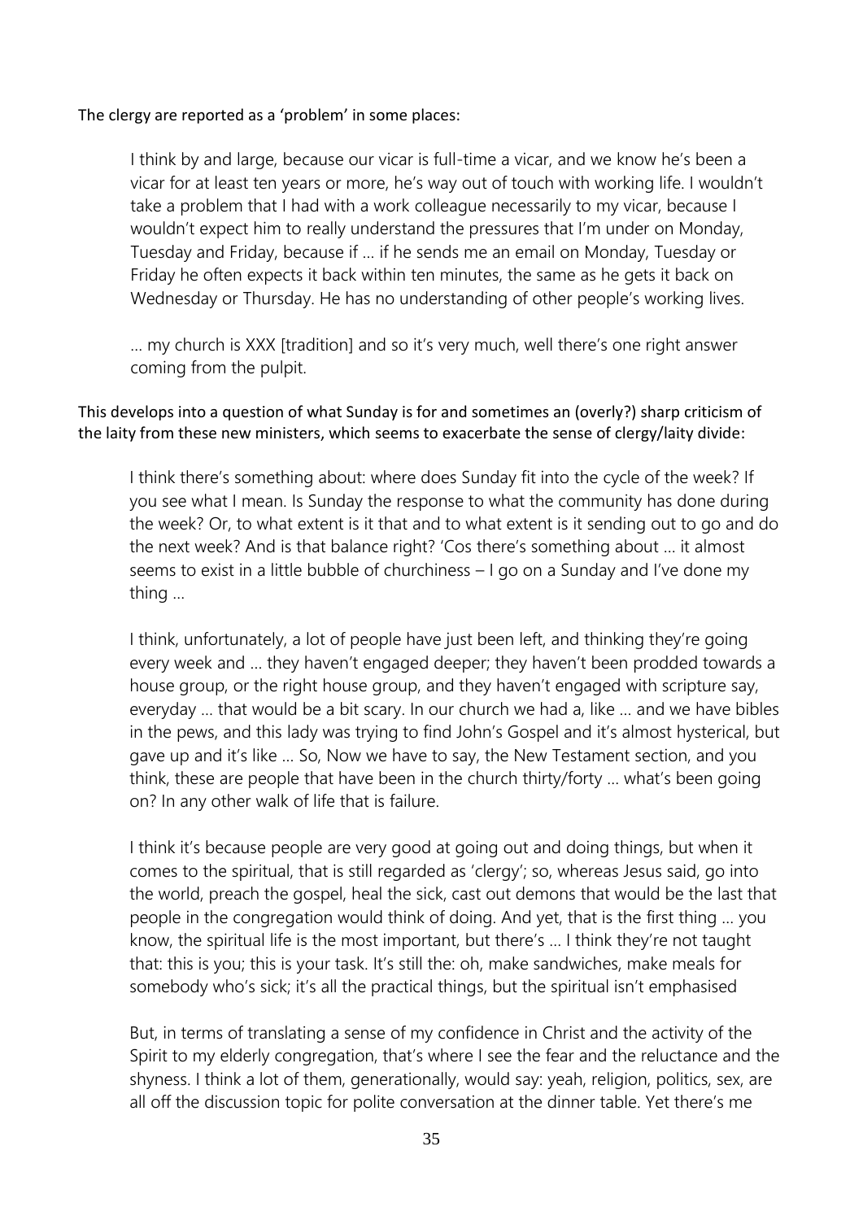The clergy are reported as a 'problem' in some places:

> I think by and large, because our vicar is full-time a vicar, and we know he's been a vicar for at least ten years or more, he's way out of touch with working life. I wouldn't take a problem that I had with a work colleague necessarily to my vicar, because I wouldn't expect him to really understand the pressures that I'm under on Monday, Tuesday and Friday, because if … if he sends me an email on Monday, Tuesday or Friday he often expects it back within ten minutes, the same as he gets it back on Wednesday or Thursday. He has no understanding of other people's working lives.
>
> … my church is XXX [tradition] and so it's very much, well there's one right answer coming from the pulpit.

This develops into a question of what Sunday is for and sometimes an (overly?) sharp criticism of the laity from these new ministers, which seems to exacerbate the sense of clergy/laity divide:

> I think there's something about: where does Sunday fit into the cycle of the week? If you see what I mean. Is Sunday the response to what the community has done during the week? Or, to what extent is it that and to what extent is it sending out to go and do the next week? And is that balance right? 'Cos there's something about … it almost seems to exist in a little bubble of churchiness – I go on a Sunday and I've done my thing …
>
> I think, unfortunately, a lot of people have just been left, and thinking they're going every week and … they haven't engaged deeper; they haven't been prodded towards a house group, or the right house group, and they haven't engaged with scripture say, everyday … that would be a bit scary. In our church we had a, like … and we have bibles in the pews, and this lady was trying to find John's Gospel and it's almost hysterical, but gave up and it's like … So, Now we have to say, the New Testament section, and you think, these are people that have been in the church thirty/forty … what's been going on? In any other walk of life that is failure.
>
> I think it's because people are very good at going out and doing things, but when it comes to the spiritual, that is still regarded as 'clergy'; so, whereas Jesus said, go into the world, preach the gospel, heal the sick, cast out demons that would be the last that people in the congregation would think of doing. And yet, that is the first thing … you know, the spiritual life is the most important, but there's … I think they're not taught that: this is you; this is your task. It's still the: oh, make sandwiches, make meals for somebody who's sick; it's all the practical things, but the spiritual isn't emphasised
>
> But, in terms of translating a sense of my confidence in Christ and the activity of the Spirit to my elderly congregation, that's where I see the fear and the reluctance and the shyness. I think a lot of them, generationally, would say: yeah, religion, politics, sex, are all off the discussion topic for polite conversation at the dinner table. Yet there's me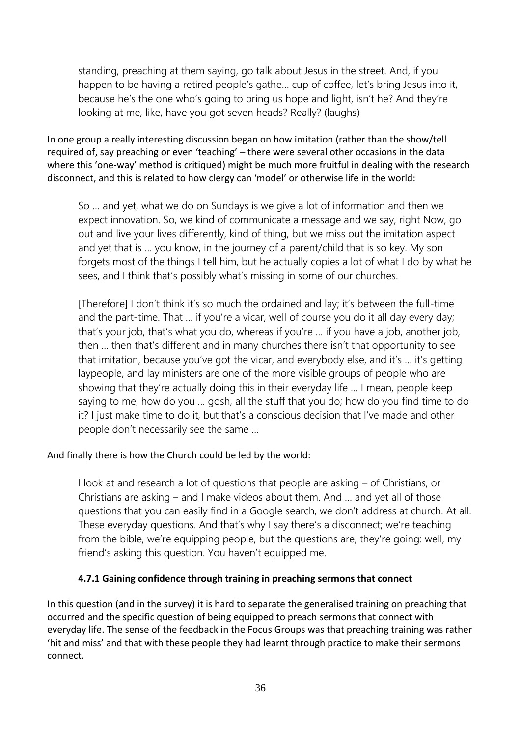> standing, preaching at them saying, go talk about Jesus in the street. And, if you happen to be having a retired people's gathe… cup of coffee, let's bring Jesus into it, because he's the one who's going to bring us hope and light, isn't he? And they're looking at me, like, have you got seven heads? Really? (laughs)

In one group a really interesting discussion began on how imitation (rather than the show/tell required of, say preaching or even 'teaching' – there were several other occasions in the data where this 'one-way' method is critiqued) might be much more fruitful in dealing with the research disconnect, and this is related to how clergy can 'model' or otherwise life in the world:

> So … and yet, what we do on Sundays is we give a lot of information and then we expect innovation. So, we kind of communicate a message and we say, right Now, go out and live your lives differently, kind of thing, but we miss out the imitation aspect and yet that is … you know, in the journey of a parent/child that is so key. My son forgets most of the things I tell him, but he actually copies a lot of what I do by what he sees, and I think that's possibly what's missing in some of our churches.
>
> [Therefore] I don't think it's so much the ordained and lay; it's between the full-time and the part-time. That … if you're a vicar, well of course you do it all day every day; that's your job, that's what you do, whereas if you're … if you have a job, another job, then … then that's different and in many churches there isn't that opportunity to see that imitation, because you've got the vicar, and everybody else, and it's … it's getting laypeople, and lay ministers are one of the more visible groups of people who are showing that they're actually doing this in their everyday life … I mean, people keep saying to me, how do you … gosh, all the stuff that you do; how do you find time to do it? I just make time to do it, but that's a conscious decision that I've made and other people don't necessarily see the same …

And finally there is how the Church could be led by the world:

> I look at and research a lot of questions that people are asking – of Christians, or Christians are asking – and I make videos about them. And … and yet all of those questions that you can easily find in a Google search, we don't address at church. At all. These everyday questions. And that's why I say there's a disconnect; we're teaching from the bible, we're equipping people, but the questions are, they're going: well, my friend's asking this question. You haven't equipped me.

#### 4.7.1 Gaining confidence through training in preaching sermons that connect

In this question (and in the survey) it is hard to separate the generalised training on preaching that occurred and the specific question of being equipped to preach sermons that connect with everyday life. The sense of the feedback in the Focus Groups was that preaching training was rather 'hit and miss' and that with these people they had learnt through practice to make their sermons connect.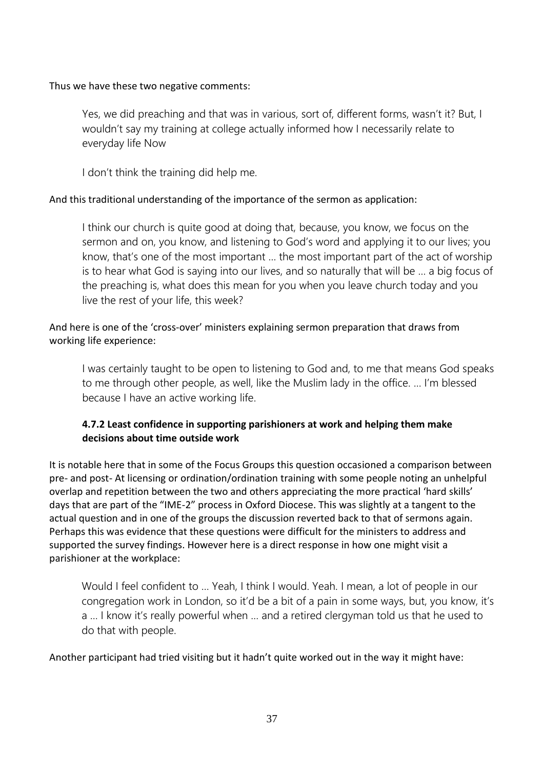Thus we have these two negative comments:

> Yes, we did preaching and that was in various, sort of, different forms, wasn't it? But, I wouldn't say my training at college actually informed how I necessarily relate to everyday life Now

> I don't think the training did help me.

And this traditional understanding of the importance of the sermon as application:

> I think our church is quite good at doing that, because, you know, we focus on the sermon and on, you know, and listening to God's word and applying it to our lives; you know, that's one of the most important … the most important part of the act of worship is to hear what God is saying into our lives, and so naturally that will be … a big focus of the preaching is, what does this mean for you when you leave church today and you live the rest of your life, this week?

And here is one of the 'cross-over' ministers explaining sermon preparation that draws from working life experience:

> I was certainly taught to be open to listening to God and, to me that means God speaks to me through other people, as well, like the Muslim lady in the office. … I'm blessed because I have an active working life.

#### 4.7.2 Least confidence in supporting parishioners at work and helping them make decisions about time outside work

It is notable here that in some of the Focus Groups this question occasioned a comparison between pre- and post- At licensing or ordination/ordination training with some people noting an unhelpful overlap and repetition between the two and others appreciating the more practical 'hard skills' days that are part of the "IME-2" process in Oxford Diocese. This was slightly at a tangent to the actual question and in one of the groups the discussion reverted back to that of sermons again. Perhaps this was evidence that these questions were difficult for the ministers to address and supported the survey findings. However here is a direct response in how one might visit a parishioner at the workplace:

> Would I feel confident to … Yeah, I think I would. Yeah. I mean, a lot of people in our congregation work in London, so it'd be a bit of a pain in some ways, but, you know, it's a … I know it's really powerful when … and a retired clergyman told us that he used to do that with people.

Another participant had tried visiting but it hadn't quite worked out in the way it might have: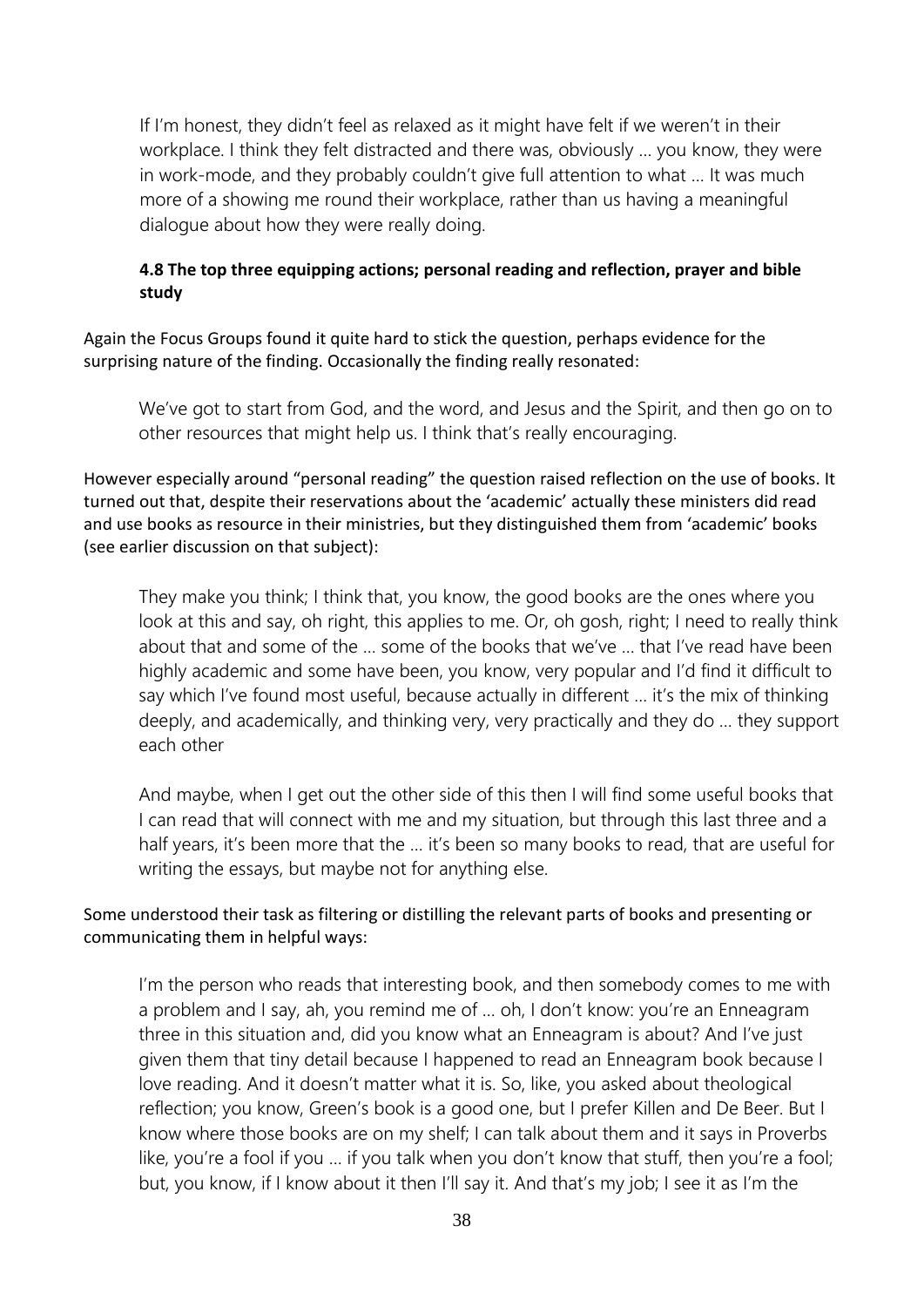> If I'm honest, they didn't feel as relaxed as it might have felt if we weren't in their workplace. I think they felt distracted and there was, obviously … you know, they were in work-mode, and they probably couldn't give full attention to what … It was much more of a showing me round their workplace, rather than us having a meaningful dialogue about how they were really doing.

### 4.8 The top three equipping actions; personal reading and reflection, prayer and bible study

Again the Focus Groups found it quite hard to stick the question, perhaps evidence for the surprising nature of the finding. Occasionally the finding really resonated:

> We've got to start from God, and the word, and Jesus and the Spirit, and then go on to other resources that might help us. I think that's really encouraging.

However especially around "personal reading" the question raised reflection on the use of books. It turned out that, despite their reservations about the 'academic' actually these ministers did read and use books as resource in their ministries, but they distinguished them from 'academic' books (see earlier discussion on that subject):

> They make you think; I think that, you know, the good books are the ones where you look at this and say, oh right, this applies to me. Or, oh gosh, right; I need to really think about that and some of the … some of the books that we've … that I've read have been highly academic and some have been, you know, very popular and I'd find it difficult to say which I've found most useful, because actually in different … it's the mix of thinking deeply, and academically, and thinking very, very practically and they do … they support each other

> And maybe, when I get out the other side of this then I will find some useful books that I can read that will connect with me and my situation, but through this last three and a half years, it's been more that the … it's been so many books to read, that are useful for writing the essays, but maybe not for anything else.

Some understood their task as filtering or distilling the relevant parts of books and presenting or communicating them in helpful ways:

> I'm the person who reads that interesting book, and then somebody comes to me with a problem and I say, ah, you remind me of … oh, I don't know: you're an Enneagram three in this situation and, did you know what an Enneagram is about? And I've just given them that tiny detail because I happened to read an Enneagram book because I love reading. And it doesn't matter what it is. So, like, you asked about theological reflection; you know, Green's book is a good one, but I prefer Killen and De Beer. But I know where those books are on my shelf; I can talk about them and it says in Proverbs like, you're a fool if you … if you talk when you don't know that stuff, then you're a fool; but, you know, if I know about it then I'll say it. And that's my job; I see it as I'm the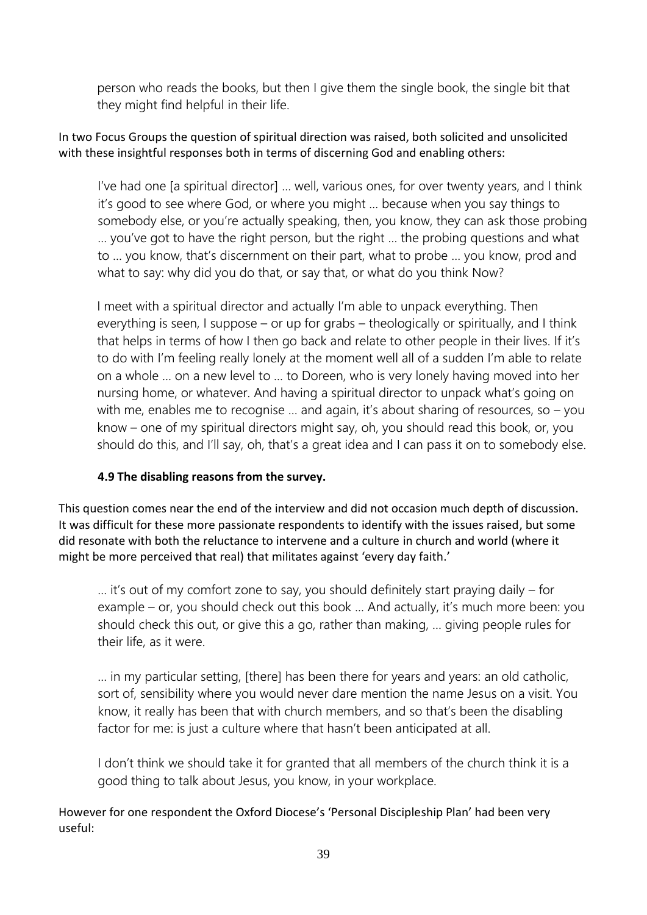person who reads the books, but then I give them the single book, the single bit that they might find helpful in their life.

In two Focus Groups the question of spiritual direction was raised, both solicited and unsolicited with these insightful responses both in terms of discerning God and enabling others:

> I've had one [a spiritual director] … well, various ones, for over twenty years, and I think it's good to see where God, or where you might … because when you say things to somebody else, or you're actually speaking, then, you know, they can ask those probing … you've got to have the right person, but the right … the probing questions and what to … you know, that's discernment on their part, what to probe … you know, prod and what to say: why did you do that, or say that, or what do you think Now?

> I meet with a spiritual director and actually I'm able to unpack everything. Then everything is seen, I suppose – or up for grabs – theologically or spiritually, and I think that helps in terms of how I then go back and relate to other people in their lives. If it's to do with I'm feeling really lonely at the moment well all of a sudden I'm able to relate on a whole … on a new level to … to Doreen, who is very lonely having moved into her nursing home, or whatever. And having a spiritual director to unpack what's going on with me, enables me to recognise … and again, it's about sharing of resources, so – you know – one of my spiritual directors might say, oh, you should read this book, or, you should do this, and I'll say, oh, that's a great idea and I can pass it on to somebody else.

### 4.9 The disabling reasons from the survey.

This question comes near the end of the interview and did not occasion much depth of discussion. It was difficult for these more passionate respondents to identify with the issues raised, but some did resonate with both the reluctance to intervene and a culture in church and world (where it might be more perceived that real) that militates against 'every day faith.'

> … it's out of my comfort zone to say, you should definitely start praying daily – for example – or, you should check out this book … And actually, it's much more been: you should check this out, or give this a go, rather than making, … giving people rules for their life, as it were.

> … in my particular setting, [there] has been there for years and years: an old catholic, sort of, sensibility where you would never dare mention the name Jesus on a visit. You know, it really has been that with church members, and so that's been the disabling factor for me: is just a culture where that hasn't been anticipated at all.

> I don't think we should take it for granted that all members of the church think it is a good thing to talk about Jesus, you know, in your workplace.

However for one respondent the Oxford Diocese's 'Personal Discipleship Plan' had been very useful: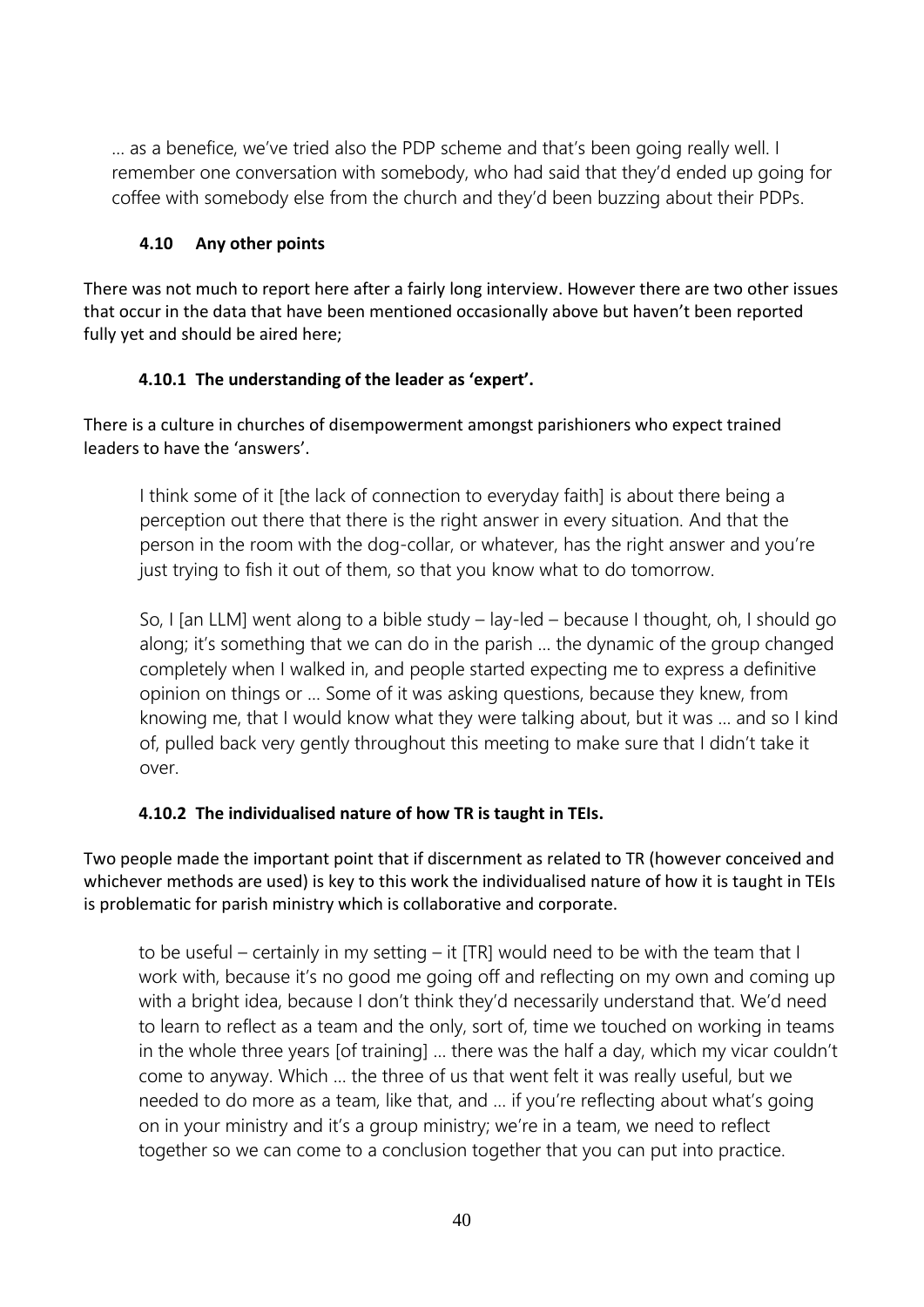… as a benefice, we've tried also the PDP scheme and that's been going really well. I remember one conversation with somebody, who had said that they'd ended up going for coffee with somebody else from the church and they'd been buzzing about their PDPs.

### 4.10 Any other points

There was not much to report here after a fairly long interview. However there are two other issues that occur in the data that have been mentioned occasionally above but haven't been reported fully yet and should be aired here;

#### 4.10.1 The understanding of the leader as 'expert'.

There is a culture in churches of disempowerment amongst parishioners who expect trained leaders to have the 'answers'.

> I think some of it [the lack of connection to everyday faith] is about there being a perception out there that there is the right answer in every situation. And that the person in the room with the dog-collar, or whatever, has the right answer and you're just trying to fish it out of them, so that you know what to do tomorrow.
>
> So, I [an LLM] went along to a bible study – lay-led – because I thought, oh, I should go along; it's something that we can do in the parish … the dynamic of the group changed completely when I walked in, and people started expecting me to express a definitive opinion on things or … Some of it was asking questions, because they knew, from knowing me, that I would know what they were talking about, but it was … and so I kind of, pulled back very gently throughout this meeting to make sure that I didn't take it over.

#### 4.10.2 The individualised nature of how TR is taught in TEIs.

Two people made the important point that if discernment as related to TR (however conceived and whichever methods are used) is key to this work the individualised nature of how it is taught in TEIs is problematic for parish ministry which is collaborative and corporate.

> to be useful – certainly in my setting – it [TR] would need to be with the team that I work with, because it's no good me going off and reflecting on my own and coming up with a bright idea, because I don't think they'd necessarily understand that. We'd need to learn to reflect as a team and the only, sort of, time we touched on working in teams in the whole three years [of training] … there was the half a day, which my vicar couldn't come to anyway. Which … the three of us that went felt it was really useful, but we needed to do more as a team, like that, and … if you're reflecting about what's going on in your ministry and it's a group ministry; we're in a team, we need to reflect together so we can come to a conclusion together that you can put into practice.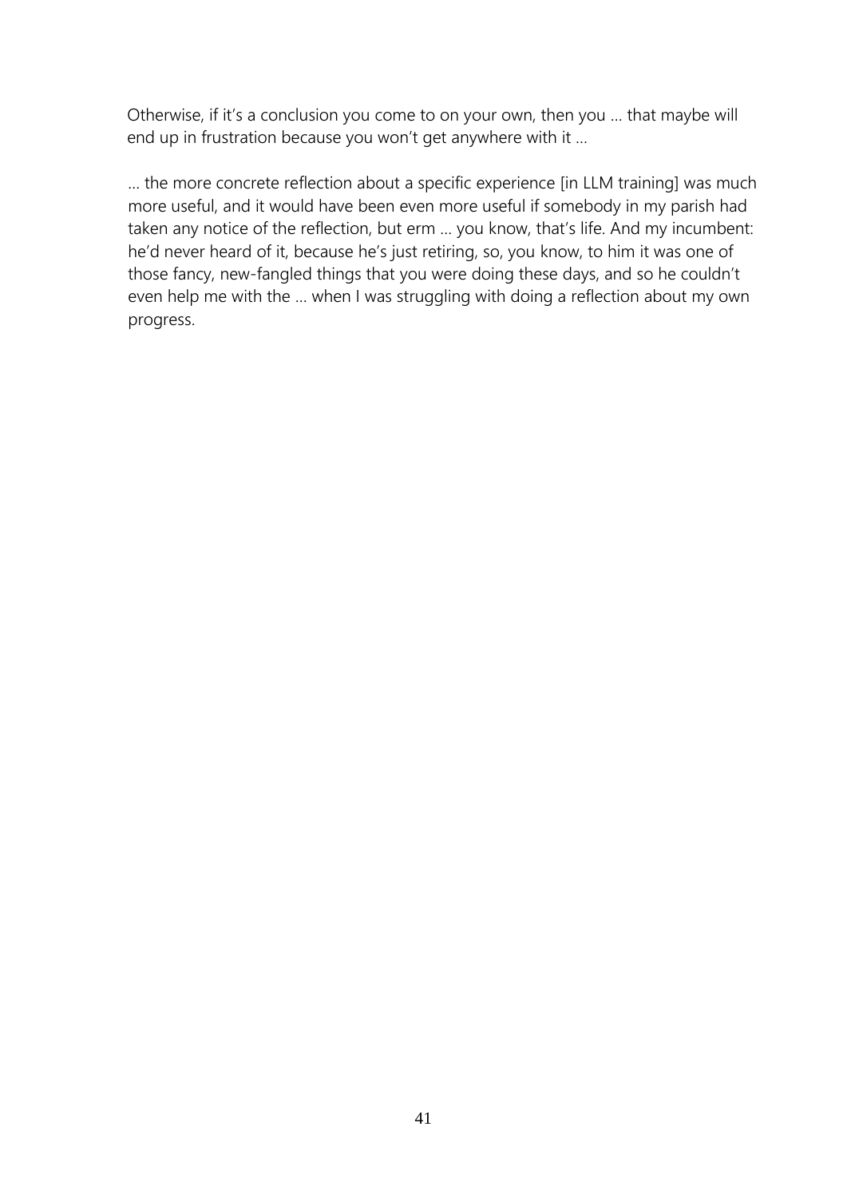Otherwise, if it's a conclusion you come to on your own, then you … that maybe will end up in frustration because you won't get anywhere with it …

… the more concrete reflection about a specific experience [in LLM training] was much more useful, and it would have been even more useful if somebody in my parish had taken any notice of the reflection, but erm … you know, that's life. And my incumbent: he'd never heard of it, because he's just retiring, so, you know, to him it was one of those fancy, new-fangled things that you were doing these days, and so he couldn't even help me with the … when I was struggling with doing a reflection about my own progress.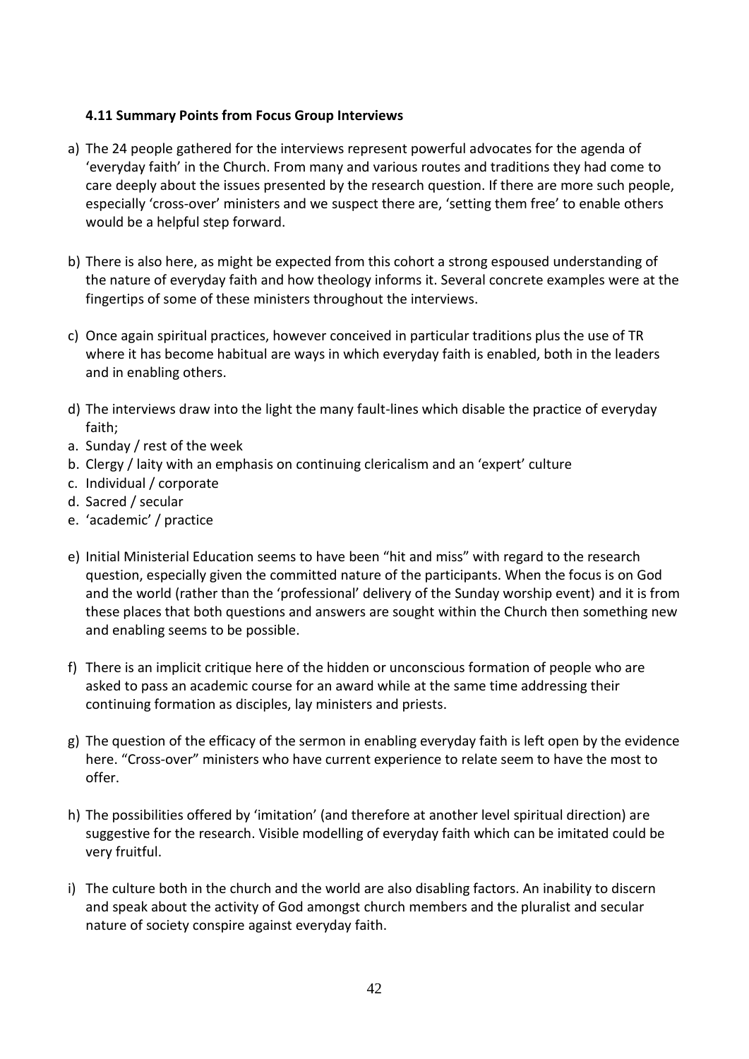### 4.11 Summary Points from Focus Group Interviews

a) The 24 people gathered for the interviews represent powerful advocates for the agenda of 'everyday faith' in the Church. From many and various routes and traditions they had come to care deeply about the issues presented by the research question. If there are more such people, especially 'cross-over' ministers and we suspect there are, 'setting them free' to enable others would be a helpful step forward.

b) There is also here, as might be expected from this cohort a strong espoused understanding of the nature of everyday faith and how theology informs it. Several concrete examples were at the fingertips of some of these ministers throughout the interviews.

c) Once again spiritual practices, however conceived in particular traditions plus the use of TR where it has become habitual are ways in which everyday faith is enabled, both in the leaders and in enabling others.

d) The interviews draw into the light the many fault-lines which disable the practice of everyday faith;

a. Sunday / rest of the week
b. Clergy / laity with an emphasis on continuing clericalism and an 'expert' culture
c. Individual / corporate
d. Sacred / secular
e. 'academic' / practice

e) Initial Ministerial Education seems to have been "hit and miss" with regard to the research question, especially given the committed nature of the participants. When the focus is on God and the world (rather than the 'professional' delivery of the Sunday worship event) and it is from these places that both questions and answers are sought within the Church then something new and enabling seems to be possible.

f) There is an implicit critique here of the hidden or unconscious formation of people who are asked to pass an academic course for an award while at the same time addressing their continuing formation as disciples, lay ministers and priests.

g) The question of the efficacy of the sermon in enabling everyday faith is left open by the evidence here. "Cross-over" ministers who have current experience to relate seem to have the most to offer.

h) The possibilities offered by 'imitation' (and therefore at another level spiritual direction) are suggestive for the research. Visible modelling of everyday faith which can be imitated could be very fruitful.

i) The culture both in the church and the world are also disabling factors. An inability to discern and speak about the activity of God amongst church members and the pluralist and secular nature of society conspire against everyday faith.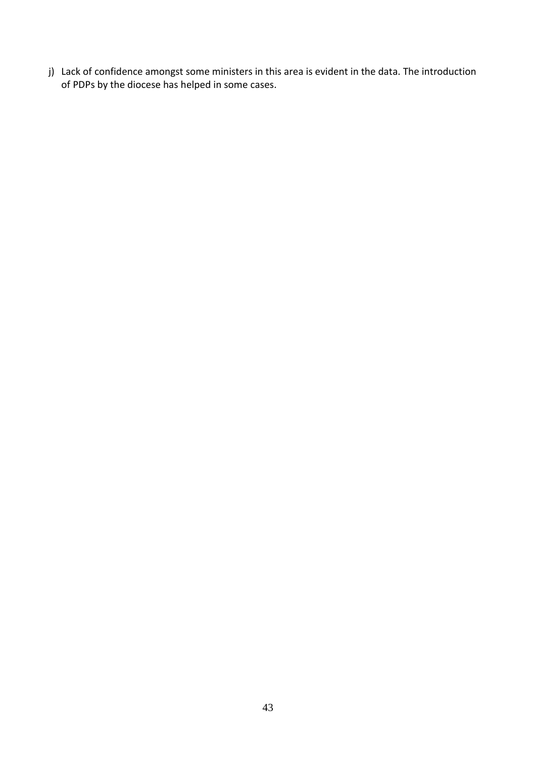j) Lack of confidence amongst some ministers in this area is evident in the data. The introduction of PDPs by the diocese has helped in some cases.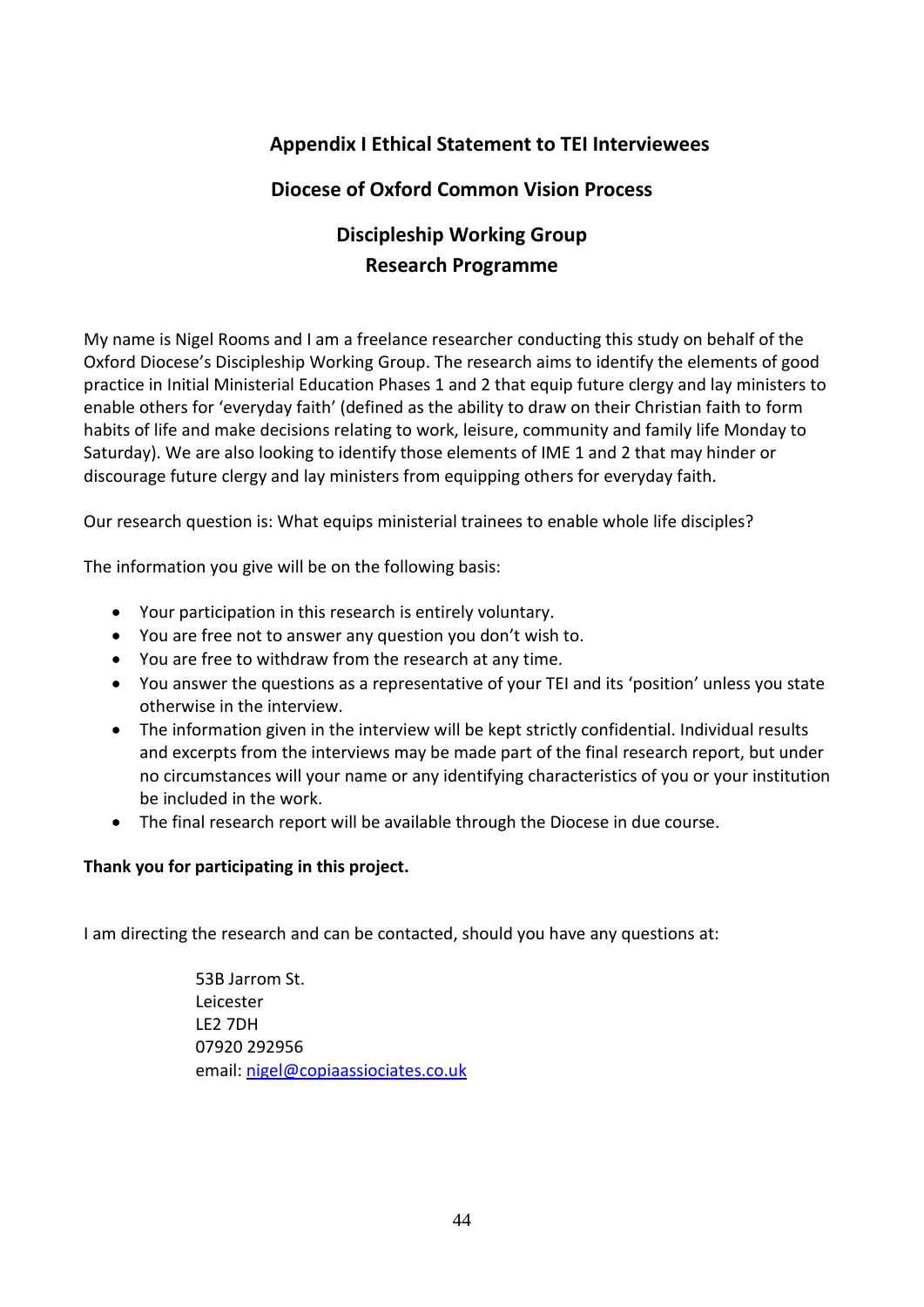## Appendix I Ethical Statement to TEI Interviewees

### Diocese of Oxford Common Vision Process

### Discipleship Working Group
### Research Programme

My name is Nigel Rooms and I am a freelance researcher conducting this study on behalf of the Oxford Diocese's Discipleship Working Group. The research aims to identify the elements of good practice in Initial Ministerial Education Phases 1 and 2 that equip future clergy and lay ministers to enable others for 'everyday faith' (defined as the ability to draw on their Christian faith to form habits of life and make decisions relating to work, leisure, community and family life Monday to Saturday). We are also looking to identify those elements of IME 1 and 2 that may hinder or discourage future clergy and lay ministers from equipping others for everyday faith.

Our research question is: What equips ministerial trainees to enable whole life disciples?

The information you give will be on the following basis:

- Your participation in this research is entirely voluntary.
- You are free not to answer any question you don't wish to.
- You are free to withdraw from the research at any time.
- You answer the questions as a representative of your TEI and its 'position' unless you state otherwise in the interview.
- The information given in the interview will be kept strictly confidential. Individual results and excerpts from the interviews may be made part of the final research report, but under no circumstances will your name or any identifying characteristics of you or your institution be included in the work.
- The final research report will be available through the Diocese in due course.

**Thank you for participating in this project.**

I am directing the research and can be contacted, should you have any questions at:

53B Jarrom St.
Leicester
LE2 7DH
07920 292956
email: nigel@copiaassiociates.co.uk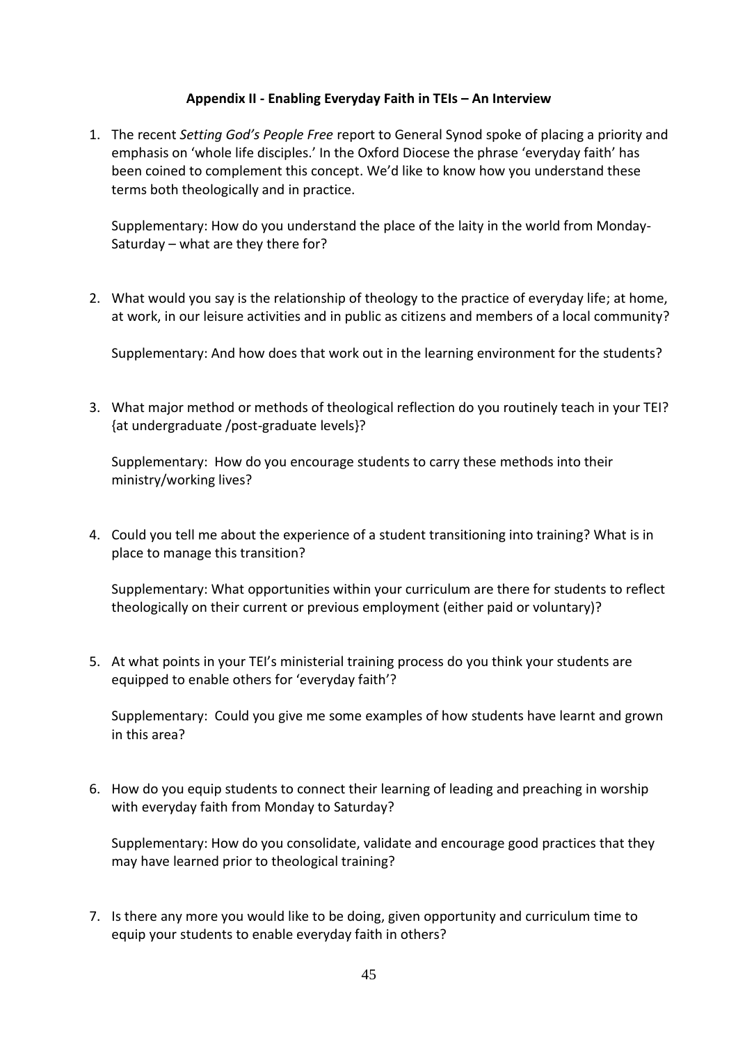**Appendix II - Enabling Everyday Faith in TEIs – An Interview**

1. The recent *Setting God's People Free* report to General Synod spoke of placing a priority and emphasis on 'whole life disciples.' In the Oxford Diocese the phrase 'everyday faith' has been coined to complement this concept. We'd like to know how you understand these terms both theologically and in practice.

   Supplementary: How do you understand the place of the laity in the world from Monday-Saturday – what are they there for?

2. What would you say is the relationship of theology to the practice of everyday life; at home, at work, in our leisure activities and in public as citizens and members of a local community?

   Supplementary: And how does that work out in the learning environment for the students?

3. What major method or methods of theological reflection do you routinely teach in your TEI? {at undergraduate /post-graduate levels}?

   Supplementary: How do you encourage students to carry these methods into their ministry/working lives?

4. Could you tell me about the experience of a student transitioning into training? What is in place to manage this transition?

   Supplementary: What opportunities within your curriculum are there for students to reflect theologically on their current or previous employment (either paid or voluntary)?

5. At what points in your TEI's ministerial training process do you think your students are equipped to enable others for 'everyday faith'?

   Supplementary: Could you give me some examples of how students have learnt and grown in this area?

6. How do you equip students to connect their learning of leading and preaching in worship with everyday faith from Monday to Saturday?

   Supplementary: How do you consolidate, validate and encourage good practices that they may have learned prior to theological training?

7. Is there any more you would like to be doing, given opportunity and curriculum time to equip your students to enable everyday faith in others?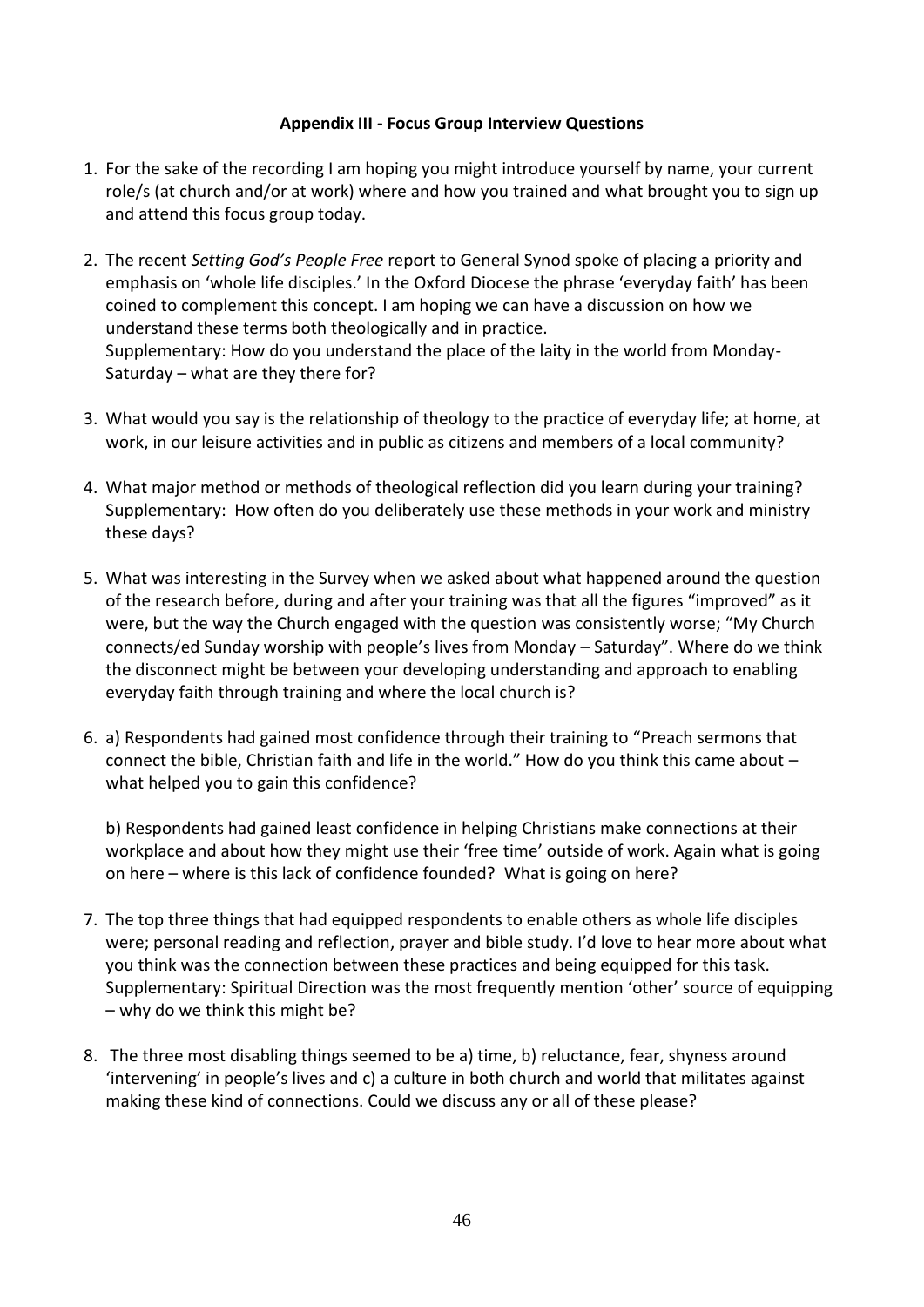**Appendix III - Focus Group Interview Questions**

1. For the sake of the recording I am hoping you might introduce yourself by name, your current role/s (at church and/or at work) where and how you trained and what brought you to sign up and attend this focus group today.

2. The recent *Setting God's People Free* report to General Synod spoke of placing a priority and emphasis on 'whole life disciples.' In the Oxford Diocese the phrase 'everyday faith' has been coined to complement this concept. I am hoping we can have a discussion on how we understand these terms both theologically and in practice.
   Supplementary: How do you understand the place of the laity in the world from Monday-Saturday – what are they there for?

3. What would you say is the relationship of theology to the practice of everyday life; at home, at work, in our leisure activities and in public as citizens and members of a local community?

4. What major method or methods of theological reflection did you learn during your training?
   Supplementary: How often do you deliberately use these methods in your work and ministry these days?

5. What was interesting in the Survey when we asked about what happened around the question of the research before, during and after your training was that all the figures "improved" as it were, but the way the Church engaged with the question was consistently worse; "My Church connects/ed Sunday worship with people's lives from Monday – Saturday". Where do we think the disconnect might be between your developing understanding and approach to enabling everyday faith through training and where the local church is?

6. a) Respondents had gained most confidence through their training to "Preach sermons that connect the bible, Christian faith and life in the world." How do you think this came about – what helped you to gain this confidence?

   b) Respondents had gained least confidence in helping Christians make connections at their workplace and about how they might use their 'free time' outside of work. Again what is going on here – where is this lack of confidence founded? What is going on here?

7. The top three things that had equipped respondents to enable others as whole life disciples were; personal reading and reflection, prayer and bible study. I'd love to hear more about what you think was the connection between these practices and being equipped for this task.
   Supplementary: Spiritual Direction was the most frequently mention 'other' source of equipping – why do we think this might be?

8. The three most disabling things seemed to be a) time, b) reluctance, fear, shyness around 'intervening' in people's lives and c) a culture in both church and world that militates against making these kind of connections. Could we discuss any or all of these please?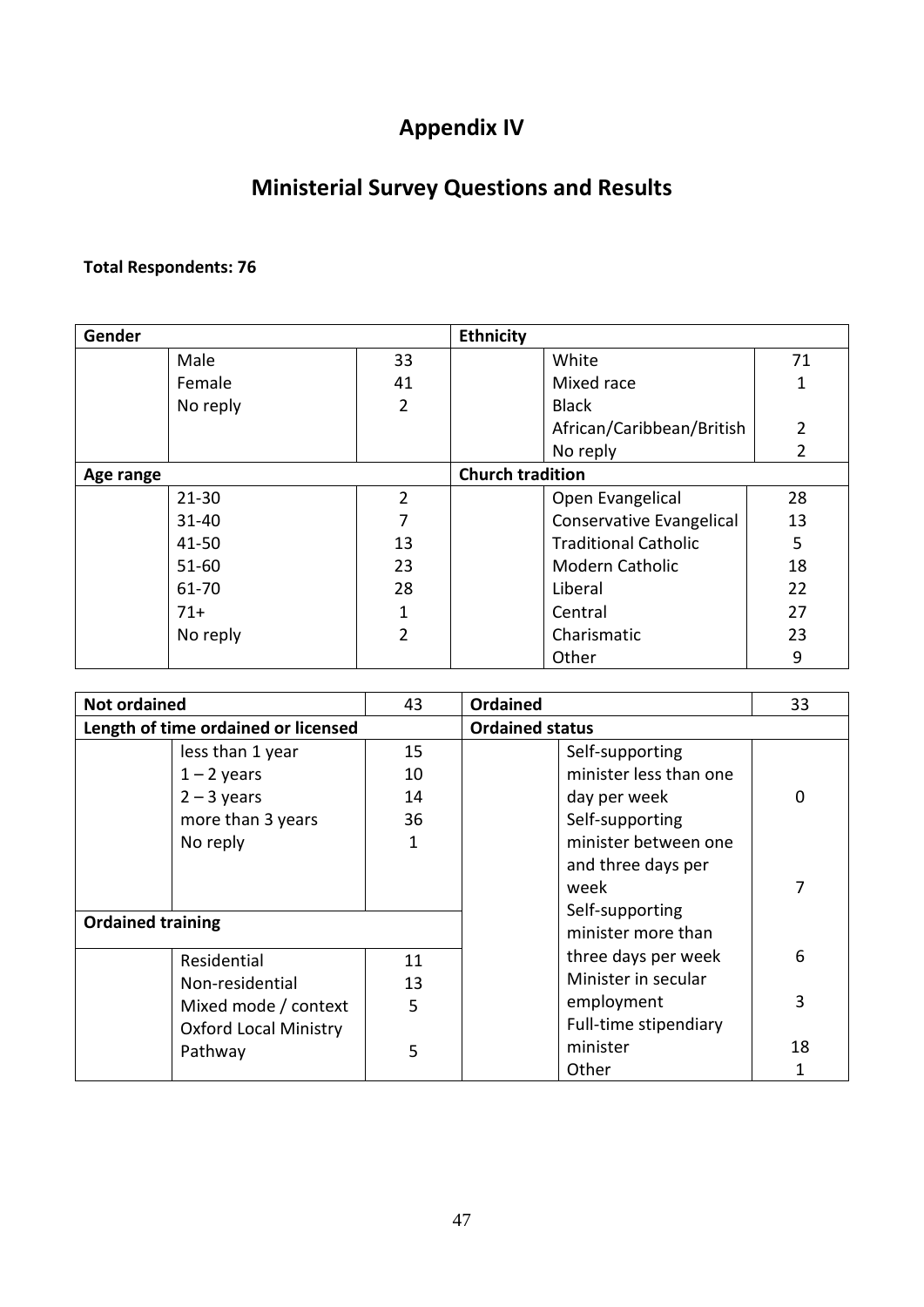# Appendix IV

## Ministerial Survey Questions and Results

**Total Respondents: 76**

| **Gender** | | | **Ethnicity** | | |
|---|---|---|---|---|---|
| | Male | 33 | | White | 71 |
| | Female | 41 | | Mixed race | 1 |
| | No reply | 2 | | Black African/Caribbean/British | 2 |
| | | | | No reply | 2 |
| **Age range** | | | **Church tradition** | | |
| | 21-30 | 2 | | Open Evangelical | 28 |
| | 31-40 | 7 | | Conservative Evangelical | 13 |
| | 41-50 | 13 | | Traditional Catholic | 5 |
| | 51-60 | 23 | | Modern Catholic | 18 |
| | 61-70 | 28 | | Liberal | 22 |
| | 71+ | 1 | | Central | 27 |
| | No reply | 2 | | Charismatic | 23 |
| | | | | Other | 9 |

| **Not ordained** | | 43 | **Ordained** | | 33 |
|---|---|---|---|---|---|
| **Length of time ordained or licensed** | | | **Ordained status** | | |
| | less than 1 year | 15 | | Self-supporting minister less than one day per week | 0 |
| | 1 – 2 years | 10 | | Self-supporting minister between one and three days per week | 7 |
| | 2 – 3 years | 14 | | Self-supporting minister more than three days per week | 6 |
| | more than 3 years | 36 | | Minister in secular employment | 3 |
| | No reply | 1 | | Full-time stipendiary minister | 18 |
| **Ordained training** | | | | Other | 1 |
| | Residential | 11 | | | |
| | Non-residential | 13 | | | |
| | Mixed mode / context | 5 | | | |
| | Oxford Local Ministry Pathway | 5 | | | |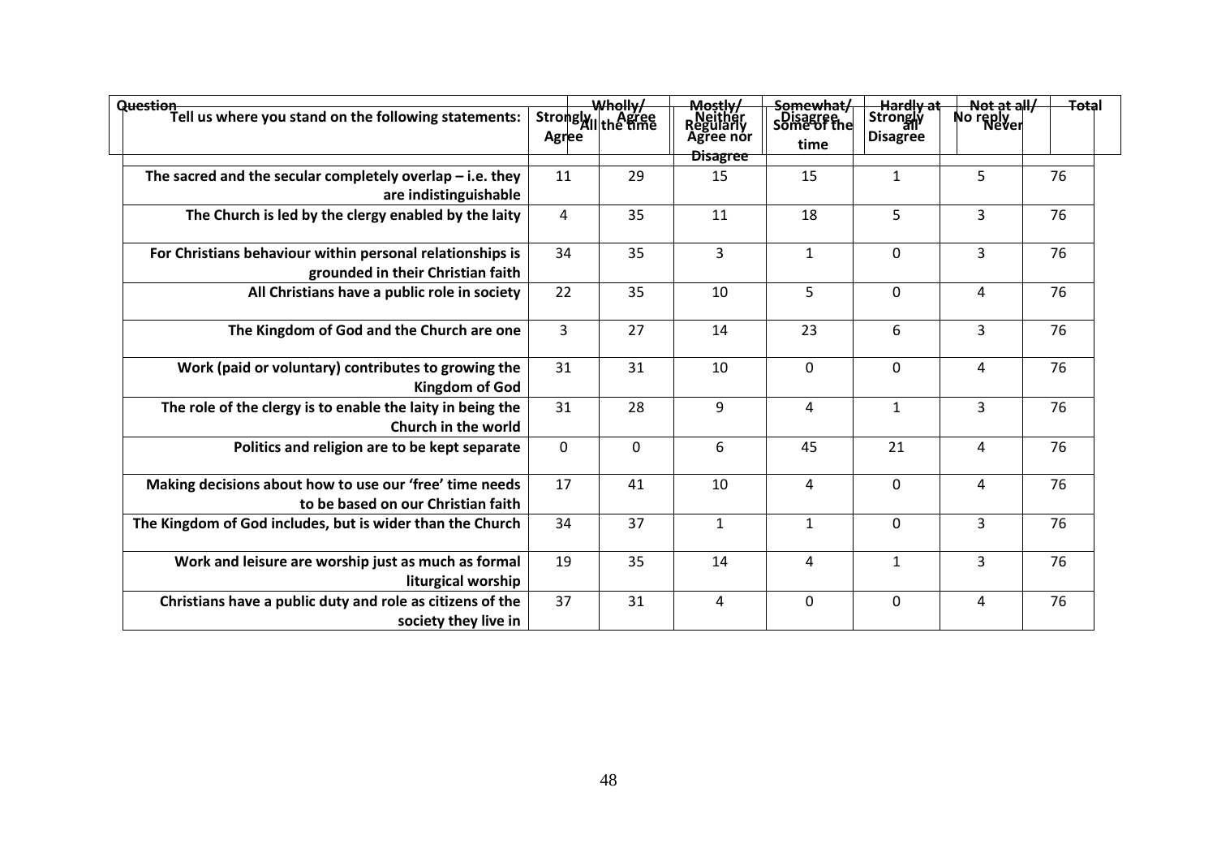| Tell us where you stand on the following statements: | Strongly Agree | Agree | Neither Agree nor Disagree | Disagree | Strongly Disagree | No reply | Total |
|---|---|---|---|---|---|---|---|
| The sacred and the secular completely overlap – i.e. they are indistinguishable | 11 | 29 | 15 | 15 | 1 | 5 | 76 |
| The Church is led by the clergy enabled by the laity | 4 | 35 | 11 | 18 | 5 | 3 | 76 |
| For Christians behaviour within personal relationships is grounded in their Christian faith | 34 | 35 | 3 | 1 | 0 | 3 | 76 |
| All Christians have a public role in society | 22 | 35 | 10 | 5 | 0 | 4 | 76 |
| The Kingdom of God and the Church are one | 3 | 27 | 14 | 23 | 6 | 3 | 76 |
| Work (paid or voluntary) contributes to growing the Kingdom of God | 31 | 31 | 10 | 0 | 0 | 4 | 76 |
| The role of the clergy is to enable the laity in being the Church in the world | 31 | 28 | 9 | 4 | 1 | 3 | 76 |
| Politics and religion are to be kept separate | 0 | 0 | 6 | 45 | 21 | 4 | 76 |
| Making decisions about how to use our 'free' time needs to be based on our Christian faith | 17 | 41 | 10 | 4 | 0 | 4 | 76 |
| The Kingdom of God includes, but is wider than the Church | 34 | 37 | 1 | 1 | 0 | 3 | 76 |
| Work and leisure are worship just as much as formal liturgical worship | 19 | 35 | 14 | 4 | 1 | 3 | 76 |
| Christians have a public duty and role as citizens of the society they live in | 37 | 31 | 4 | 0 | 0 | 4 | 76 |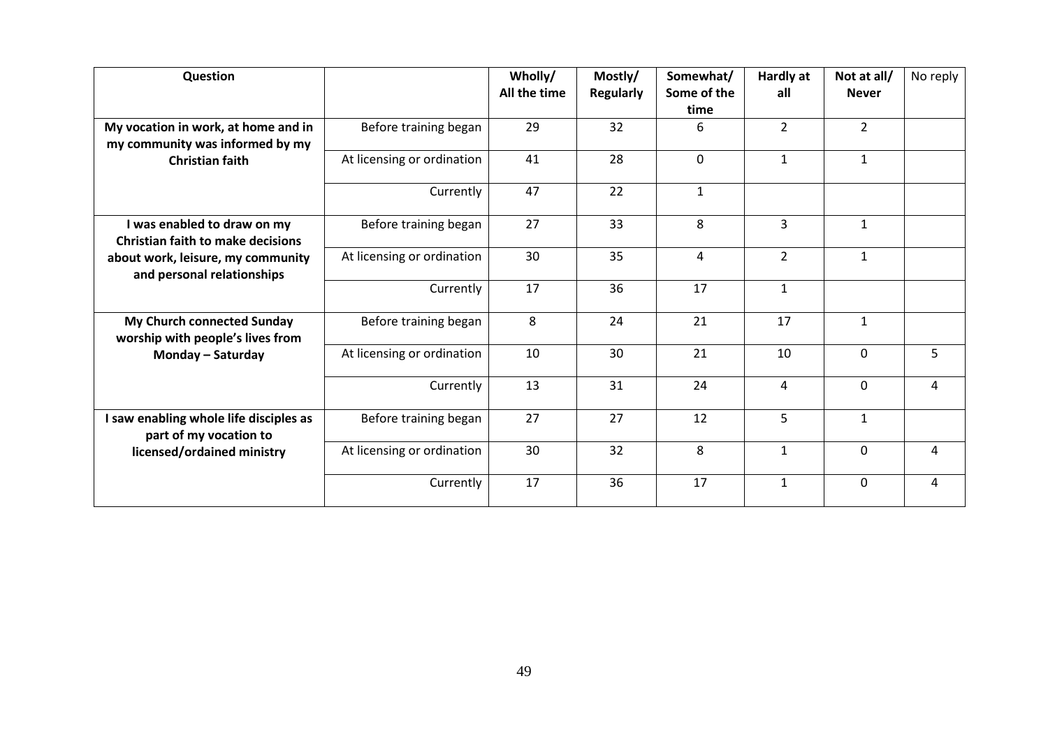| Question | | Wholly/ All the time | Mostly/ Regularly | Somewhat/ Some of the time | Hardly at all | Not at all/ Never | No reply |
|---|---|---|---|---|---|---|---|
| **My vocation in work, at home and in my community was informed by my Christian faith** | Before training began | 29 | 32 | 6 | 2 | 2 | |
| | At licensing or ordination | 41 | 28 | 0 | 1 | 1 | |
| | Currently | 47 | 22 | 1 | | | |
| **I was enabled to draw on my Christian faith to make decisions about work, leisure, my community and personal relationships** | Before training began | 27 | 33 | 8 | 3 | 1 | |
| | At licensing or ordination | 30 | 35 | 4 | 2 | 1 | |
| | Currently | 17 | 36 | 17 | 1 | | |
| **My Church connected Sunday worship with people's lives from Monday – Saturday** | Before training began | 8 | 24 | 21 | 17 | 1 | |
| | At licensing or ordination | 10 | 30 | 21 | 10 | 0 | 5 |
| | Currently | 13 | 31 | 24 | 4 | 0 | 4 |
| **I saw enabling whole life disciples as part of my vocation to licensed/ordained ministry** | Before training began | 27 | 27 | 12 | 5 | 1 | |
| | At licensing or ordination | 30 | 32 | 8 | 1 | 0 | 4 |
| | Currently | 17 | 36 | 17 | 1 | 0 | 4 |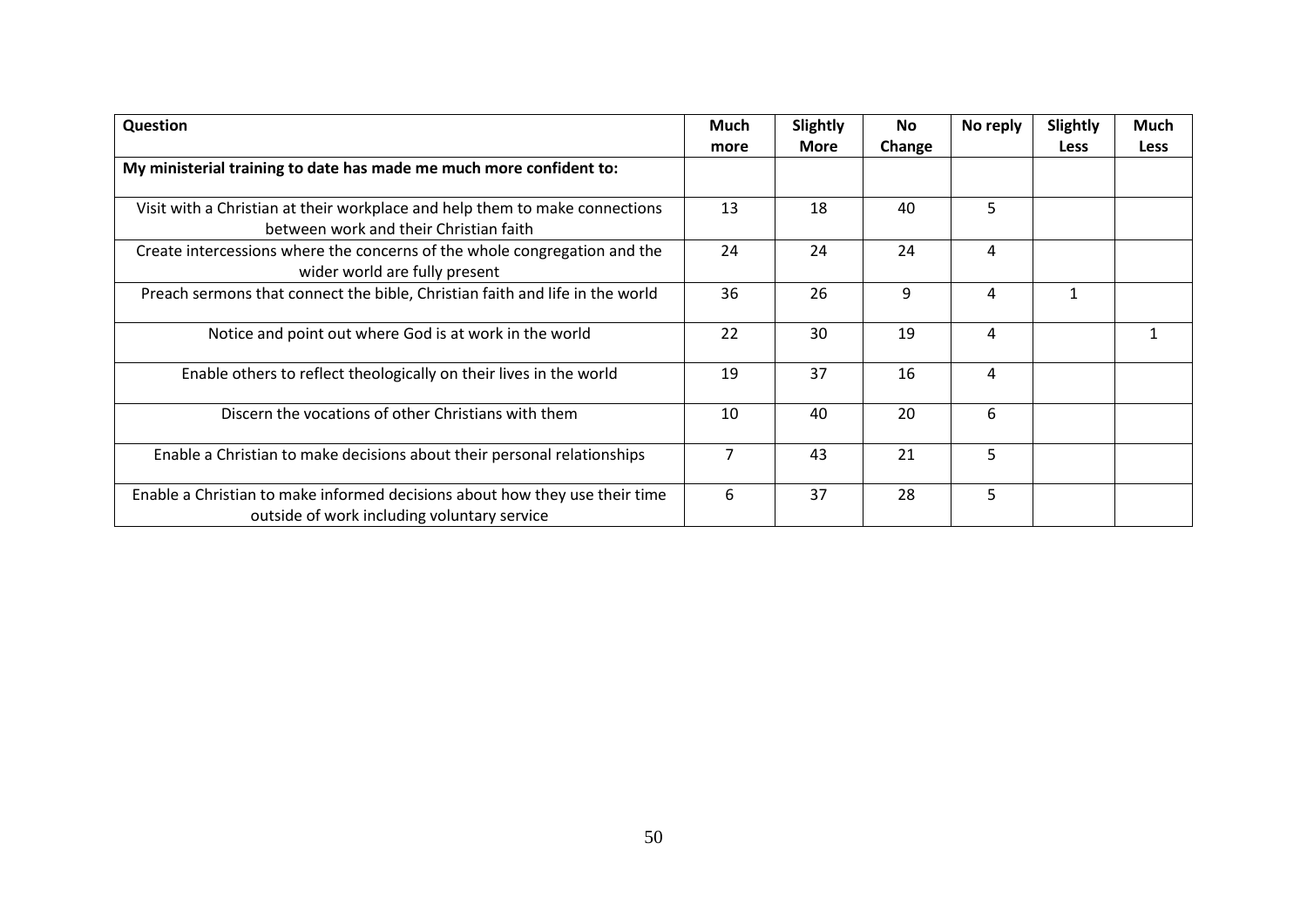| Question | Much more | Slightly More | No Change | No reply | Slightly Less | Much Less |
|---|---|---|---|---|---|---|
| **My ministerial training to date has made me much more confident to:** | | | | | | |
| Visit with a Christian at their workplace and help them to make connections between work and their Christian faith | 13 | 18 | 40 | 5 | | |
| Create intercessions where the concerns of the whole congregation and the wider world are fully present | 24 | 24 | 24 | 4 | | |
| Preach sermons that connect the bible, Christian faith and life in the world | 36 | 26 | 9 | 4 | 1 | |
| Notice and point out where God is at work in the world | 22 | 30 | 19 | 4 | | 1 |
| Enable others to reflect theologically on their lives in the world | 19 | 37 | 16 | 4 | | |
| Discern the vocations of other Christians with them | 10 | 40 | 20 | 6 | | |
| Enable a Christian to make decisions about their personal relationships | 7 | 43 | 21 | 5 | | |
| Enable a Christian to make informed decisions about how they use their time outside of work including voluntary service | 6 | 37 | 28 | 5 | | |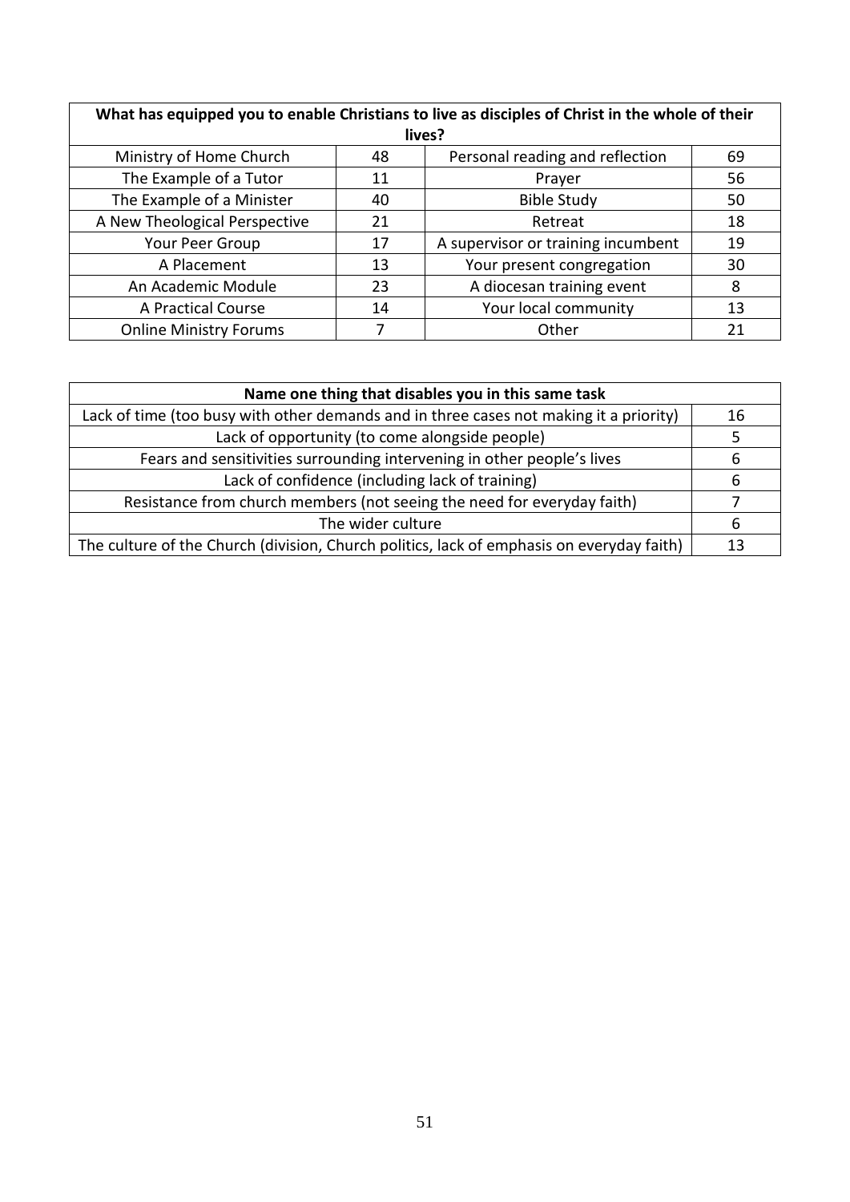| What has equipped you to enable Christians to live as disciples of Christ in the whole of their lives? | | | |
|---|---|---|---|
| Ministry of Home Church | 48 | Personal reading and reflection | 69 |
| The Example of a Tutor | 11 | Prayer | 56 |
| The Example of a Minister | 40 | Bible Study | 50 |
| A New Theological Perspective | 21 | Retreat | 18 |
| Your Peer Group | 17 | A supervisor or training incumbent | 19 |
| A Placement | 13 | Your present congregation | 30 |
| An Academic Module | 23 | A diocesan training event | 8 |
| A Practical Course | 14 | Your local community | 13 |
| Online Ministry Forums | 7 | Other | 21 |

| Name one thing that disables you in this same task | |
|---|---|
| Lack of time (too busy with other demands and in three cases not making it a priority) | 16 |
| Lack of opportunity (to come alongside people) | 5 |
| Fears and sensitivities surrounding intervening in other people's lives | 6 |
| Lack of confidence (including lack of training) | 6 |
| Resistance from church members (not seeing the need for everyday faith) | 7 |
| The wider culture | 6 |
| The culture of the Church (division, Church politics, lack of emphasis on everyday faith) | 13 |